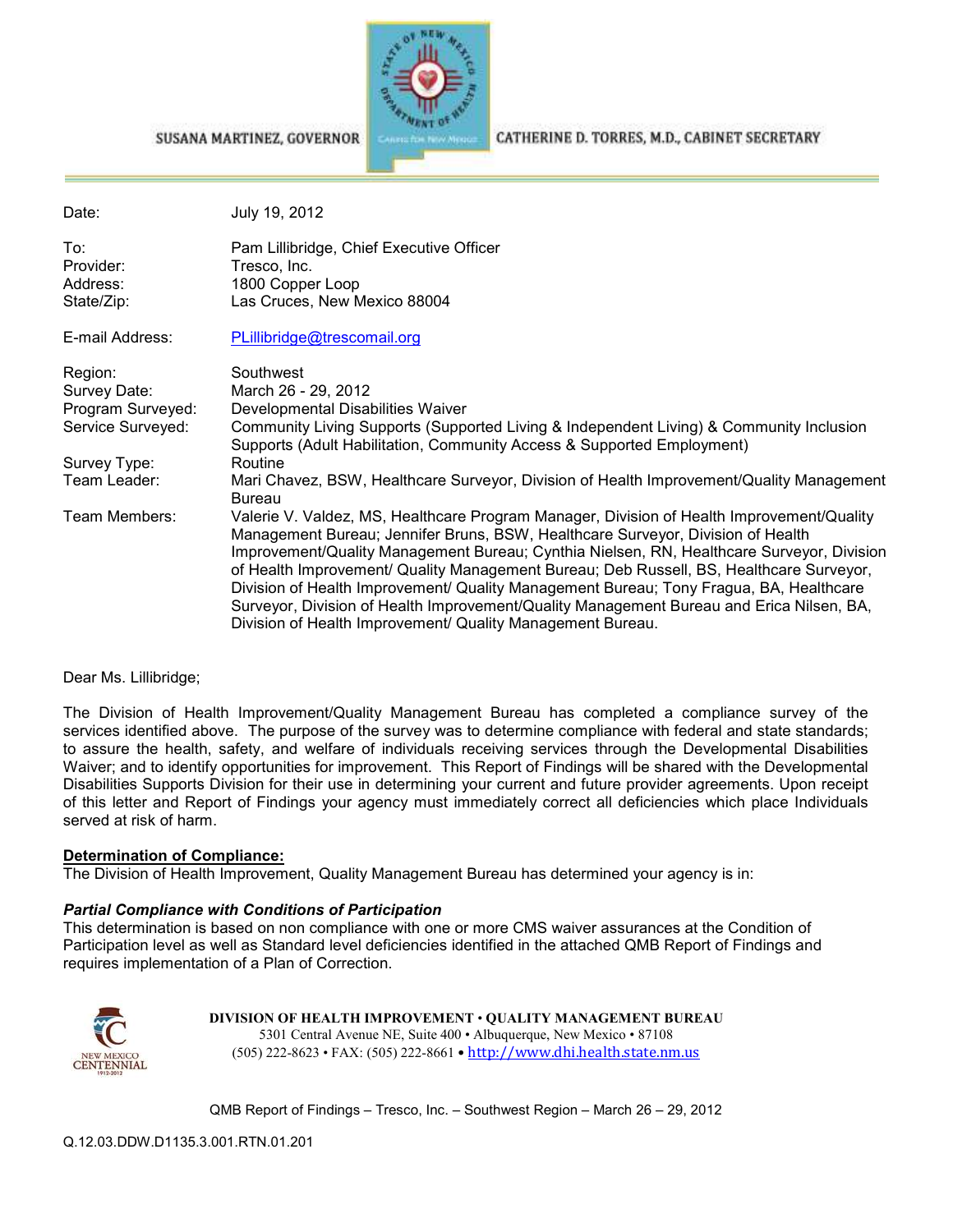SUSANA MARTINEZ, GOVERNOR

CATHERINE D. TORRES, M.D., CABINET SECRETARY

| | |
|---|---|
| Date: | July 19, 2012 |
| To: | Pam Lillibridge, Chief Executive Officer |
| Provider: | Tresco, Inc. |
| Address: | 1800 Copper Loop |
| State/Zip: | Las Cruces, New Mexico 88004 |
| E-mail Address: | PLillibridge@trescomail.org |
| Region: | Southwest |
| Survey Date: | March 26 - 29, 2012 |
| Program Surveyed: | Developmental Disabilities Waiver |
| Service Surveyed: | Community Living Supports (Supported Living & Independent Living) & Community Inclusion Supports (Adult Habilitation, Community Access & Supported Employment) |
| Survey Type: | Routine |
| Team Leader: | Mari Chavez, BSW, Healthcare Surveyor, Division of Health Improvement/Quality Management Bureau |
| Team Members: | Valerie V. Valdez, MS, Healthcare Program Manager, Division of Health Improvement/Quality Management Bureau; Jennifer Bruns, BSW, Healthcare Surveyor, Division of Health Improvement/Quality Management Bureau; Cynthia Nielsen, RN, Healthcare Surveyor, Division of Health Improvement/ Quality Management Bureau; Deb Russell, BS, Healthcare Surveyor, Division of Health Improvement/ Quality Management Bureau; Tony Fragua, BA, Healthcare Surveyor, Division of Health Improvement/Quality Management Bureau and Erica Nilsen, BA, Division of Health Improvement/ Quality Management Bureau. |

Dear Ms. Lillibridge;

The Division of Health Improvement/Quality Management Bureau has completed a compliance survey of the services identified above. The purpose of the survey was to determine compliance with federal and state standards; to assure the health, safety, and welfare of individuals receiving services through the Developmental Disabilities Waiver; and to identify opportunities for improvement. This Report of Findings will be shared with the Developmental Disabilities Supports Division for their use in determining your current and future provider agreements. Upon receipt of this letter and Report of Findings your agency must immediately correct all deficiencies which place Individuals served at risk of harm.

**Determination of Compliance:**

The Division of Health Improvement, Quality Management Bureau has determined your agency is in:

***Partial Compliance with Conditions of Participation***

This determination is based on non compliance with one or more CMS waiver assurances at the Condition of Participation level as well as Standard level deficiencies identified in the attached QMB Report of Findings and requires implementation of a Plan of Correction.

**DIVISION OF HEALTH IMPROVEMENT • QUALITY MANAGEMENT BUREAU**
5301 Central Avenue NE, Suite 400 • Albuquerque, New Mexico • 87108
(505) 222-8623 • FAX: (505) 222-8661 • http://www.dhi.health.state.nm.us

Q.12.03.DDW.D1135.3.001.RTN.01.201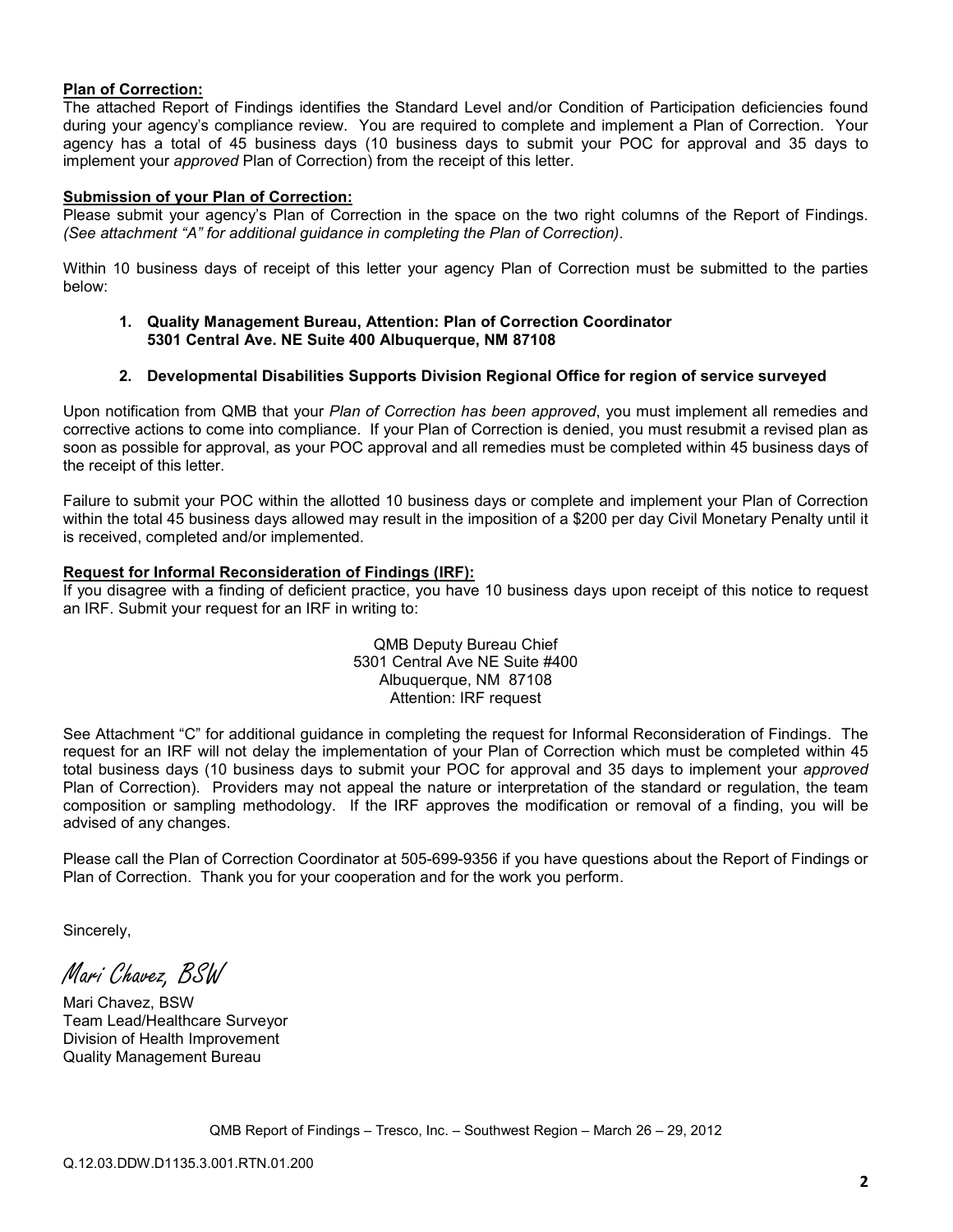**Plan of Correction:**
The attached Report of Findings identifies the Standard Level and/or Condition of Participation deficiencies found during your agency's compliance review. You are required to complete and implement a Plan of Correction. Your agency has a total of 45 business days (10 business days to submit your POC for approval and 35 days to implement your *approved* Plan of Correction) from the receipt of this letter.

**Submission of your Plan of Correction:**
Please submit your agency's Plan of Correction in the space on the two right columns of the Report of Findings. *(See attachment "A" for additional guidance in completing the Plan of Correction)*.

Within 10 business days of receipt of this letter your agency Plan of Correction must be submitted to the parties below:

1. **Quality Management Bureau, Attention: Plan of Correction Coordinator 5301 Central Ave. NE Suite 400 Albuquerque, NM 87108**

2. **Developmental Disabilities Supports Division Regional Office for region of service surveyed**

Upon notification from QMB that your *Plan of Correction has been approved*, you must implement all remedies and corrective actions to come into compliance. If your Plan of Correction is denied, you must resubmit a revised plan as soon as possible for approval, as your POC approval and all remedies must be completed within 45 business days of the receipt of this letter.

Failure to submit your POC within the allotted 10 business days or complete and implement your Plan of Correction within the total 45 business days allowed may result in the imposition of a $200 per day Civil Monetary Penalty until it is received, completed and/or implemented.

**Request for Informal Reconsideration of Findings (IRF):**
If you disagree with a finding of deficient practice, you have 10 business days upon receipt of this notice to request an IRF. Submit your request for an IRF in writing to:

QMB Deputy Bureau Chief
5301 Central Ave NE Suite #400
Albuquerque, NM 87108
Attention: IRF request

See Attachment "C" for additional guidance in completing the request for Informal Reconsideration of Findings. The request for an IRF will not delay the implementation of your Plan of Correction which must be completed within 45 total business days (10 business days to submit your POC for approval and 35 days to implement your *approved* Plan of Correction). Providers may not appeal the nature or interpretation of the standard or regulation, the team composition or sampling methodology. If the IRF approves the modification or removal of a finding, you will be advised of any changes.

Please call the Plan of Correction Coordinator at 505-699-9356 if you have questions about the Report of Findings or Plan of Correction. Thank you for your cooperation and for the work you perform.

Sincerely,

*Mari Chavez, BSW*

Mari Chavez, BSW
Team Lead/Healthcare Surveyor
Division of Health Improvement
Quality Management Bureau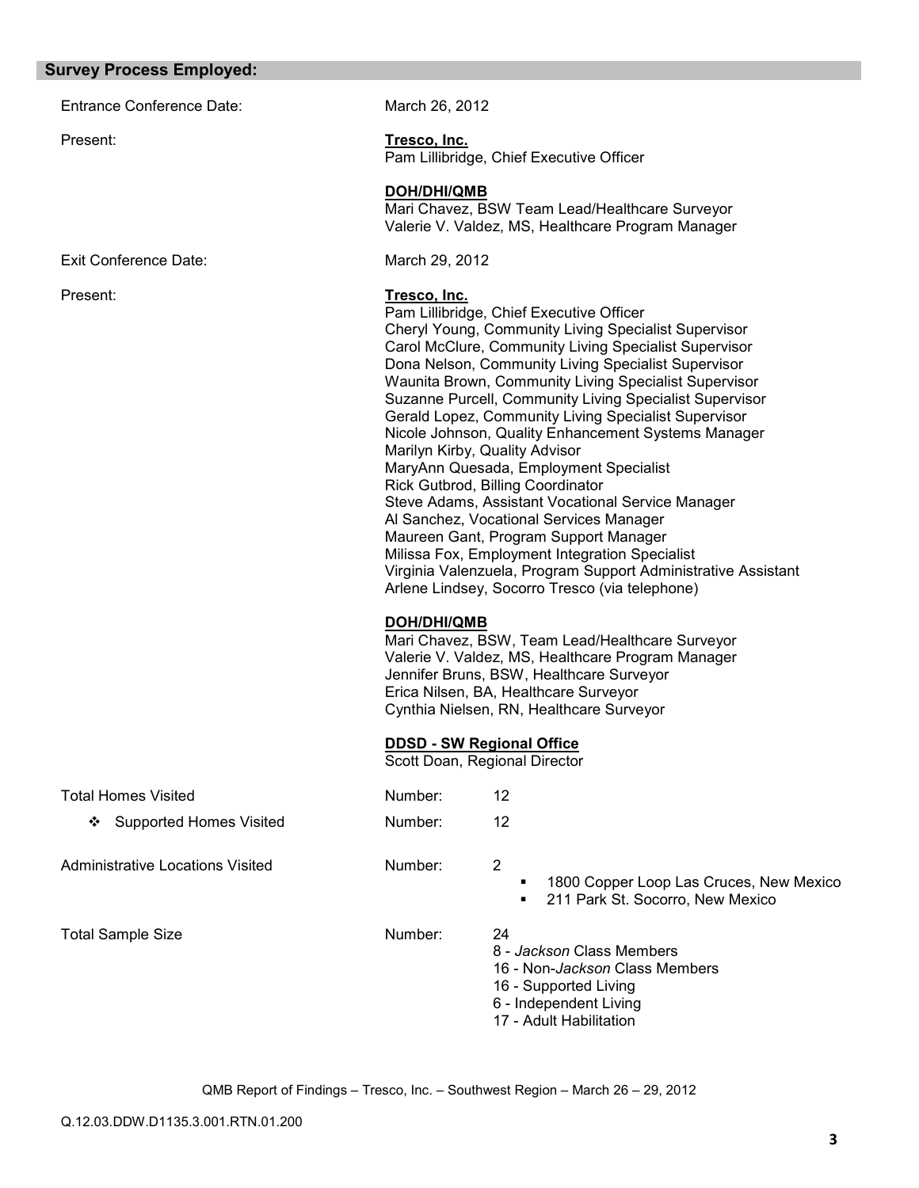## Survey Process Employed:

| | | |
|---|---|---|
| Entrance Conference Date: | March 26, 2012 | |
| Present: | **Tresco, Inc.**<br>Pam Lillibridge, Chief Executive Officer<br><br>**DOH/DHI/QMB**<br>Mari Chavez, BSW Team Lead/Healthcare Surveyor<br>Valerie V. Valdez, MS, Healthcare Program Manager | |
| Exit Conference Date: | March 29, 2012 | |
| Present: | **Tresco, Inc.**<br>Pam Lillibridge, Chief Executive Officer<br>Cheryl Young, Community Living Specialist Supervisor<br>Carol McClure, Community Living Specialist Supervisor<br>Dona Nelson, Community Living Specialist Supervisor<br>Waunita Brown, Community Living Specialist Supervisor<br>Suzanne Purcell, Community Living Specialist Supervisor<br>Gerald Lopez, Community Living Specialist Supervisor<br>Nicole Johnson, Quality Enhancement Systems Manager<br>Marilyn Kirby, Quality Advisor<br>MaryAnn Quesada, Employment Specialist<br>Rick Gutbrod, Billing Coordinator<br>Steve Adams, Assistant Vocational Service Manager<br>Al Sanchez, Vocational Services Manager<br>Maureen Gant, Program Support Manager<br>Milissa Fox, Employment Integration Specialist<br>Virginia Valenzuela, Program Support Administrative Assistant<br>Arlene Lindsey, Socorro Tresco (via telephone)<br><br>**DOH/DHI/QMB**<br>Mari Chavez, BSW, Team Lead/Healthcare Surveyor<br>Valerie V. Valdez, MS, Healthcare Program Manager<br>Jennifer Bruns, BSW, Healthcare Surveyor<br>Erica Nilsen, BA, Healthcare Surveyor<br>Cynthia Nielsen, RN, Healthcare Surveyor<br><br>**DDSD - SW Regional Office**<br>Scott Doan, Regional Director | |
| Total Homes Visited | Number: | 12 |
| ❖ Supported Homes Visited | Number: | 12 |
| Administrative Locations Visited | Number: | 2<br>▪ 1800 Copper Loop Las Cruces, New Mexico<br>▪ 211 Park St. Socorro, New Mexico |
| Total Sample Size | Number: | 24<br>8 - *Jackson* Class Members<br>16 - Non-*Jackson* Class Members<br>16 - Supported Living<br>6 - Independent Living<br>17 - Adult Habilitation |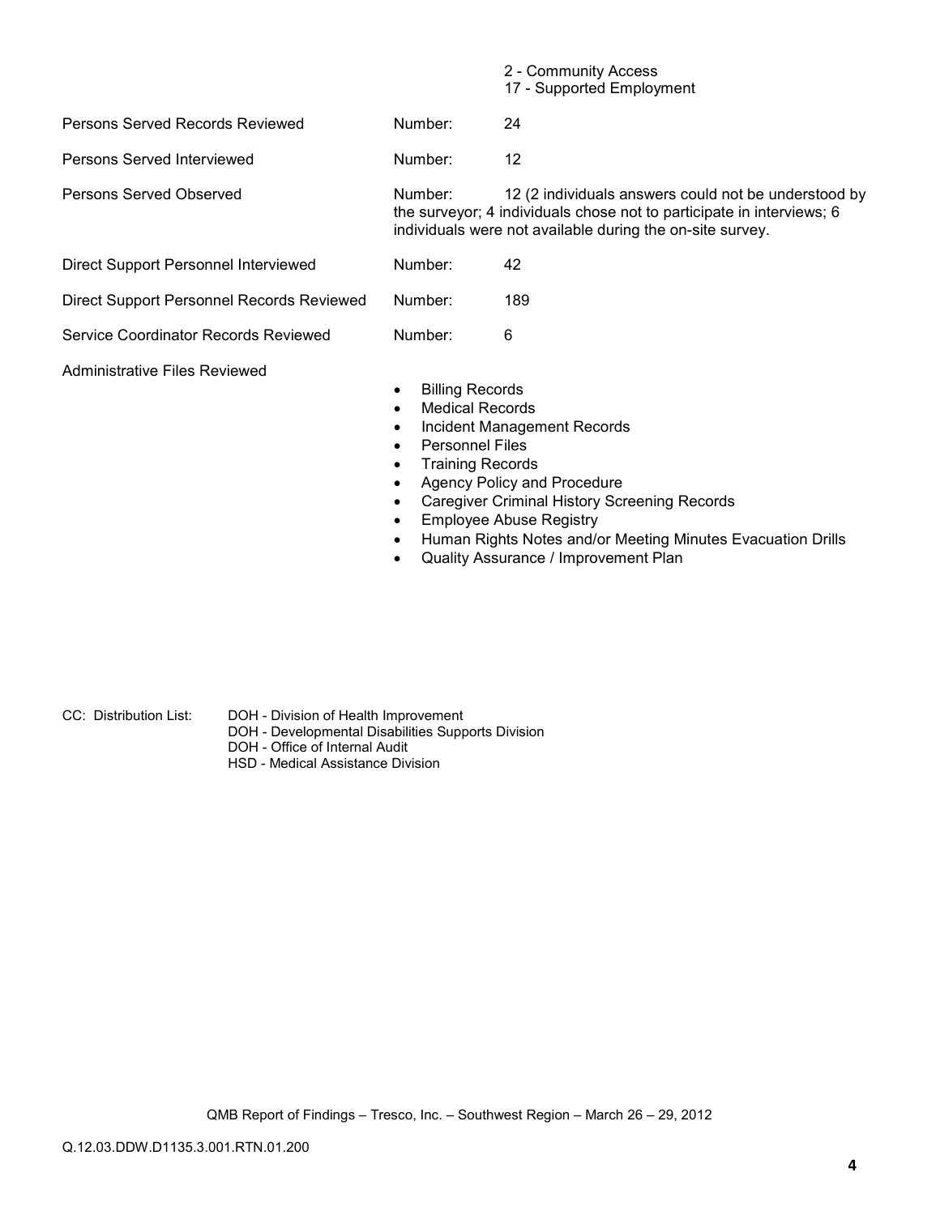2 - Community Access
17 - Supported Employment

| | | |
|---|---|---|
| Persons Served Records Reviewed | Number: | 24 |
| Persons Served Interviewed | Number: | 12 |
| Persons Served Observed | Number: | 12 (2 individuals answers could not be understood by the surveyor; 4 individuals chose not to participate in interviews; 6 individuals were not available during the on-site survey. |
| Direct Support Personnel Interviewed | Number: | 42 |
| Direct Support Personnel Records Reviewed | Number: | 189 |
| Service Coordinator Records Reviewed | Number: | 6 |

Administrative Files Reviewed

- Billing Records
- Medical Records
- Incident Management Records
- Personnel Files
- Training Records
- Agency Policy and Procedure
- Caregiver Criminal History Screening Records
- Employee Abuse Registry
- Human Rights Notes and/or Meeting Minutes Evacuation Drills
- Quality Assurance / Improvement Plan

CC: Distribution List:
DOH - Division of Health Improvement
DOH - Developmental Disabilities Supports Division
DOH - Office of Internal Audit
HSD - Medical Assistance Division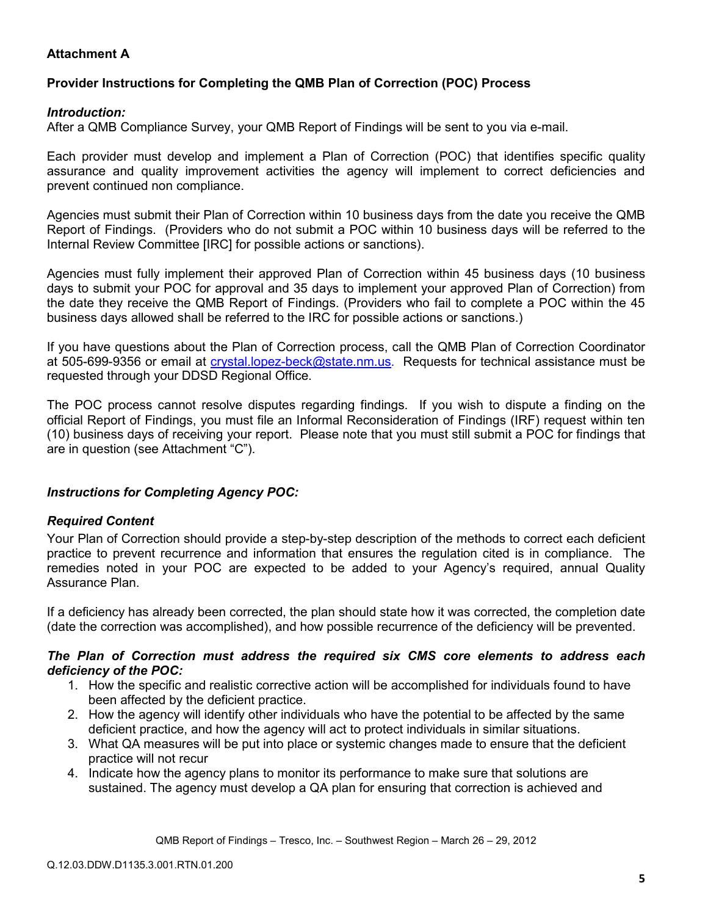**Attachment A**

**Provider Instructions for Completing the QMB Plan of Correction (POC) Process**

***Introduction:***
After a QMB Compliance Survey, your QMB Report of Findings will be sent to you via e-mail.

Each provider must develop and implement a Plan of Correction (POC) that identifies specific quality assurance and quality improvement activities the agency will implement to correct deficiencies and prevent continued non compliance.

Agencies must submit their Plan of Correction within 10 business days from the date you receive the QMB Report of Findings. (Providers who do not submit a POC within 10 business days will be referred to the Internal Review Committee [IRC] for possible actions or sanctions).

Agencies must fully implement their approved Plan of Correction within 45 business days (10 business days to submit your POC for approval and 35 days to implement your approved Plan of Correction) from the date they receive the QMB Report of Findings. (Providers who fail to complete a POC within the 45 business days allowed shall be referred to the IRC for possible actions or sanctions.)

If you have questions about the Plan of Correction process, call the QMB Plan of Correction Coordinator at 505-699-9356 or email at crystal.lopez-beck@state.nm.us. Requests for technical assistance must be requested through your DDSD Regional Office.

The POC process cannot resolve disputes regarding findings. If you wish to dispute a finding on the official Report of Findings, you must file an Informal Reconsideration of Findings (IRF) request within ten (10) business days of receiving your report. Please note that you must still submit a POC for findings that are in question (see Attachment "C").

***Instructions for Completing Agency POC:***

***Required Content***
Your Plan of Correction should provide a step-by-step description of the methods to correct each deficient practice to prevent recurrence and information that ensures the regulation cited is in compliance. The remedies noted in your POC are expected to be added to your Agency's required, annual Quality Assurance Plan.

If a deficiency has already been corrected, the plan should state how it was corrected, the completion date (date the correction was accomplished), and how possible recurrence of the deficiency will be prevented.

***The Plan of Correction must address the required six CMS core elements to address each deficiency of the POC:***

1. How the specific and realistic corrective action will be accomplished for individuals found to have been affected by the deficient practice.
2. How the agency will identify other individuals who have the potential to be affected by the same deficient practice, and how the agency will act to protect individuals in similar situations.
3. What QA measures will be put into place or systemic changes made to ensure that the deficient practice will not recur
4. Indicate how the agency plans to monitor its performance to make sure that solutions are sustained. The agency must develop a QA plan for ensuring that correction is achieved and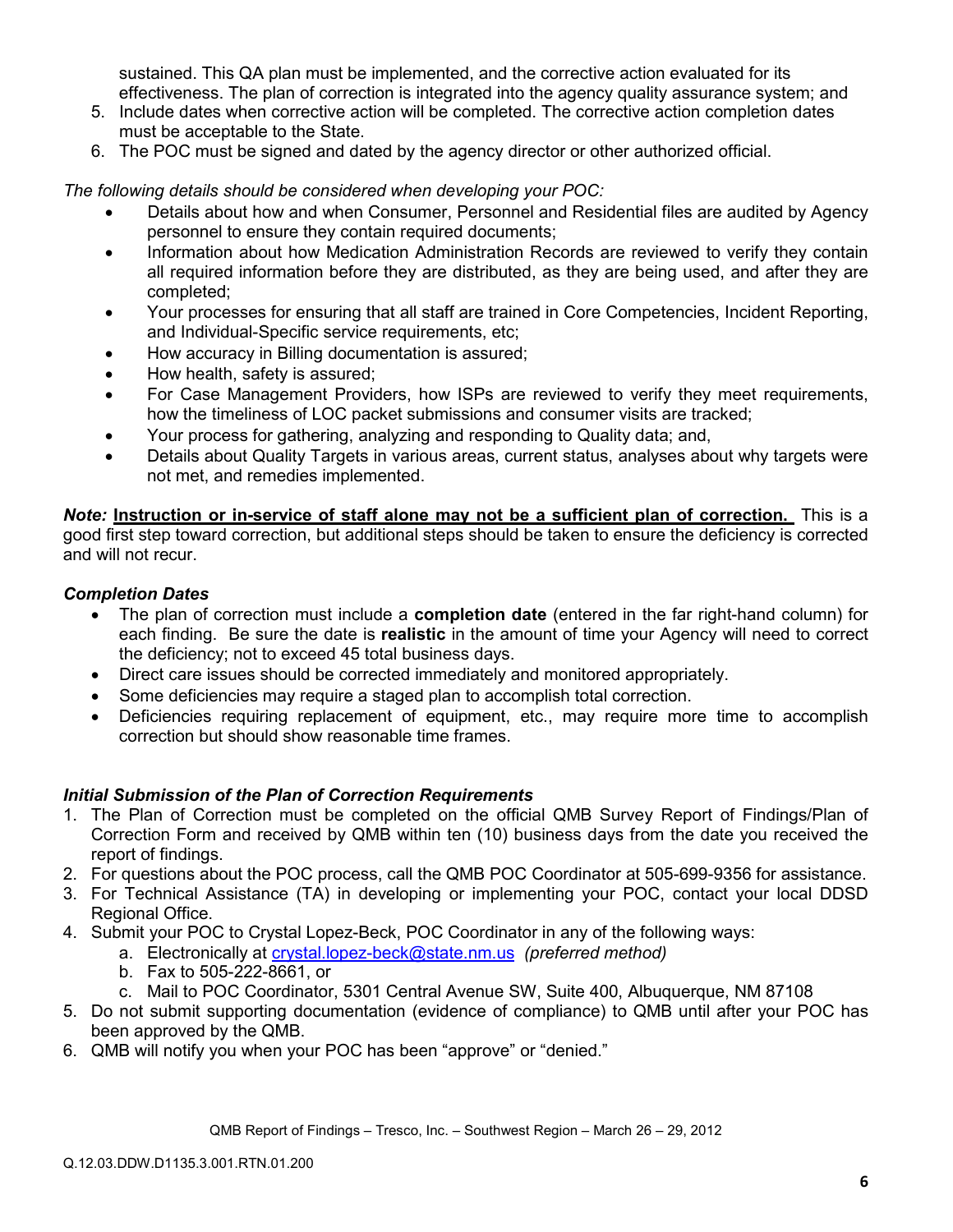sustained. This QA plan must be implemented, and the corrective action evaluated for its effectiveness. The plan of correction is integrated into the agency quality assurance system; and

5. Include dates when corrective action will be completed. The corrective action completion dates must be acceptable to the State.
6. The POC must be signed and dated by the agency director or other authorized official.

*The following details should be considered when developing your POC:*

- Details about how and when Consumer, Personnel and Residential files are audited by Agency personnel to ensure they contain required documents;
- Information about how Medication Administration Records are reviewed to verify they contain all required information before they are distributed, as they are being used, and after they are completed;
- Your processes for ensuring that all staff are trained in Core Competencies, Incident Reporting, and Individual-Specific service requirements, etc;
- How accuracy in Billing documentation is assured;
- How health, safety is assured;
- For Case Management Providers, how ISPs are reviewed to verify they meet requirements, how the timeliness of LOC packet submissions and consumer visits are tracked;
- Your process for gathering, analyzing and responding to Quality data; and,
- Details about Quality Targets in various areas, current status, analyses about why targets were not met, and remedies implemented.

***Note:*** **<u>Instruction or in-service of staff alone may not be a sufficient plan of correction.</u>** This is a good first step toward correction, but additional steps should be taken to ensure the deficiency is corrected and will not recur.

***Completion Dates***

- The plan of correction must include a **completion date** (entered in the far right-hand column) for each finding. Be sure the date is **realistic** in the amount of time your Agency will need to correct the deficiency; not to exceed 45 total business days.
- Direct care issues should be corrected immediately and monitored appropriately.
- Some deficiencies may require a staged plan to accomplish total correction.
- Deficiencies requiring replacement of equipment, etc., may require more time to accomplish correction but should show reasonable time frames.

***Initial Submission of the Plan of Correction Requirements***

1. The Plan of Correction must be completed on the official QMB Survey Report of Findings/Plan of Correction Form and received by QMB within ten (10) business days from the date you received the report of findings.
2. For questions about the POC process, call the QMB POC Coordinator at 505-699-9356 for assistance.
3. For Technical Assistance (TA) in developing or implementing your POC, contact your local DDSD Regional Office.
4. Submit your POC to Crystal Lopez-Beck, POC Coordinator in any of the following ways:
   a. Electronically at crystal.lopez-beck@state.nm.us *(preferred method)*
   b. Fax to 505-222-8661, or
   c. Mail to POC Coordinator, 5301 Central Avenue SW, Suite 400, Albuquerque, NM 87108
5. Do not submit supporting documentation (evidence of compliance) to QMB until after your POC has been approved by the QMB.
6. QMB will notify you when your POC has been "approve" or "denied."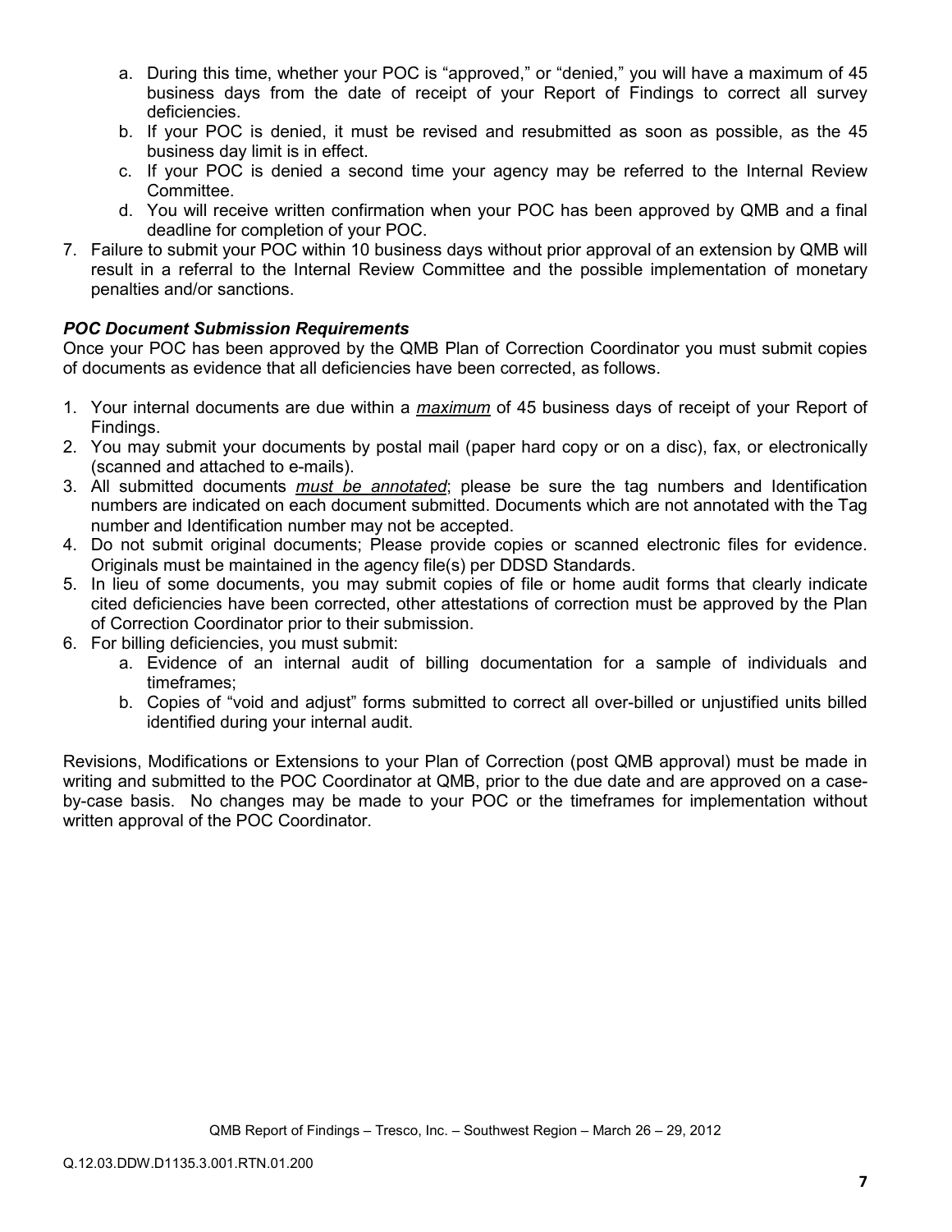a. During this time, whether your POC is "approved," or "denied," you will have a maximum of 45 business days from the date of receipt of your Report of Findings to correct all survey deficiencies.
b. If your POC is denied, it must be revised and resubmitted as soon as possible, as the 45 business day limit is in effect.
c. If your POC is denied a second time your agency may be referred to the Internal Review Committee.
d. You will receive written confirmation when your POC has been approved by QMB and a final deadline for completion of your POC.

7. Failure to submit your POC within 10 business days without prior approval of an extension by QMB will result in a referral to the Internal Review Committee and the possible implementation of monetary penalties and/or sanctions.

***POC Document Submission Requirements***

Once your POC has been approved by the QMB Plan of Correction Coordinator you must submit copies of documents as evidence that all deficiencies have been corrected, as follows.

1. Your internal documents are due within a ***maximum*** of 45 business days of receipt of your Report of Findings.
2. You may submit your documents by postal mail (paper hard copy or on a disc), fax, or electronically (scanned and attached to e-mails).
3. All submitted documents ***must be annotated***; please be sure the tag numbers and Identification numbers are indicated on each document submitted. Documents which are not annotated with the Tag number and Identification number may not be accepted.
4. Do not submit original documents; Please provide copies or scanned electronic files for evidence. Originals must be maintained in the agency file(s) per DDSD Standards.
5. In lieu of some documents, you may submit copies of file or home audit forms that clearly indicate cited deficiencies have been corrected, other attestations of correction must be approved by the Plan of Correction Coordinator prior to their submission.
6. For billing deficiencies, you must submit:
   a. Evidence of an internal audit of billing documentation for a sample of individuals and timeframes;
   b. Copies of "void and adjust" forms submitted to correct all over-billed or unjustified units billed identified during your internal audit.

Revisions, Modifications or Extensions to your Plan of Correction (post QMB approval) must be made in writing and submitted to the POC Coordinator at QMB, prior to the due date and are approved on a case-by-case basis. No changes may be made to your POC or the timeframes for implementation without written approval of the POC Coordinator.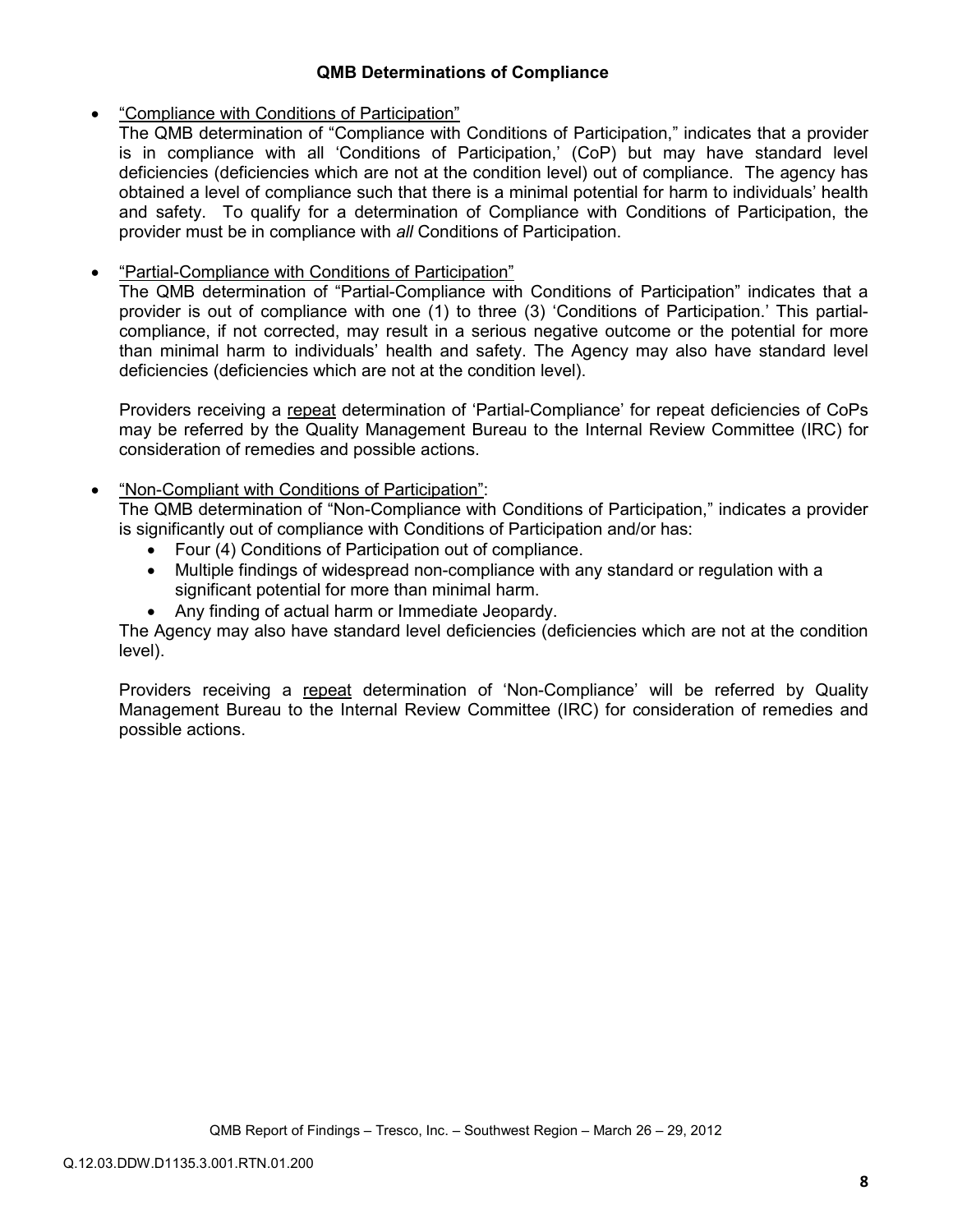### QMB Determinations of Compliance

- "Compliance with Conditions of Participation"
  The QMB determination of "Compliance with Conditions of Participation," indicates that a provider is in compliance with all 'Conditions of Participation,' (CoP) but may have standard level deficiencies (deficiencies which are not at the condition level) out of compliance. The agency has obtained a level of compliance such that there is a minimal potential for harm to individuals' health and safety. To qualify for a determination of Compliance with Conditions of Participation, the provider must be in compliance with *all* Conditions of Participation.

- "Partial-Compliance with Conditions of Participation"
  The QMB determination of "Partial-Compliance with Conditions of Participation" indicates that a provider is out of compliance with one (1) to three (3) 'Conditions of Participation.' This partial-compliance, if not corrected, may result in a serious negative outcome or the potential for more than minimal harm to individuals' health and safety. The Agency may also have standard level deficiencies (deficiencies which are not at the condition level).

  Providers receiving a repeat determination of 'Partial-Compliance' for repeat deficiencies of CoPs may be referred by the Quality Management Bureau to the Internal Review Committee (IRC) for consideration of remedies and possible actions.

- "Non-Compliant with Conditions of Participation":
  The QMB determination of "Non-Compliance with Conditions of Participation," indicates a provider is significantly out of compliance with Conditions of Participation and/or has:
  - Four (4) Conditions of Participation out of compliance.
  - Multiple findings of widespread non-compliance with any standard or regulation with a significant potential for more than minimal harm.
  - Any finding of actual harm or Immediate Jeopardy.

  The Agency may also have standard level deficiencies (deficiencies which are not at the condition level).

  Providers receiving a repeat determination of 'Non-Compliance' will be referred by Quality Management Bureau to the Internal Review Committee (IRC) for consideration of remedies and possible actions.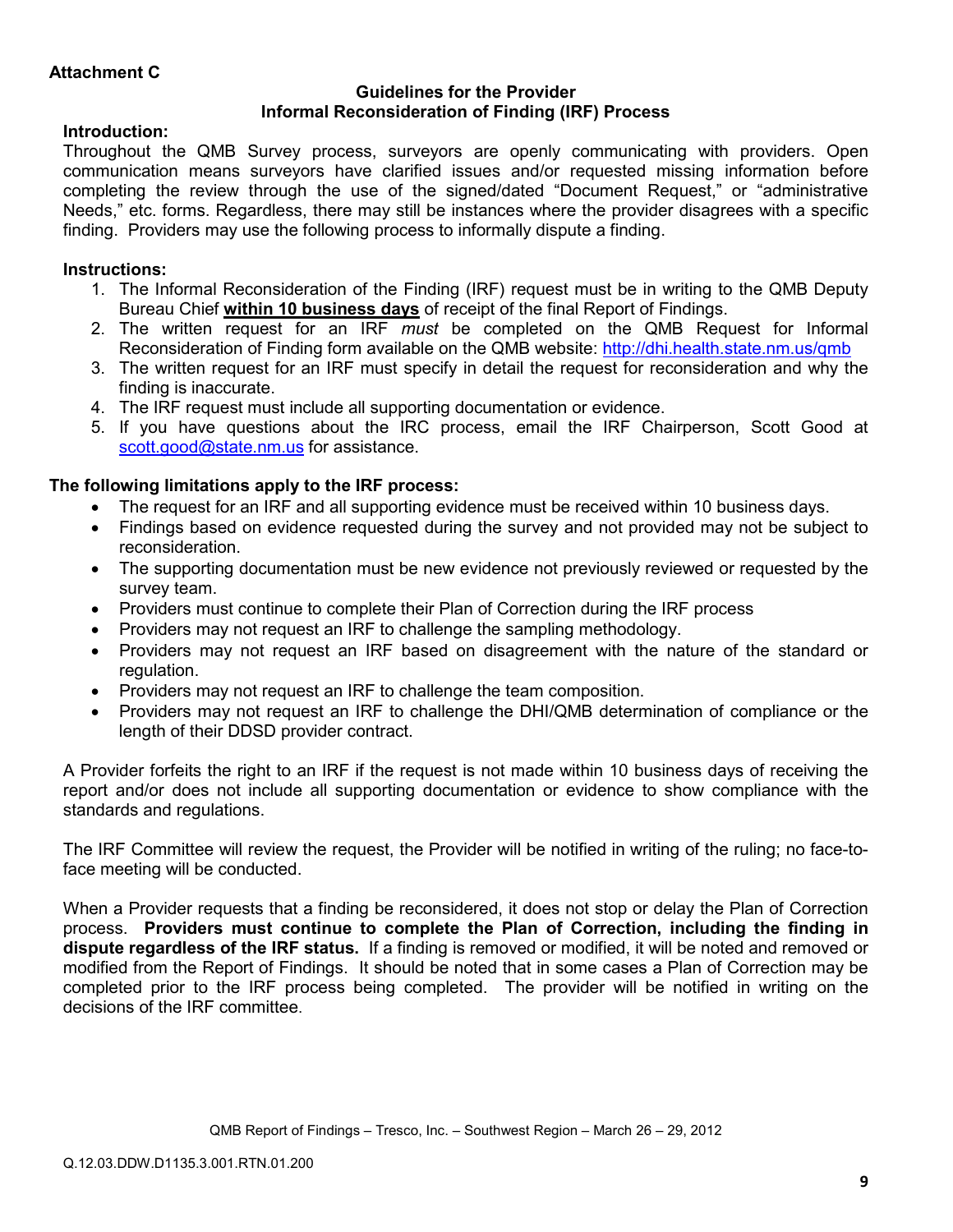**Attachment C**

## Guidelines for the Provider
## Informal Reconsideration of Finding (IRF) Process

**Introduction:**

Throughout the QMB Survey process, surveyors are openly communicating with providers. Open communication means surveyors have clarified issues and/or requested missing information before completing the review through the use of the signed/dated "Document Request," or "administrative Needs," etc. forms. Regardless, there may still be instances where the provider disagrees with a specific finding. Providers may use the following process to informally dispute a finding.

**Instructions:**

1. The Informal Reconsideration of the Finding (IRF) request must be in writing to the QMB Deputy Bureau Chief **within 10 business days** of receipt of the final Report of Findings.
2. The written request for an IRF *must* be completed on the QMB Request for Informal Reconsideration of Finding form available on the QMB website: http://dhi.health.state.nm.us/qmb
3. The written request for an IRF must specify in detail the request for reconsideration and why the finding is inaccurate.
4. The IRF request must include all supporting documentation or evidence.
5. If you have questions about the IRC process, email the IRF Chairperson, Scott Good at scott.good@state.nm.us for assistance.

**The following limitations apply to the IRF process:**

- The request for an IRF and all supporting evidence must be received within 10 business days.
- Findings based on evidence requested during the survey and not provided may not be subject to reconsideration.
- The supporting documentation must be new evidence not previously reviewed or requested by the survey team.
- Providers must continue to complete their Plan of Correction during the IRF process
- Providers may not request an IRF to challenge the sampling methodology.
- Providers may not request an IRF based on disagreement with the nature of the standard or regulation.
- Providers may not request an IRF to challenge the team composition.
- Providers may not request an IRF to challenge the DHI/QMB determination of compliance or the length of their DDSD provider contract.

A Provider forfeits the right to an IRF if the request is not made within 10 business days of receiving the report and/or does not include all supporting documentation or evidence to show compliance with the standards and regulations.

The IRF Committee will review the request, the Provider will be notified in writing of the ruling; no face-to-face meeting will be conducted.

When a Provider requests that a finding be reconsidered, it does not stop or delay the Plan of Correction process. **Providers must continue to complete the Plan of Correction, including the finding in dispute regardless of the IRF status.** If a finding is removed or modified, it will be noted and removed or modified from the Report of Findings. It should be noted that in some cases a Plan of Correction may be completed prior to the IRF process being completed. The provider will be notified in writing on the decisions of the IRF committee.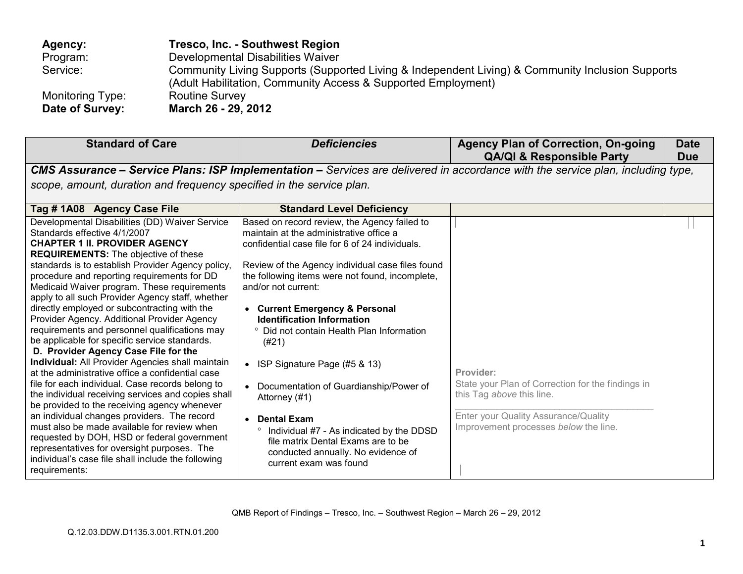| | |
|---|---|
| **Agency:** | **Tresco, Inc. - Southwest Region** |
| Program: | Developmental Disabilities Waiver |
| Service: | Community Living Supports (Supported Living & Independent Living) & Community Inclusion Supports (Adult Habilitation, Community Access & Supported Employment) |
| Monitoring Type: | Routine Survey |
| **Date of Survey:** | **March 26 - 29, 2012** |

| Standard of Care | *Deficiencies* | Agency Plan of Correction, On-going QA/QI & Responsible Party | Date Due |
|---|---|---|---|
| ***CMS Assurance – Service Plans: ISP Implementation –*** *Services are delivered in accordance with the service plan, including type, scope, amount, duration and frequency specified in the service plan.* | | | |
| **Tag # 1A08 Agency Case File** | **Standard Level Deficiency** | | |
| Developmental Disabilities (DD) Waiver Service Standards effective 4/1/2007<br>**CHAPTER 1 II. PROVIDER AGENCY REQUIREMENTS:** The objective of these standards is to establish Provider Agency policy, procedure and reporting requirements for DD Medicaid Waiver program. These requirements apply to all such Provider Agency staff, whether directly employed or subcontracting with the Provider Agency. Additional Provider Agency requirements and personnel qualifications may be applicable for specific service standards.<br>**D. Provider Agency Case File for the Individual:** All Provider Agencies shall maintain at the administrative office a confidential case file for each individual. Case records belong to the individual receiving services and copies shall be provided to the receiving agency whenever an individual changes providers. The record must also be made available for review when requested by DOH, HSD or federal government representatives for oversight purposes. The individual's case file shall include the following requirements: | Based on record review, the Agency failed to maintain at the administrative office a confidential case file for 6 of 24 individuals.<br><br>Review of the Agency individual case files found the following items were not found, incomplete, and/or not current:<br><br>• **Current Emergency & Personal Identification Information**<br>° Did not contain Health Plan Information (#21)<br><br>• ISP Signature Page (#5 & 13)<br><br>• Documentation of Guardianship/Power of Attorney (#1)<br><br>• **Dental Exam**<br>° Individual #7 - As indicated by the DDSD file matrix Dental Exams are to be conducted annually. No evidence of current exam was found | **Provider:**<br>State your Plan of Correction for the findings in this Tag *above* this line.<br>\_\_\_\_\_\_\_\_\_\_\_\_\_\_\_\_\_\_\_\_\_\_\_\_\_\_\_\_\_\_\_\_\_\_\_\_<br>Enter your Quality Assurance/Quality Improvement processes *below* the line. | |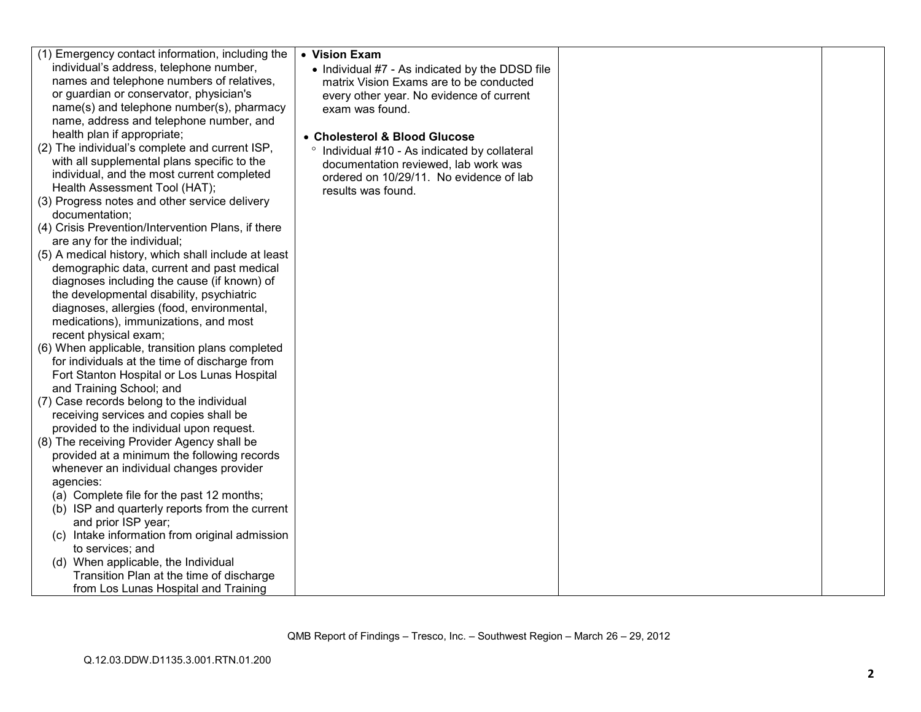| | | | |
|---|---|---|---|
| (1) Emergency contact information, including the individual's address, telephone number, names and telephone numbers of relatives, or guardian or conservator, physician's name(s) and telephone number(s), pharmacy name, address and telephone number, and health plan if appropriate;<br>(2) The individual's complete and current ISP, with all supplemental plans specific to the individual, and the most current completed Health Assessment Tool (HAT);<br>(3) Progress notes and other service delivery documentation;<br>(4) Crisis Prevention/Intervention Plans, if there are any for the individual;<br>(5) A medical history, which shall include at least demographic data, current and past medical diagnoses including the cause (if known) of the developmental disability, psychiatric diagnoses, allergies (food, environmental, medications), immunizations, and most recent physical exam;<br>(6) When applicable, transition plans completed for individuals at the time of discharge from Fort Stanton Hospital or Los Lunas Hospital and Training School; and<br>(7) Case records belong to the individual receiving services and copies shall be provided to the individual upon request.<br>(8) The receiving Provider Agency shall be provided at a minimum the following records whenever an individual changes provider agencies:<br>(a) Complete file for the past 12 months;<br>(b) ISP and quarterly reports from the current and prior ISP year;<br>(c) Intake information from original admission to services; and<br>(d) When applicable, the Individual Transition Plan at the time of discharge from Los Lunas Hospital and Training | • **Vision Exam**<br>• Individual #7 - As indicated by the DDSD file matrix Vision Exams are to be conducted every other year. No evidence of current exam was found.<br><br>• **Cholesterol & Blood Glucose**<br>° Individual #10 - As indicated by collateral documentation reviewed, lab work was ordered on 10/29/11. No evidence of lab results was found. | | |

QMB Report of Findings – Tresco, Inc. – Southwest Region – March 26 – 29, 2012

Q.12.03.DDW.D1135.3.001.RTN.01.200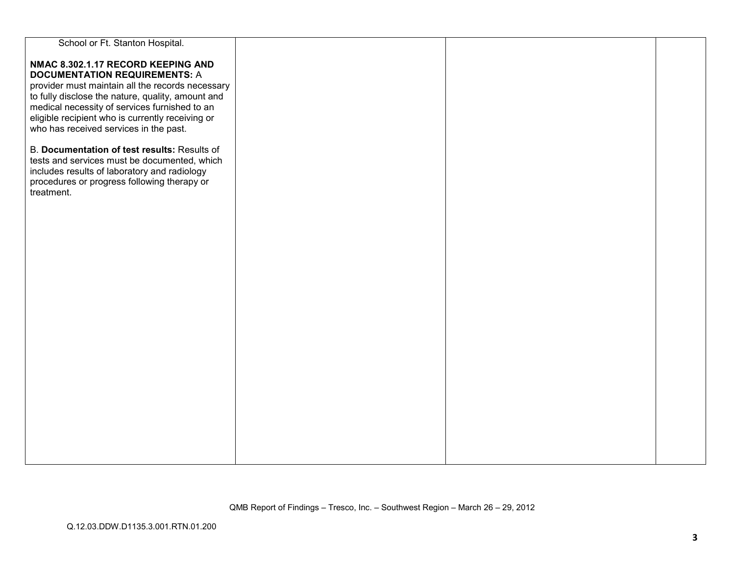| | | | |
|---|---|---|---|
| School or Ft. Stanton Hospital.<br><br>**NMAC 8.302.1.17 RECORD KEEPING AND DOCUMENTATION REQUIREMENTS:** A provider must maintain all the records necessary to fully disclose the nature, quality, amount and medical necessity of services furnished to an eligible recipient who is currently receiving or who has received services in the past.<br><br>B. **Documentation of test results:** Results of tests and services must be documented, which includes results of laboratory and radiology procedures or progress following therapy or treatment. | | | |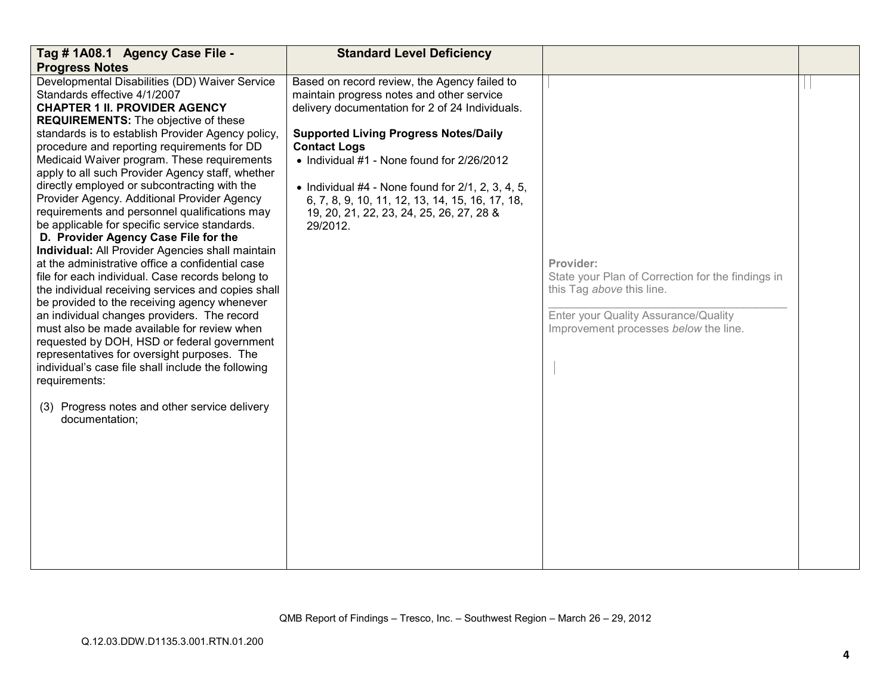| Tag # 1A08.1 Agency Case File - Progress Notes | Standard Level Deficiency | | |
|---|---|---|---|
| Developmental Disabilities (DD) Waiver Service Standards effective 4/1/2007<br>**CHAPTER 1 II. PROVIDER AGENCY REQUIREMENTS:** The objective of these standards is to establish Provider Agency policy, procedure and reporting requirements for DD Medicaid Waiver program. These requirements apply to all such Provider Agency staff, whether directly employed or subcontracting with the Provider Agency. Additional Provider Agency requirements and personnel qualifications may be applicable for specific service standards.<br>**D. Provider Agency Case File for the Individual:** All Provider Agencies shall maintain at the administrative office a confidential case file for each individual. Case records belong to the individual receiving services and copies shall be provided to the receiving agency whenever an individual changes providers. The record must also be made available for review when requested by DOH, HSD or federal government representatives for oversight purposes. The individual's case file shall include the following requirements:<br><br>(3) Progress notes and other service delivery documentation; | Based on record review, the Agency failed to maintain progress notes and other service delivery documentation for 2 of 24 Individuals.<br><br>**Supported Living Progress Notes/Daily Contact Logs**<br>• Individual #1 - None found for 2/26/2012<br><br>• Individual #4 - None found for 2/1, 2, 3, 4, 5, 6, 7, 8, 9, 10, 11, 12, 13, 14, 15, 16, 17, 18, 19, 20, 21, 22, 23, 24, 25, 26, 27, 28 & 29/2012. | **Provider:**<br>State your Plan of Correction for the findings in this Tag *above* this line.<br>\_\_\_\_\_\_\_\_\_\_\_\_\_\_\_\_\_\_\_\_\_\_\_\_\_\_\_\_\_\_\_\_<br>Enter your Quality Assurance/Quality Improvement processes *below* the line. | |

QMB Report of Findings – Tresco, Inc. – Southwest Region – March 26 – 29, 2012

Q.12.03.DDW.D1135.3.001.RTN.01.200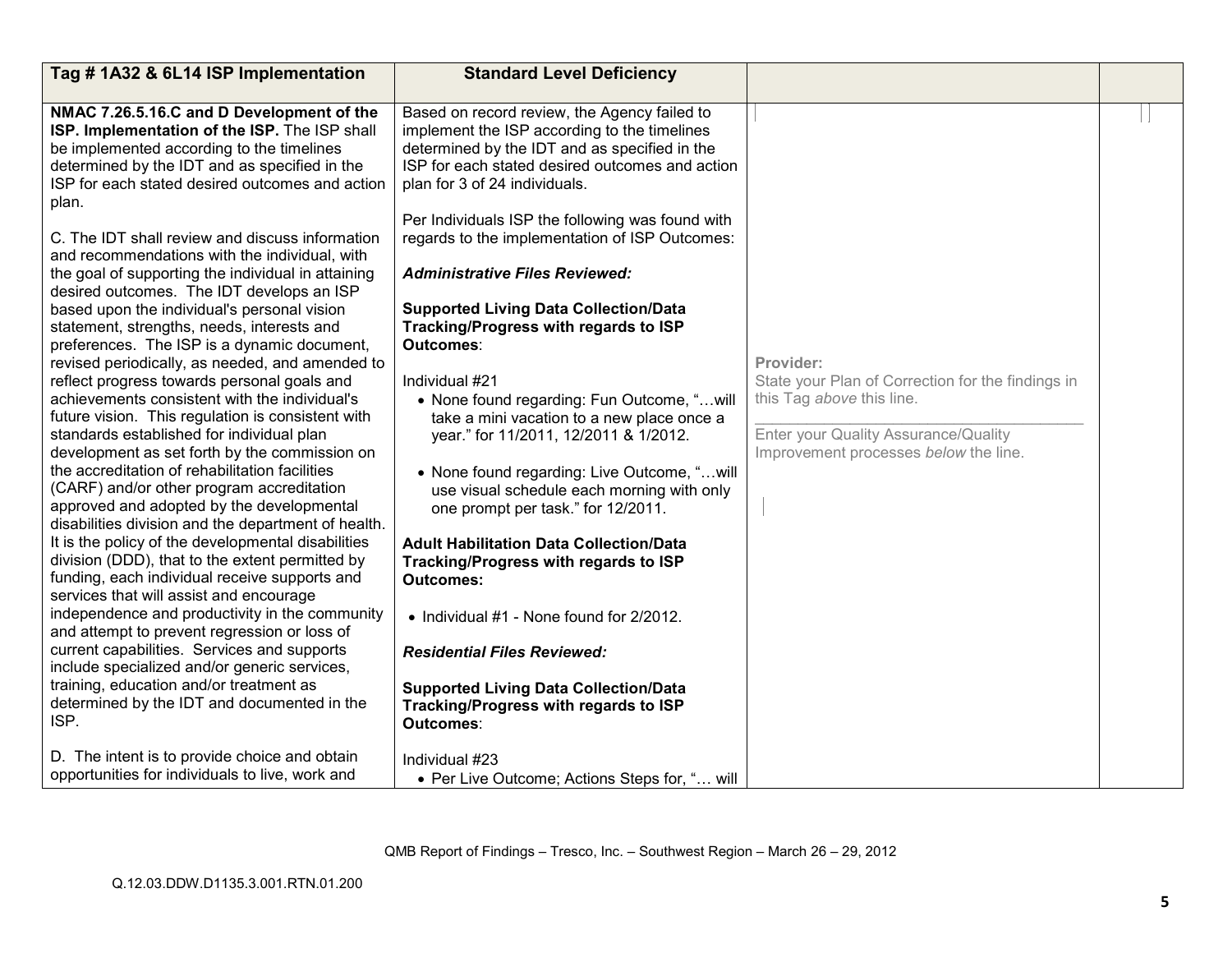| Tag # 1A32 & 6L14 ISP Implementation | Standard Level Deficiency | | |
|---|---|---|---|
| **NMAC 7.26.5.16.C and D Development of the ISP. Implementation of the ISP.** The ISP shall be implemented according to the timelines determined by the IDT and as specified in the ISP for each stated desired outcomes and action plan.<br><br>C. The IDT shall review and discuss information and recommendations with the individual, with the goal of supporting the individual in attaining desired outcomes. The IDT develops an ISP based upon the individual's personal vision statement, strengths, needs, interests and preferences. The ISP is a dynamic document, revised periodically, as needed, and amended to reflect progress towards personal goals and achievements consistent with the individual's future vision. This regulation is consistent with standards established for individual plan development as set forth by the commission on the accreditation of rehabilitation facilities (CARF) and/or other program accreditation approved and adopted by the developmental disabilities division and the department of health. It is the policy of the developmental disabilities division (DDD), that to the extent permitted by funding, each individual receive supports and services that will assist and encourage independence and productivity in the community and attempt to prevent regression or loss of current capabilities. Services and supports include specialized and/or generic services, training, education and/or treatment as determined by the IDT and documented in the ISP.<br><br>D. The intent is to provide choice and obtain opportunities for individuals to live, work and | Based on record review, the Agency failed to implement the ISP according to the timelines determined by the IDT and as specified in the ISP for each stated desired outcomes and action plan for 3 of 24 individuals.<br><br>Per Individuals ISP the following was found with regards to the implementation of ISP Outcomes:<br><br>***Administrative Files Reviewed:***<br><br>**Supported Living Data Collection/Data Tracking/Progress with regards to ISP Outcomes**:<br><br>Individual #21<br>• None found regarding: Fun Outcome, "…will take a mini vacation to a new place once a year." for 11/2011, 12/2011 & 1/2012.<br><br>• None found regarding: Live Outcome, "…will use visual schedule each morning with only one prompt per task." for 12/2011.<br><br>**Adult Habilitation Data Collection/Data Tracking/Progress with regards to ISP Outcomes:**<br><br>• Individual #1 - None found for 2/2012.<br><br>***Residential Files Reviewed:***<br><br>**Supported Living Data Collection/Data Tracking/Progress with regards to ISP Outcomes**:<br><br>Individual #23<br>• Per Live Outcome; Actions Steps for, "… will | **Provider:**<br>State your Plan of Correction for the findings in this Tag *above* this line.<br>\_\_\_\_\_\_\_\_\_\_\_\_\_\_\_\_\_\_\_\_\_\_\_\_\_\_\_\_\_\_\_\_\_\_\_\_<br>Enter your Quality Assurance/Quality Improvement processes *below* the line. | |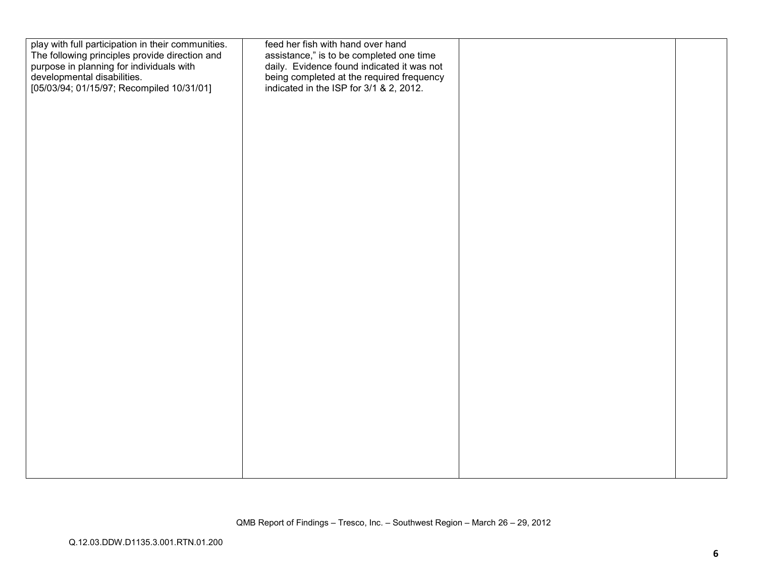| | | | |
|---|---|---|---|
| play with full participation in their communities. The following principles provide direction and purpose in planning for individuals with developmental disabilities. [05/03/94; 01/15/97; Recompiled 10/31/01] | feed her fish with hand over hand assistance," is to be completed one time daily. Evidence found indicated it was not being completed at the required frequency indicated in the ISP for 3/1 & 2, 2012. | | |

QMB Report of Findings – Tresco, Inc. – Southwest Region – March 26 – 29, 2012

Q.12.03.DDW.D1135.3.001.RTN.01.200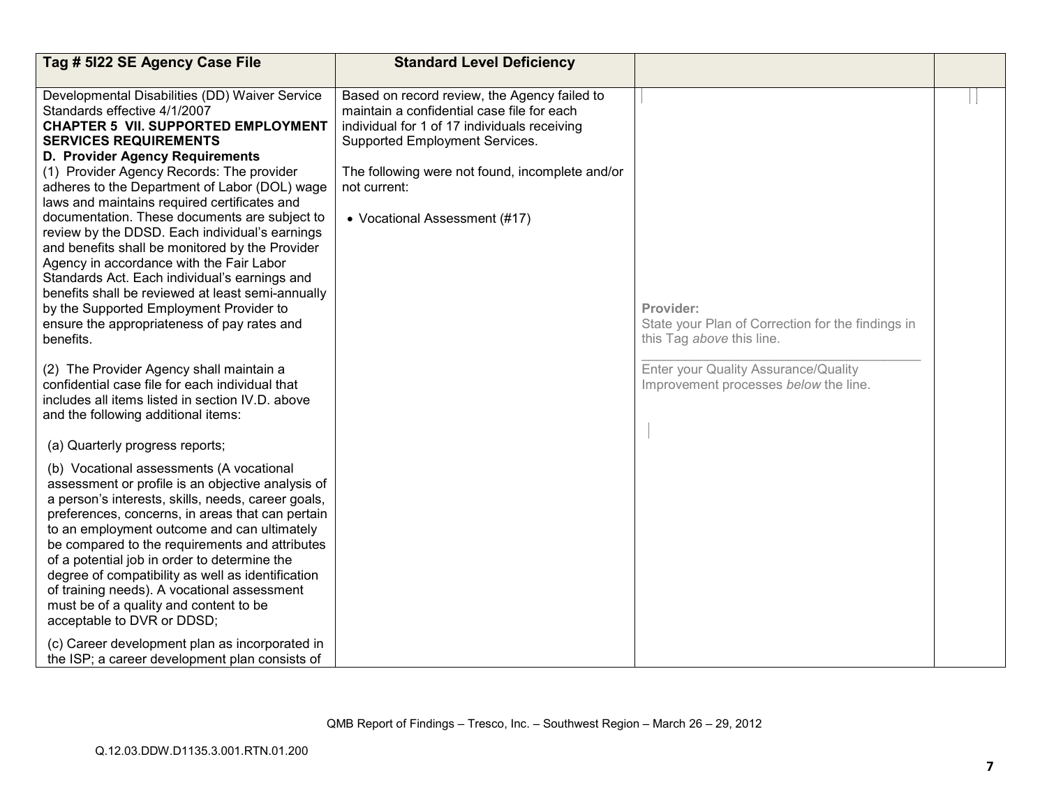| Tag # 5I22 SE Agency Case File | Standard Level Deficiency | | |
|---|---|---|---|
| Developmental Disabilities (DD) Waiver Service Standards effective 4/1/2007<br>**CHAPTER 5 VII. SUPPORTED EMPLOYMENT SERVICES REQUIREMENTS**<br>**D. Provider Agency Requirements**<br>(1) Provider Agency Records: The provider adheres to the Department of Labor (DOL) wage laws and maintains required certificates and documentation. These documents are subject to review by the DDSD. Each individual's earnings and benefits shall be monitored by the Provider Agency in accordance with the Fair Labor Standards Act. Each individual's earnings and benefits shall be reviewed at least semi-annually by the Supported Employment Provider to ensure the appropriateness of pay rates and benefits.<br><br>(2) The Provider Agency shall maintain a confidential case file for each individual that includes all items listed in section IV.D. above and the following additional items:<br><br>(a) Quarterly progress reports;<br><br>(b) Vocational assessments (A vocational assessment or profile is an objective analysis of a person's interests, skills, needs, career goals, preferences, concerns, in areas that can pertain to an employment outcome and can ultimately be compared to the requirements and attributes of a potential job in order to determine the degree of compatibility as well as identification of training needs). A vocational assessment must be of a quality and content to be acceptable to DVR or DDSD;<br><br>(c) Career development plan as incorporated in the ISP; a career development plan consists of | Based on record review, the Agency failed to maintain a confidential case file for each individual for 1 of 17 individuals receiving Supported Employment Services.<br><br>The following were not found, incomplete and/or not current:<br><br>• Vocational Assessment (#17) | **Provider:**<br>State your Plan of Correction for the findings in this Tag *above* this line.<br>______________________________<br>Enter your Quality Assurance/Quality Improvement processes *below* the line. | |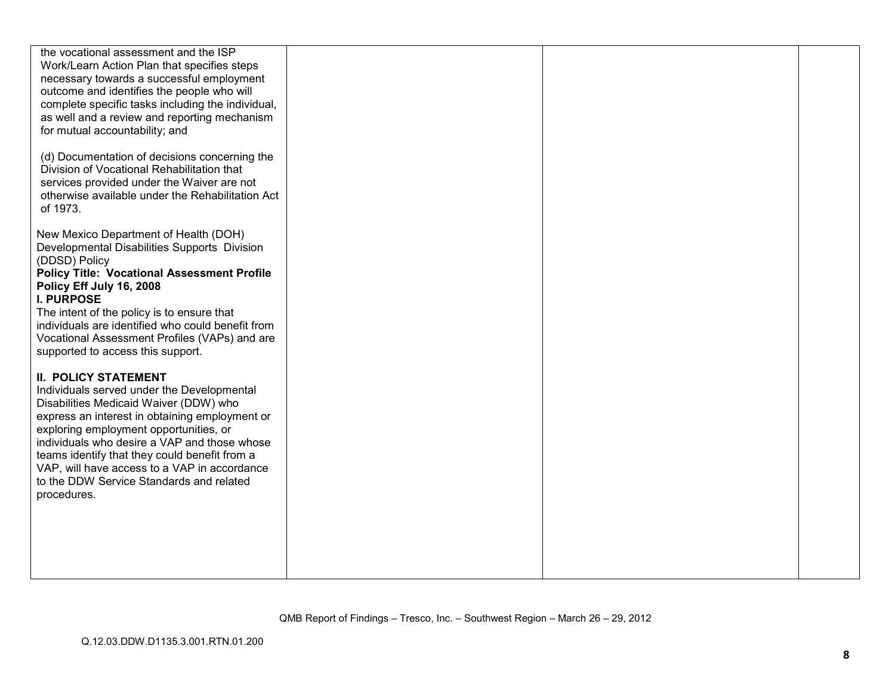| | | | |
|---|---|---|---|
| the vocational assessment and the ISP Work/Learn Action Plan that specifies steps necessary towards a successful employment outcome and identifies the people who will complete specific tasks including the individual, as well and a review and reporting mechanism for mutual accountability; and<br><br>(d) Documentation of decisions concerning the Division of Vocational Rehabilitation that services provided under the Waiver are not otherwise available under the Rehabilitation Act of 1973.<br><br>New Mexico Department of Health (DOH) Developmental Disabilities Supports Division (DDSD) Policy<br>**Policy Title: Vocational Assessment Profile Policy Eff July 16, 2008**<br>**I. PURPOSE**<br>The intent of the policy is to ensure that individuals are identified who could benefit from Vocational Assessment Profiles (VAPs) and are supported to access this support.<br><br>**II. POLICY STATEMENT**<br>Individuals served under the Developmental Disabilities Medicaid Waiver (DDW) who express an interest in obtaining employment or exploring employment opportunities, or individuals who desire a VAP and those whose teams identify that they could benefit from a VAP, will have access to a VAP in accordance to the DDW Service Standards and related procedures. | | | |

QMB Report of Findings – Tresco, Inc. – Southwest Region – March 26 – 29, 2012

Q.12.03.DDW.D1135.3.001.RTN.01.200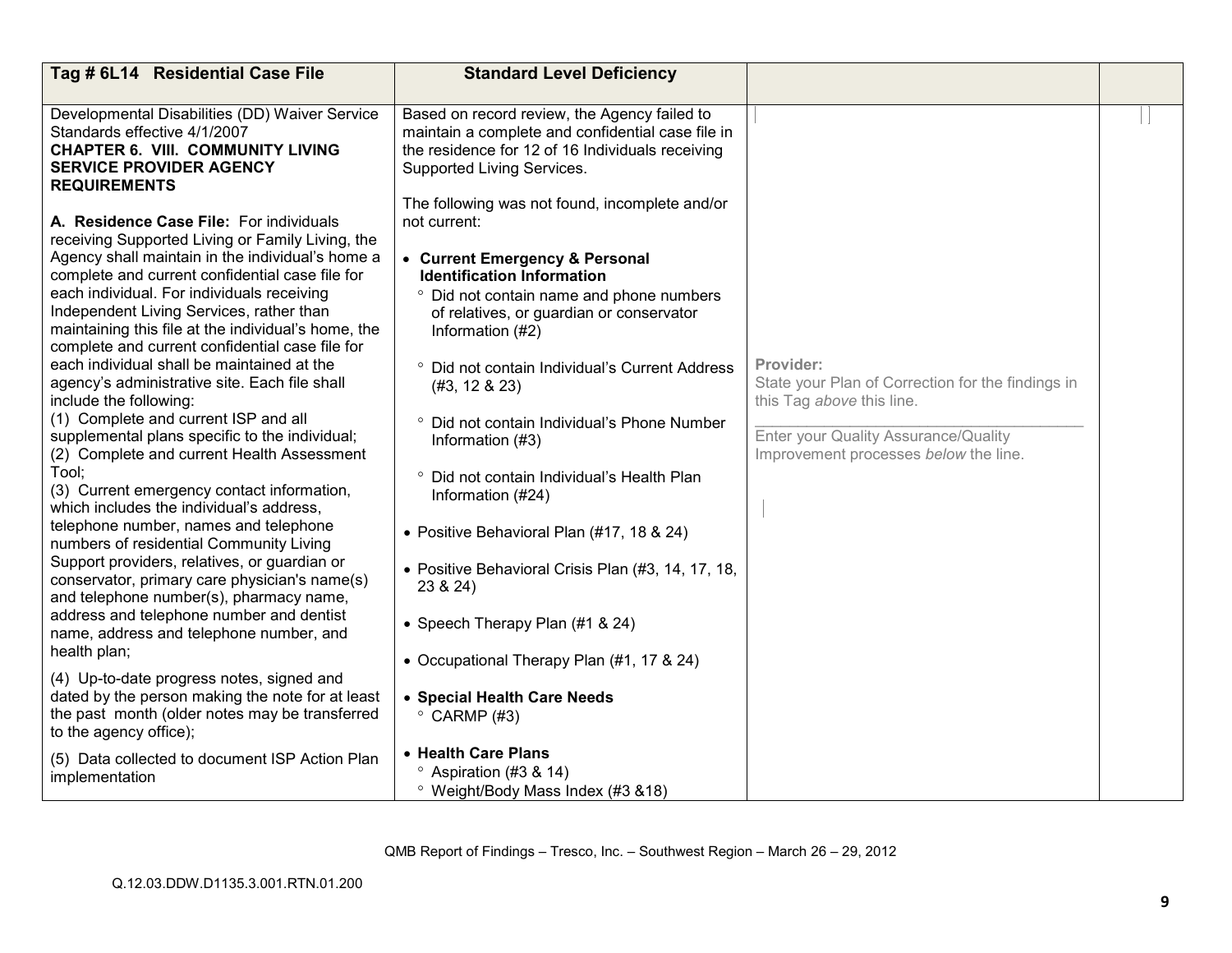| Tag # 6L14 Residential Case File | Standard Level Deficiency | | |
|---|---|---|---|
| Developmental Disabilities (DD) Waiver Service Standards effective 4/1/2007<br>**CHAPTER 6. VIII. COMMUNITY LIVING SERVICE PROVIDER AGENCY REQUIREMENTS**<br><br>**A. Residence Case File:** For individuals receiving Supported Living or Family Living, the Agency shall maintain in the individual's home a complete and current confidential case file for each individual. For individuals receiving Independent Living Services, rather than maintaining this file at the individual's home, the complete and current confidential case file for each individual shall be maintained at the agency's administrative site. Each file shall include the following:<br>(1) Complete and current ISP and all supplemental plans specific to the individual;<br>(2) Complete and current Health Assessment Tool;<br>(3) Current emergency contact information, which includes the individual's address, telephone number, names and telephone numbers of residential Community Living Support providers, relatives, or guardian or conservator, primary care physician's name(s) and telephone number(s), pharmacy name, address and telephone number and dentist name, address and telephone number, and health plan;<br>(4) Up-to-date progress notes, signed and dated by the person making the note for at least the past month (older notes may be transferred to the agency office);<br>(5) Data collected to document ISP Action Plan implementation | Based on record review, the Agency failed to maintain a complete and confidential case file in the residence for 12 of 16 Individuals receiving Supported Living Services.<br><br>The following was not found, incomplete and/or not current:<br><br>• **Current Emergency & Personal Identification Information**<br>° Did not contain name and phone numbers of relatives, or guardian or conservator Information (#2)<br>° Did not contain Individual's Current Address (#3, 12 & 23)<br>° Did not contain Individual's Phone Number Information (#3)<br>° Did not contain Individual's Health Plan Information (#24)<br><br>• Positive Behavioral Plan (#17, 18 & 24)<br><br>• Positive Behavioral Crisis Plan (#3, 14, 17, 18, 23 & 24)<br><br>• Speech Therapy Plan (#1 & 24)<br><br>• Occupational Therapy Plan (#1, 17 & 24)<br><br>• **Special Health Care Needs**<br>° CARMP (#3)<br><br>• **Health Care Plans**<br>° Aspiration (#3 & 14)<br>° Weight/Body Mass Index (#3 &18) | **Provider:**<br>State your Plan of Correction for the findings in this Tag *above* this line.<br>______________________________<br>Enter your Quality Assurance/Quality Improvement processes *below* the line. | |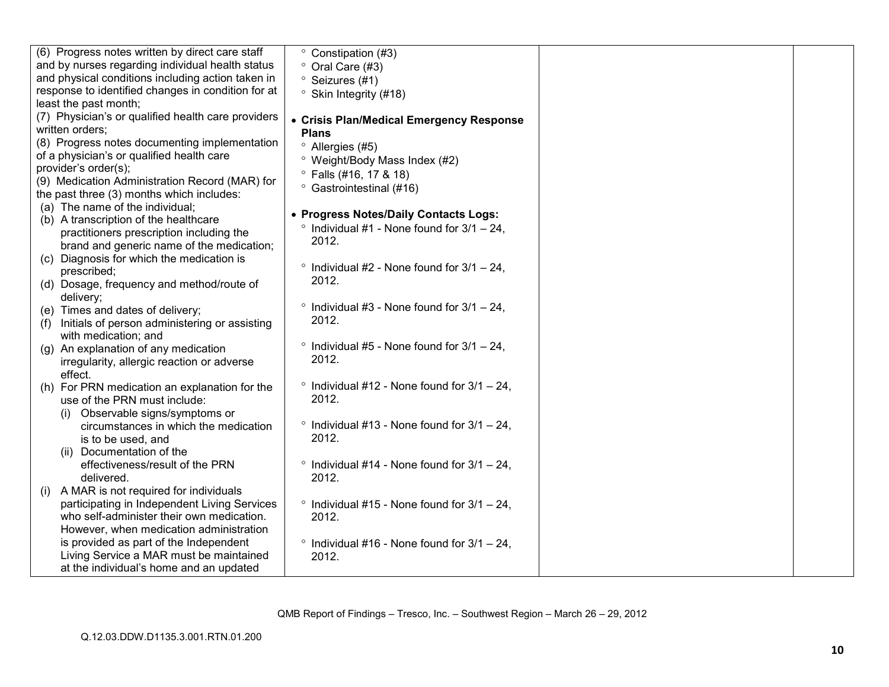| | | | |
|---|---|---|---|
| (6) Progress notes written by direct care staff and by nurses regarding individual health status and physical conditions including action taken in response to identified changes in condition for at least the past month;<br>(7) Physician's or qualified health care providers written orders;<br>(8) Progress notes documenting implementation of a physician's or qualified health care provider's order(s);<br>(9) Medication Administration Record (MAR) for the past three (3) months which includes:<br>(a) The name of the individual;<br>(b) A transcription of the healthcare practitioners prescription including the brand and generic name of the medication;<br>(c) Diagnosis for which the medication is prescribed;<br>(d) Dosage, frequency and method/route of delivery;<br>(e) Times and dates of delivery;<br>(f) Initials of person administering or assisting with medication; and<br>(g) An explanation of any medication irregularity, allergic reaction or adverse effect.<br>(h) For PRN medication an explanation for the use of the PRN must include:<br>(i) Observable signs/symptoms or circumstances in which the medication is to be used, and<br>(ii) Documentation of the effectiveness/result of the PRN delivered.<br>(i) A MAR is not required for individuals participating in Independent Living Services who self-administer their own medication. However, when medication administration is provided as part of the Independent Living Service a MAR must be maintained at the individual's home and an updated | ° Constipation (#3)<br>° Oral Care (#3)<br>° Seizures (#1)<br>° Skin Integrity (#18)<br><br>• **Crisis Plan/Medical Emergency Response Plans**<br>° Allergies (#5)<br>° Weight/Body Mass Index (#2)<br>° Falls (#16, 17 & 18)<br>° Gastrointestinal (#16)<br><br>• **Progress Notes/Daily Contacts Logs:**<br>° Individual #1 - None found for 3/1 – 24, 2012.<br><br>° Individual #2 - None found for 3/1 – 24, 2012.<br><br>° Individual #3 - None found for 3/1 – 24, 2012.<br><br>° Individual #5 - None found for 3/1 – 24, 2012.<br><br>° Individual #12 - None found for 3/1 – 24, 2012.<br><br>° Individual #13 - None found for 3/1 – 24, 2012.<br><br>° Individual #14 - None found for 3/1 – 24, 2012.<br><br>° Individual #15 - None found for 3/1 – 24, 2012.<br><br>° Individual #16 - None found for 3/1 – 24, 2012. | | |

QMB Report of Findings – Tresco, Inc. – Southwest Region – March 26 – 29, 2012

Q.12.03.DDW.D1135.3.001.RTN.01.200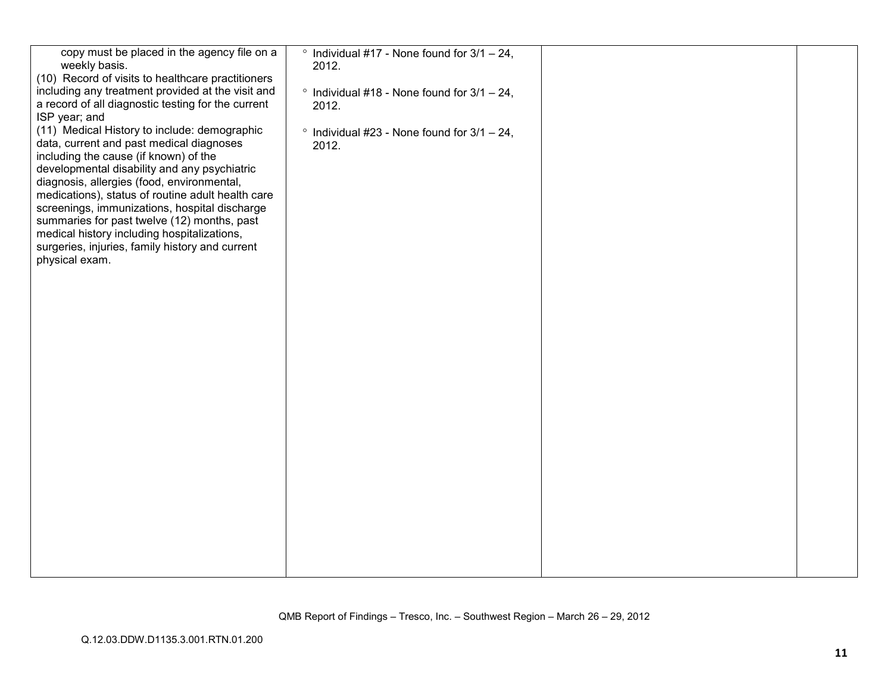| | | | |
|---|---|---|---|
| copy must be placed in the agency file on a weekly basis.<br>(10) Record of visits to healthcare practitioners including any treatment provided at the visit and a record of all diagnostic testing for the current ISP year; and<br>(11) Medical History to include: demographic data, current and past medical diagnoses including the cause (if known) of the developmental disability and any psychiatric diagnosis, allergies (food, environmental, medications), status of routine adult health care screenings, immunizations, hospital discharge summaries for past twelve (12) months, past medical history including hospitalizations, surgeries, injuries, family history and current physical exam. | ° Individual #17 - None found for 3/1 – 24, 2012.<br><br>° Individual #18 - None found for 3/1 – 24, 2012.<br><br>° Individual #23 - None found for 3/1 – 24, 2012. | | |

QMB Report of Findings – Tresco, Inc. – Southwest Region – March 26 – 29, 2012

Q.12.03.DDW.D1135.3.001.RTN.01.200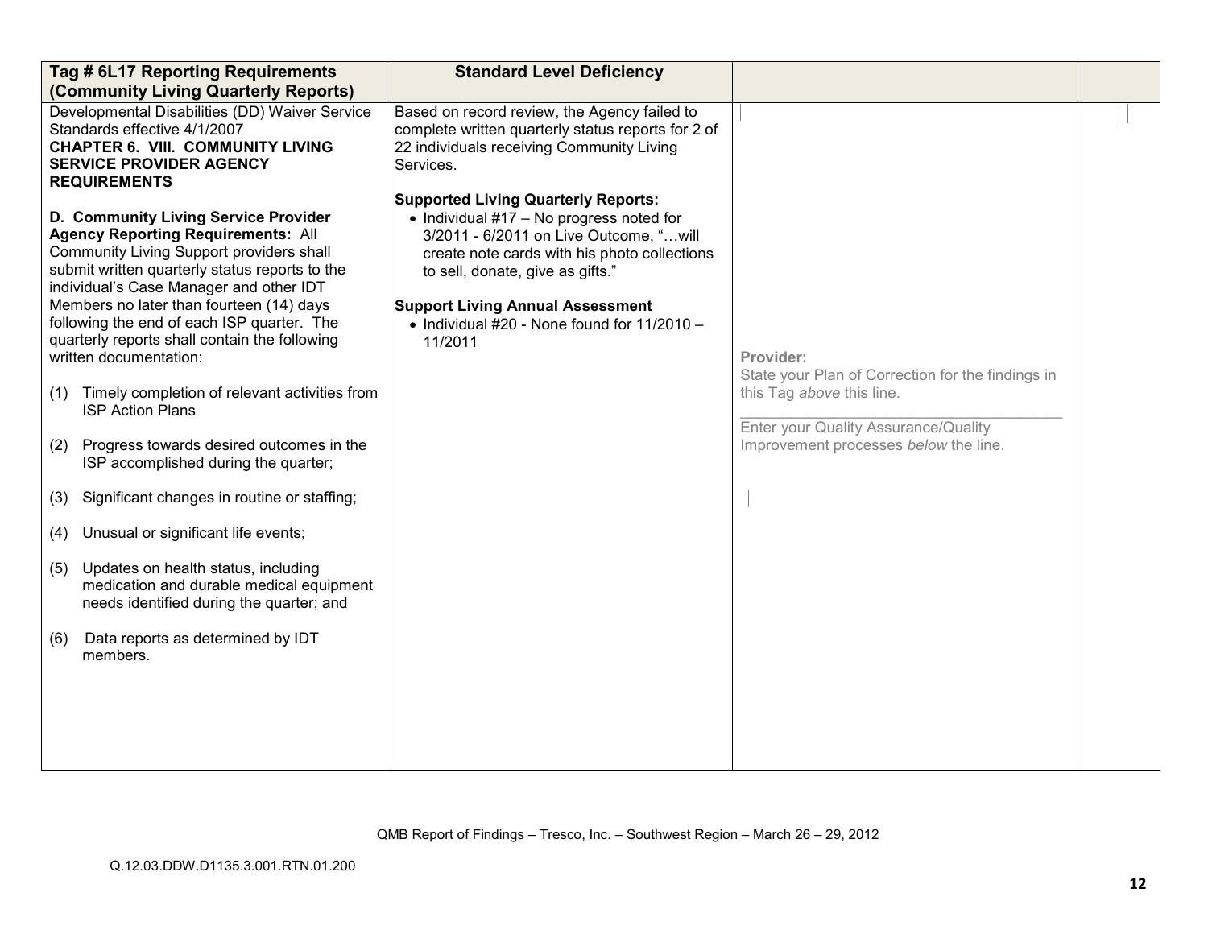| Tag # 6L17 Reporting Requirements (Community Living Quarterly Reports) | Standard Level Deficiency | | |
|---|---|---|---|
| Developmental Disabilities (DD) Waiver Service Standards effective 4/1/2007<br>**CHAPTER 6. VIII. COMMUNITY LIVING SERVICE PROVIDER AGENCY REQUIREMENTS**<br><br>**D. Community Living Service Provider Agency Reporting Requirements:** All Community Living Support providers shall submit written quarterly status reports to the individual's Case Manager and other IDT Members no later than fourteen (14) days following the end of each ISP quarter. The quarterly reports shall contain the following written documentation:<br><br>(1) Timely completion of relevant activities from ISP Action Plans<br><br>(2) Progress towards desired outcomes in the ISP accomplished during the quarter;<br><br>(3) Significant changes in routine or staffing;<br><br>(4) Unusual or significant life events;<br><br>(5) Updates on health status, including medication and durable medical equipment needs identified during the quarter; and<br><br>(6) Data reports as determined by IDT members. | Based on record review, the Agency failed to complete written quarterly status reports for 2 of 22 individuals receiving Community Living Services.<br><br>**Supported Living Quarterly Reports:**<br>• Individual #17 – No progress noted for 3/2011 - 6/2011 on Live Outcome, "…will create note cards with his photo collections to sell, donate, give as gifts."<br><br>**Support Living Annual Assessment**<br>• Individual #20 - None found for 11/2010 – 11/2011 | **Provider:**<br>State your Plan of Correction for the findings in this Tag *above* this line.<br>\_\_\_\_\_\_\_\_\_\_\_\_\_\_\_\_\_\_\_\_\_\_\_\_\_\_\_\_\_\_\_\_\_\_\_\_\_\_<br>Enter your Quality Assurance/Quality Improvement processes *below* the line. | |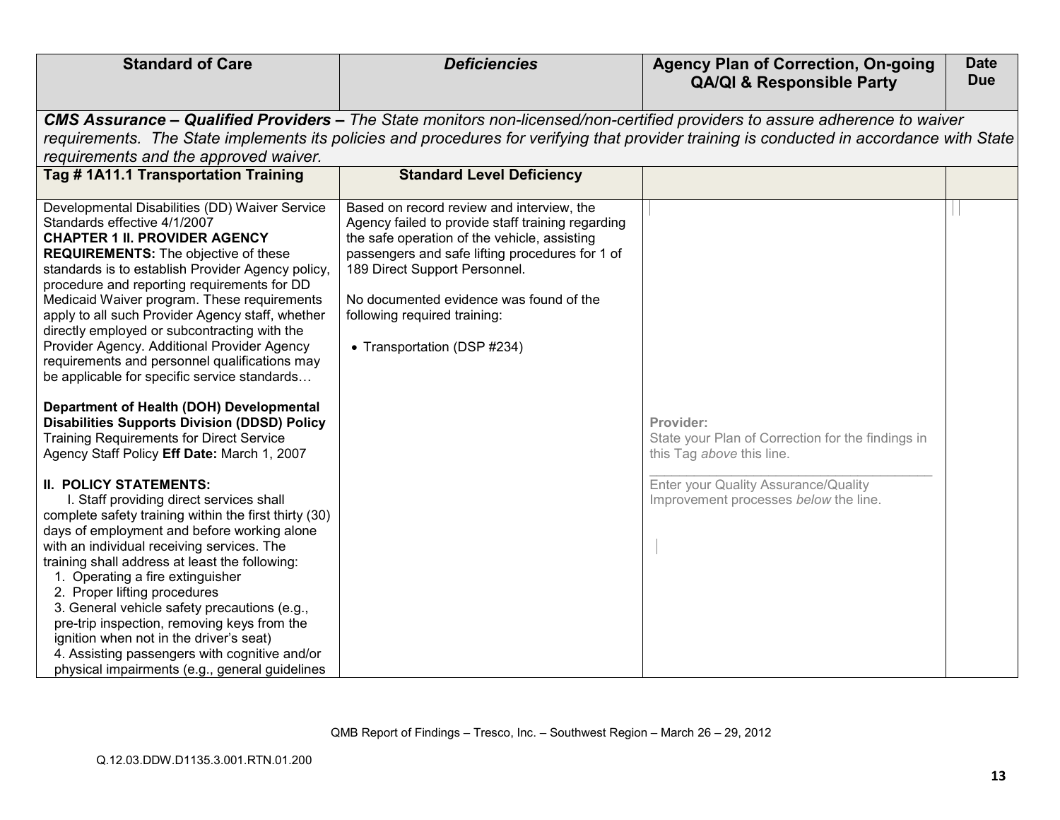| Standard of Care | *Deficiencies* | Agency Plan of Correction, On-going QA/QI & Responsible Party | Date Due |
|---|---|---|---|
| ***CMS Assurance – Qualified Providers –*** *The State monitors non-licensed/non-certified providers to assure adherence to waiver requirements. The State implements its policies and procedures for verifying that provider training is conducted in accordance with State requirements and the approved waiver.* | | | |
| **Tag # 1A11.1 Transportation Training** | **Standard Level Deficiency** | | |
| Developmental Disabilities (DD) Waiver Service Standards effective 4/1/2007<br>**CHAPTER 1 II. PROVIDER AGENCY REQUIREMENTS:** The objective of these standards is to establish Provider Agency policy, procedure and reporting requirements for DD Medicaid Waiver program. These requirements apply to all such Provider Agency staff, whether directly employed or subcontracting with the Provider Agency. Additional Provider Agency requirements and personnel qualifications may be applicable for specific service standards…<br><br>**Department of Health (DOH) Developmental Disabilities Supports Division (DDSD) Policy** Training Requirements for Direct Service Agency Staff Policy **Eff Date:** March 1, 2007<br><br>**II. POLICY STATEMENTS:**<br>I. Staff providing direct services shall complete safety training within the first thirty (30) days of employment and before working alone with an individual receiving services. The training shall address at least the following:<br>1. Operating a fire extinguisher<br>2. Proper lifting procedures<br>3. General vehicle safety precautions (e.g., pre-trip inspection, removing keys from the ignition when not in the driver's seat)<br>4. Assisting passengers with cognitive and/or physical impairments (e.g., general guidelines | Based on record review and interview, the Agency failed to provide staff training regarding the safe operation of the vehicle, assisting passengers and safe lifting procedures for 1 of 189 Direct Support Personnel.<br><br>No documented evidence was found of the following required training:<br><br>• Transportation (DSP #234) | Provider:<br>State your Plan of Correction for the findings in this Tag *above* this line.<br>\_\_\_\_\_\_\_\_\_\_\_\_\_\_\_\_\_\_\_\_\_\_\_\_\_\_\_\_\_\_\_\_\_\_\_\_<br>Enter your Quality Assurance/Quality Improvement processes *below* the line. | |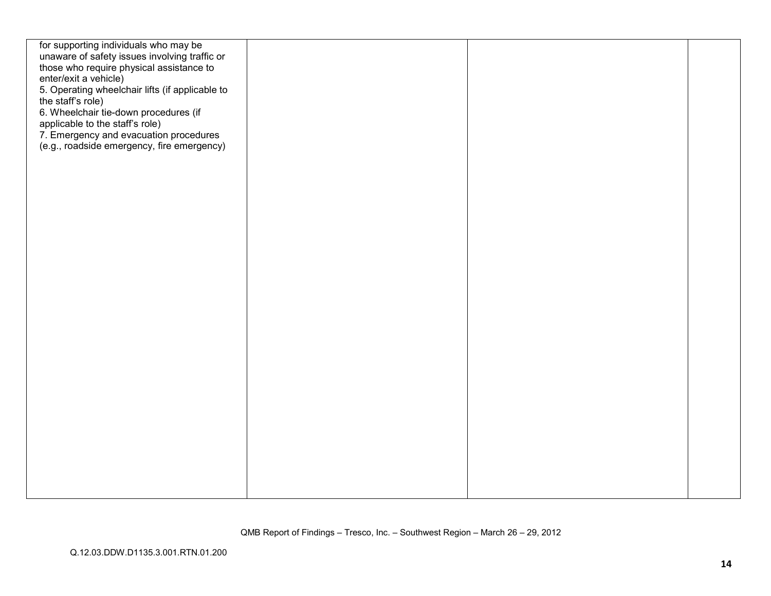| | | | |
|---|---|---|---|
| for supporting individuals who may be unaware of safety issues involving traffic or those who require physical assistance to enter/exit a vehicle)<br>5. Operating wheelchair lifts (if applicable to the staff's role)<br>6. Wheelchair tie-down procedures (if applicable to the staff's role)<br>7. Emergency and evacuation procedures (e.g., roadside emergency, fire emergency) | | | |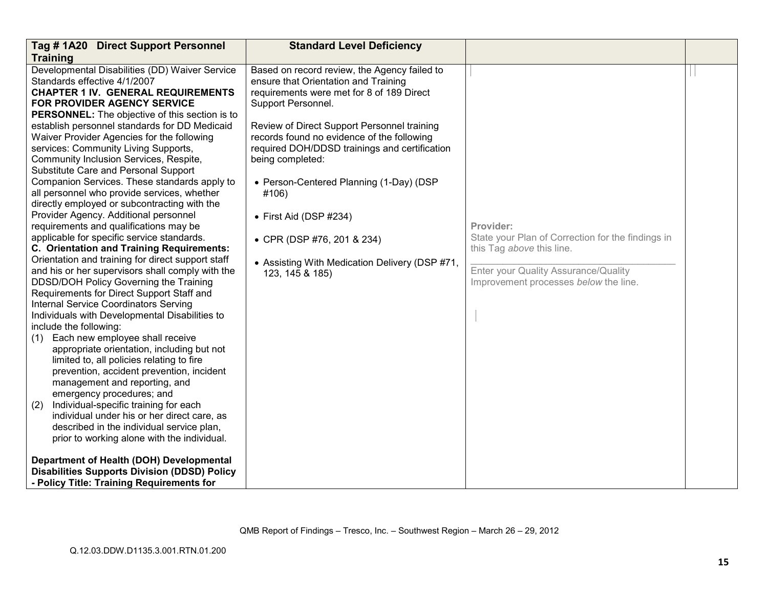| Tag # 1A20 Direct Support Personnel Training | Standard Level Deficiency | | |
|---|---|---|---|
| Developmental Disabilities (DD) Waiver Service Standards effective 4/1/2007<br>**CHAPTER 1 IV. GENERAL REQUIREMENTS FOR PROVIDER AGENCY SERVICE PERSONNEL:** The objective of this section is to establish personnel standards for DD Medicaid Waiver Provider Agencies for the following services: Community Living Supports, Community Inclusion Services, Respite, Substitute Care and Personal Support Companion Services. These standards apply to all personnel who provide services, whether directly employed or subcontracting with the Provider Agency. Additional personnel requirements and qualifications may be applicable for specific service standards.<br>**C. Orientation and Training Requirements:** Orientation and training for direct support staff and his or her supervisors shall comply with the DDSD/DOH Policy Governing the Training Requirements for Direct Support Staff and Internal Service Coordinators Serving Individuals with Developmental Disabilities to include the following:<br>(1) Each new employee shall receive appropriate orientation, including but not limited to, all policies relating to fire prevention, accident prevention, incident management and reporting, and emergency procedures; and<br>(2) Individual-specific training for each individual under his or her direct care, as described in the individual service plan, prior to working alone with the individual.<br><br>**Department of Health (DOH) Developmental Disabilities Supports Division (DDSD) Policy - Policy Title: Training Requirements for** | Based on record review, the Agency failed to ensure that Orientation and Training requirements were met for 8 of 189 Direct Support Personnel.<br><br>Review of Direct Support Personnel training records found no evidence of the following required DOH/DDSD trainings and certification being completed:<br><br>• Person-Centered Planning (1-Day) (DSP #106)<br><br>• First Aid (DSP #234)<br><br>• CPR (DSP #76, 201 & 234)<br><br>• Assisting With Medication Delivery (DSP #71, 123, 145 & 185) | **Provider:**<br>State your Plan of Correction for the findings in this Tag *above* this line.<br>\_\_\_\_\_\_\_\_\_\_\_\_\_\_\_\_\_\_\_\_\_\_\_\_\_\_\_\_\_\_\_\_\_\_\_\_<br>Enter your Quality Assurance/Quality Improvement processes *below* the line. | |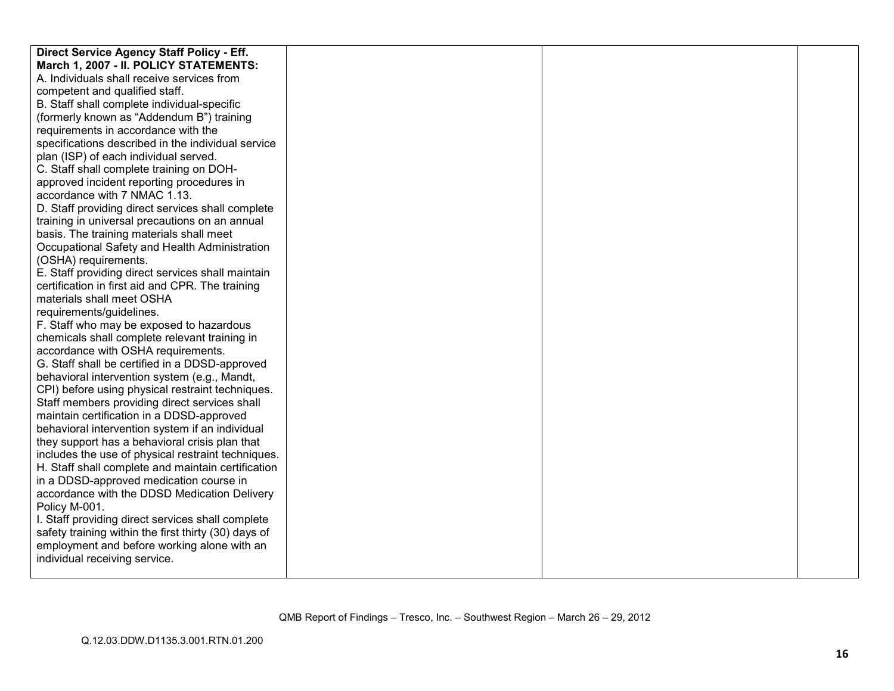| | | | |
|---|---|---|---|
| **Direct Service Agency Staff Policy - Eff. March 1, 2007 - II. POLICY STATEMENTS:**<br>A. Individuals shall receive services from competent and qualified staff.<br>B. Staff shall complete individual-specific (formerly known as "Addendum B") training requirements in accordance with the specifications described in the individual service plan (ISP) of each individual served.<br>C. Staff shall complete training on DOH-approved incident reporting procedures in accordance with 7 NMAC 1.13.<br>D. Staff providing direct services shall complete training in universal precautions on an annual basis. The training materials shall meet Occupational Safety and Health Administration (OSHA) requirements.<br>E. Staff providing direct services shall maintain certification in first aid and CPR. The training materials shall meet OSHA requirements/guidelines.<br>F. Staff who may be exposed to hazardous chemicals shall complete relevant training in accordance with OSHA requirements.<br>G. Staff shall be certified in a DDSD-approved behavioral intervention system (e.g., Mandt, CPI) before using physical restraint techniques. Staff members providing direct services shall maintain certification in a DDSD-approved behavioral intervention system if an individual they support has a behavioral crisis plan that includes the use of physical restraint techniques.<br>H. Staff shall complete and maintain certification in a DDSD-approved medication course in accordance with the DDSD Medication Delivery Policy M-001.<br>I. Staff providing direct services shall complete safety training within the first thirty (30) days of employment and before working alone with an individual receiving service. | | | |

QMB Report of Findings – Tresco, Inc. – Southwest Region – March 26 – 29, 2012

Q.12.03.DDW.D1135.3.001.RTN.01.200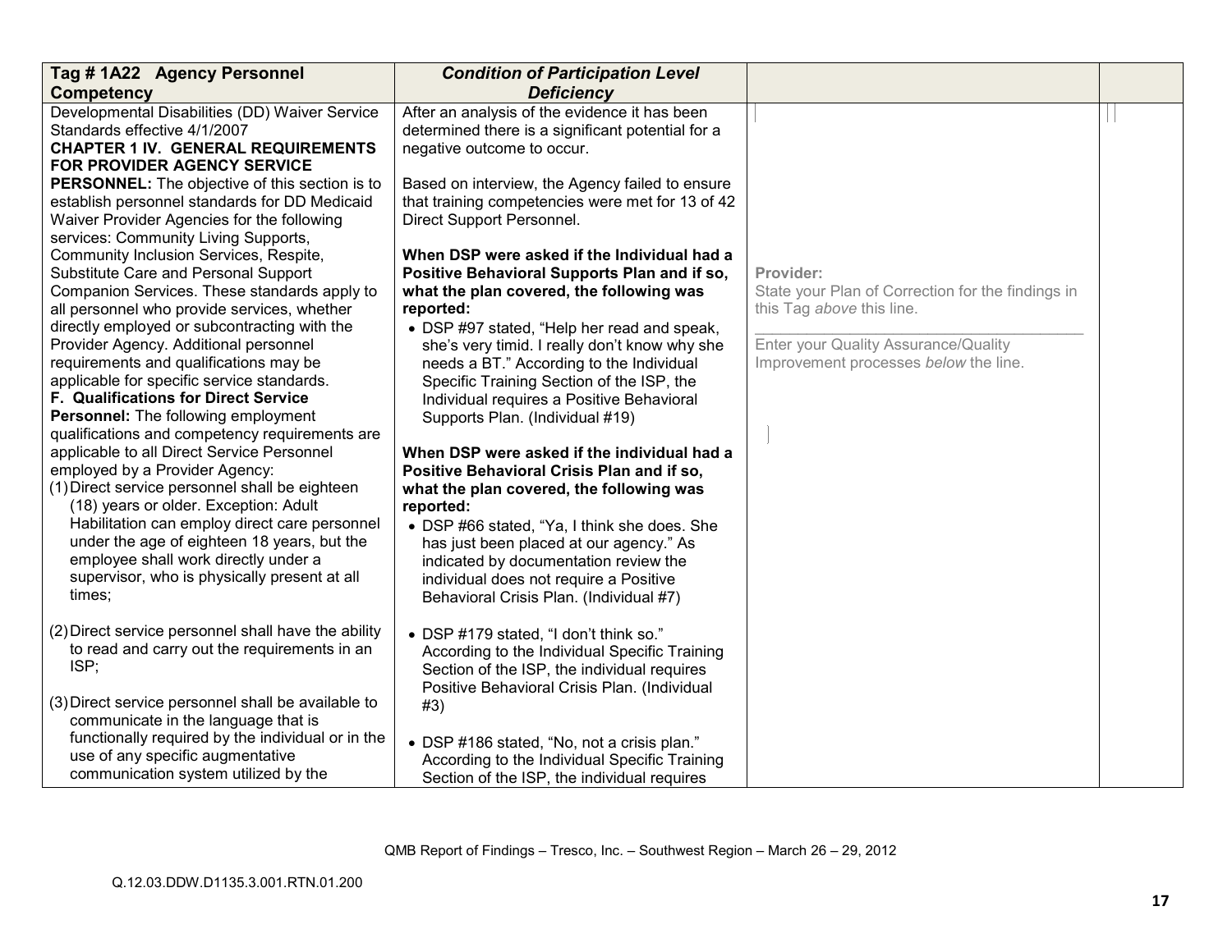| Tag # 1A22 Agency Personnel Competency | *Condition of Participation Level Deficiency* | | |
|---|---|---|---|
| Developmental Disabilities (DD) Waiver Service Standards effective 4/1/2007<br>**CHAPTER 1 IV. GENERAL REQUIREMENTS FOR PROVIDER AGENCY SERVICE PERSONNEL:** The objective of this section is to establish personnel standards for DD Medicaid Waiver Provider Agencies for the following services: Community Living Supports, Community Inclusion Services, Respite, Substitute Care and Personal Support Companion Services. These standards apply to all personnel who provide services, whether directly employed or subcontracting with the Provider Agency. Additional personnel requirements and qualifications may be applicable for specific service standards.<br>**F. Qualifications for Direct Service Personnel:** The following employment qualifications and competency requirements are applicable to all Direct Service Personnel employed by a Provider Agency:<br>(1) Direct service personnel shall be eighteen (18) years or older. Exception: Adult Habilitation can employ direct care personnel under the age of eighteen 18 years, but the employee shall work directly under a supervisor, who is physically present at all times;<br><br>(2) Direct service personnel shall have the ability to read and carry out the requirements in an ISP;<br><br>(3) Direct service personnel shall be available to communicate in the language that is functionally required by the individual or in the use of any specific augmentative communication system utilized by the | After an analysis of the evidence it has been determined there is a significant potential for a negative outcome to occur.<br><br>Based on interview, the Agency failed to ensure that training competencies were met for 13 of 42 Direct Support Personnel.<br><br>**When DSP were asked if the Individual had a Positive Behavioral Supports Plan and if so, what the plan covered, the following was reported:**<br>• DSP #97 stated, "Help her read and speak, she's very timid. I really don't know why she needs a BT." According to the Individual Specific Training Section of the ISP, the Individual requires a Positive Behavioral Supports Plan. (Individual #19)<br><br>**When DSP were asked if the individual had a Positive Behavioral Crisis Plan and if so, what the plan covered, the following was reported:**<br>• DSP #66 stated, "Ya, I think she does. She has just been placed at our agency." As indicated by documentation review the individual does not require a Positive Behavioral Crisis Plan. (Individual #7)<br><br>• DSP #179 stated, "I don't think so." According to the Individual Specific Training Section of the ISP, the individual requires Positive Behavioral Crisis Plan. (Individual #3)<br><br>• DSP #186 stated, "No, not a crisis plan." According to the Individual Specific Training Section of the ISP, the individual requires | **Provider:**<br>State your Plan of Correction for the findings in this Tag *above* this line.<br>\_\_\_\_\_\_\_\_\_\_\_\_\_\_\_\_\_\_\_\_\_\_\_\_\_\_\_\_\_\_\_\_\_\_\_\_<br>Enter your Quality Assurance/Quality Improvement processes *below* the line. | |

QMB Report of Findings – Tresco, Inc. – Southwest Region – March 26 – 29, 2012

Q.12.03.DDW.D1135.3.001.RTN.01.200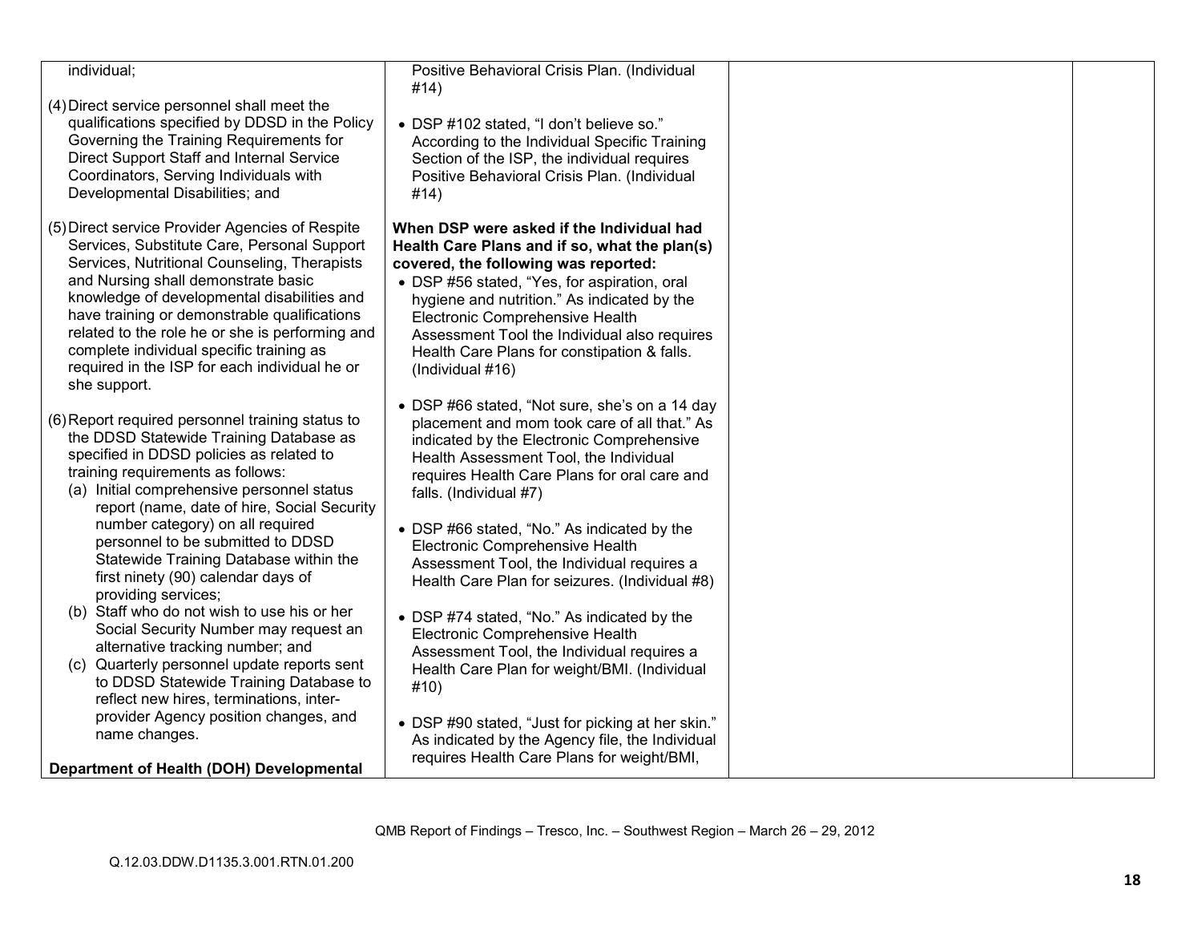| | | | |
|---|---|---|---|
| individual;<br><br>(4) Direct service personnel shall meet the qualifications specified by DDSD in the Policy Governing the Training Requirements for Direct Support Staff and Internal Service Coordinators, Serving Individuals with Developmental Disabilities; and<br><br>(5) Direct service Provider Agencies of Respite Services, Substitute Care, Personal Support Services, Nutritional Counseling, Therapists and Nursing shall demonstrate basic knowledge of developmental disabilities and have training or demonstrable qualifications related to the role he or she is performing and complete individual specific training as required in the ISP for each individual he or she support.<br><br>(6) Report required personnel training status to the DDSD Statewide Training Database as specified in DDSD policies as related to training requirements as follows:<br>(a) Initial comprehensive personnel status report (name, date of hire, Social Security number category) on all required personnel to be submitted to DDSD Statewide Training Database within the first ninety (90) calendar days of providing services;<br>(b) Staff who do not wish to use his or her Social Security Number may request an alternative tracking number; and<br>(c) Quarterly personnel update reports sent to DDSD Statewide Training Database to reflect new hires, terminations, inter-provider Agency position changes, and name changes.<br><br>**Department of Health (DOH) Developmental** | Positive Behavioral Crisis Plan. (Individual #14)<br><br>• DSP #102 stated, "I don't believe so." According to the Individual Specific Training Section of the ISP, the individual requires Positive Behavioral Crisis Plan. (Individual #14)<br><br>**When DSP were asked if the Individual had Health Care Plans and if so, what the plan(s) covered, the following was reported:**<br>• DSP #56 stated, "Yes, for aspiration, oral hygiene and nutrition." As indicated by the Electronic Comprehensive Health Assessment Tool the Individual also requires Health Care Plans for constipation & falls. (Individual #16)<br><br>• DSP #66 stated, "Not sure, she's on a 14 day placement and mom took care of all that." As indicated by the Electronic Comprehensive Health Assessment Tool, the Individual requires Health Care Plans for oral care and falls. (Individual #7)<br><br>• DSP #66 stated, "No." As indicated by the Electronic Comprehensive Health Assessment Tool, the Individual requires a Health Care Plan for seizures. (Individual #8)<br><br>• DSP #74 stated, "No." As indicated by the Electronic Comprehensive Health Assessment Tool, the Individual requires a Health Care Plan for weight/BMI. (Individual #10)<br><br>• DSP #90 stated, "Just for picking at her skin." As indicated by the Agency file, the Individual requires Health Care Plans for weight/BMI, | | |

QMB Report of Findings – Tresco, Inc. – Southwest Region – March 26 – 29, 2012

Q.12.03.DDW.D1135.3.001.RTN.01.200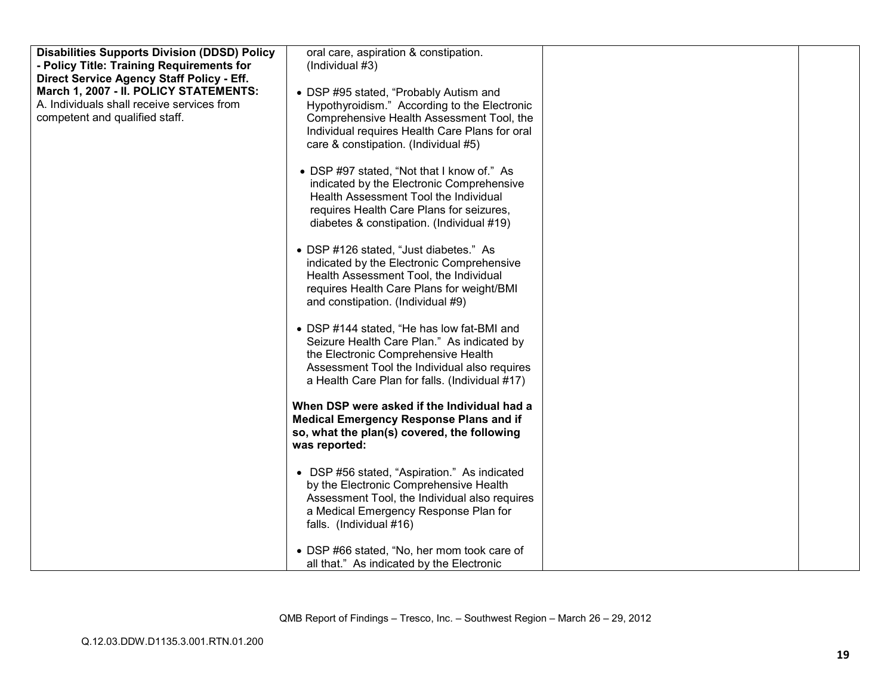| | | | |
|---|---|---|---|
| **Disabilities Supports Division (DDSD) Policy - Policy Title: Training Requirements for Direct Service Agency Staff Policy - Eff. March 1, 2007 - II. POLICY STATEMENTS:**<br>A. Individuals shall receive services from competent and qualified staff. | oral care, aspiration & constipation. (Individual #3)<br><br>• DSP #95 stated, "Probably Autism and Hypothyroidism." According to the Electronic Comprehensive Health Assessment Tool, the Individual requires Health Care Plans for oral care & constipation. (Individual #5)<br><br>• DSP #97 stated, "Not that I know of." As indicated by the Electronic Comprehensive Health Assessment Tool the Individual requires Health Care Plans for seizures, diabetes & constipation. (Individual #19)<br><br>• DSP #126 stated, "Just diabetes." As indicated by the Electronic Comprehensive Health Assessment Tool, the Individual requires Health Care Plans for weight/BMI and constipation. (Individual #9)<br><br>• DSP #144 stated, "He has low fat-BMI and Seizure Health Care Plan." As indicated by the Electronic Comprehensive Health Assessment Tool the Individual also requires a Health Care Plan for falls. (Individual #17)<br><br>**When DSP were asked if the Individual had a Medical Emergency Response Plans and if so, what the plan(s) covered, the following was reported:**<br><br>• DSP #56 stated, "Aspiration." As indicated by the Electronic Comprehensive Health Assessment Tool, the Individual also requires a Medical Emergency Response Plan for falls. (Individual #16)<br><br>• DSP #66 stated, "No, her mom took care of all that." As indicated by the Electronic | | |

QMB Report of Findings – Tresco, Inc. – Southwest Region – March 26 – 29, 2012

Q.12.03.DDW.D1135.3.001.RTN.01.200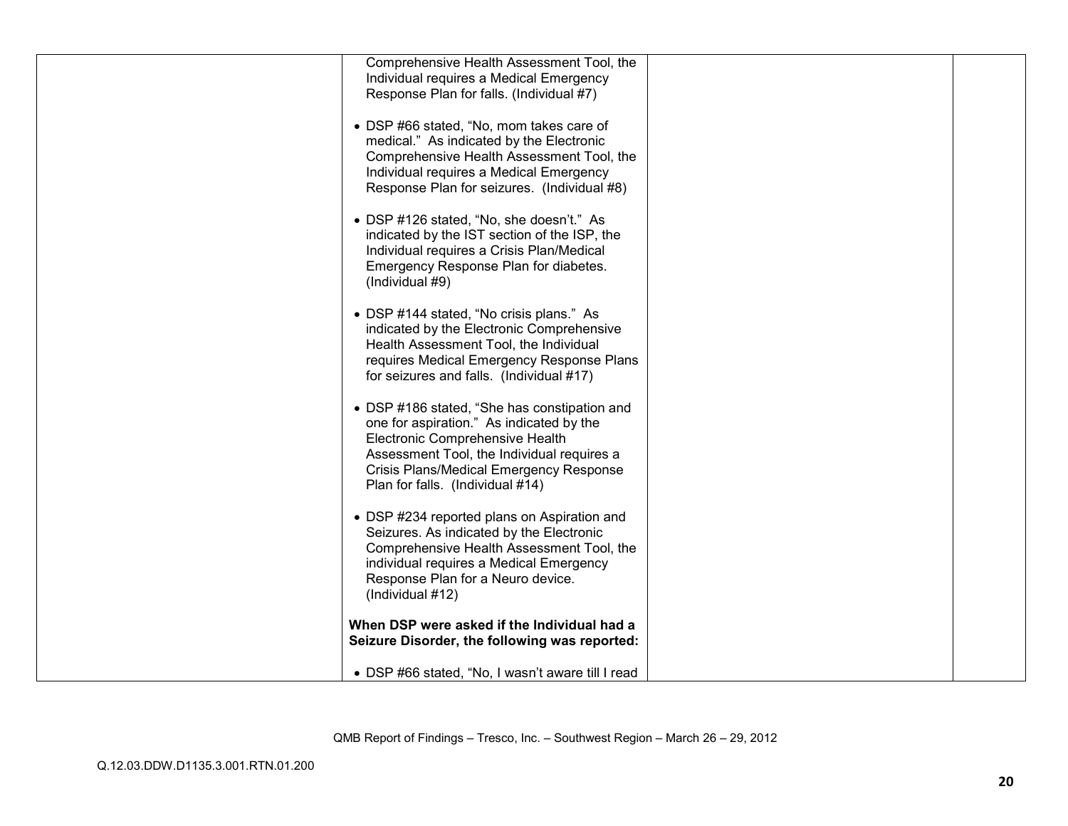| | | | |
|---|---|---|---|
| | Comprehensive Health Assessment Tool, the Individual requires a Medical Emergency Response Plan for falls. (Individual #7)<br><br>• DSP #66 stated, "No, mom takes care of medical." As indicated by the Electronic Comprehensive Health Assessment Tool, the Individual requires a Medical Emergency Response Plan for seizures. (Individual #8)<br><br>• DSP #126 stated, "No, she doesn't." As indicated by the IST section of the ISP, the Individual requires a Crisis Plan/Medical Emergency Response Plan for diabetes. (Individual #9)<br><br>• DSP #144 stated, "No crisis plans." As indicated by the Electronic Comprehensive Health Assessment Tool, the Individual requires Medical Emergency Response Plans for seizures and falls. (Individual #17)<br><br>• DSP #186 stated, "She has constipation and one for aspiration." As indicated by the Electronic Comprehensive Health Assessment Tool, the Individual requires a Crisis Plans/Medical Emergency Response Plan for falls. (Individual #14)<br><br>• DSP #234 reported plans on Aspiration and Seizures. As indicated by the Electronic Comprehensive Health Assessment Tool, the individual requires a Medical Emergency Response Plan for a Neuro device. (Individual #12)<br><br>**When DSP were asked if the Individual had a Seizure Disorder, the following was reported:**<br><br>• DSP #66 stated, "No, I wasn't aware till I read | | |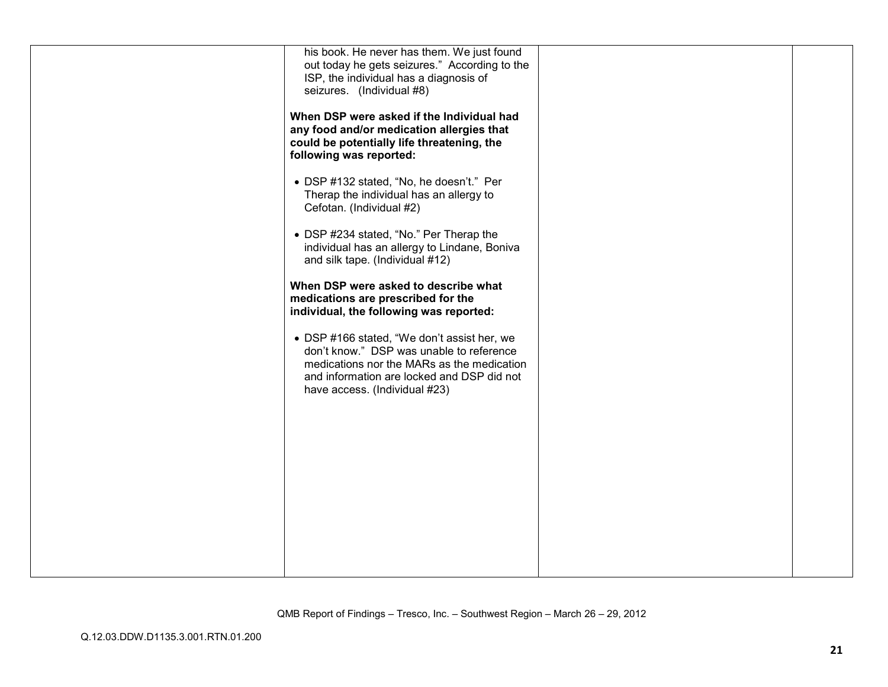| | | | |
|---|---|---|---|
| | his book. He never has them. We just found out today he gets seizures." According to the ISP, the individual has a diagnosis of seizures. (Individual #8)<br><br>**When DSP were asked if the Individual had any food and/or medication allergies that could be potentially life threatening, the following was reported:**<br><br>• DSP #132 stated, "No, he doesn't." Per Therap the individual has an allergy to Cefotan. (Individual #2)<br><br>• DSP #234 stated, "No." Per Therap the individual has an allergy to Lindane, Boniva and silk tape. (Individual #12)<br><br>**When DSP were asked to describe what medications are prescribed for the individual, the following was reported:**<br><br>• DSP #166 stated, "We don't assist her, we don't know." DSP was unable to reference medications nor the MARs as the medication and information are locked and DSP did not have access. (Individual #23) | | |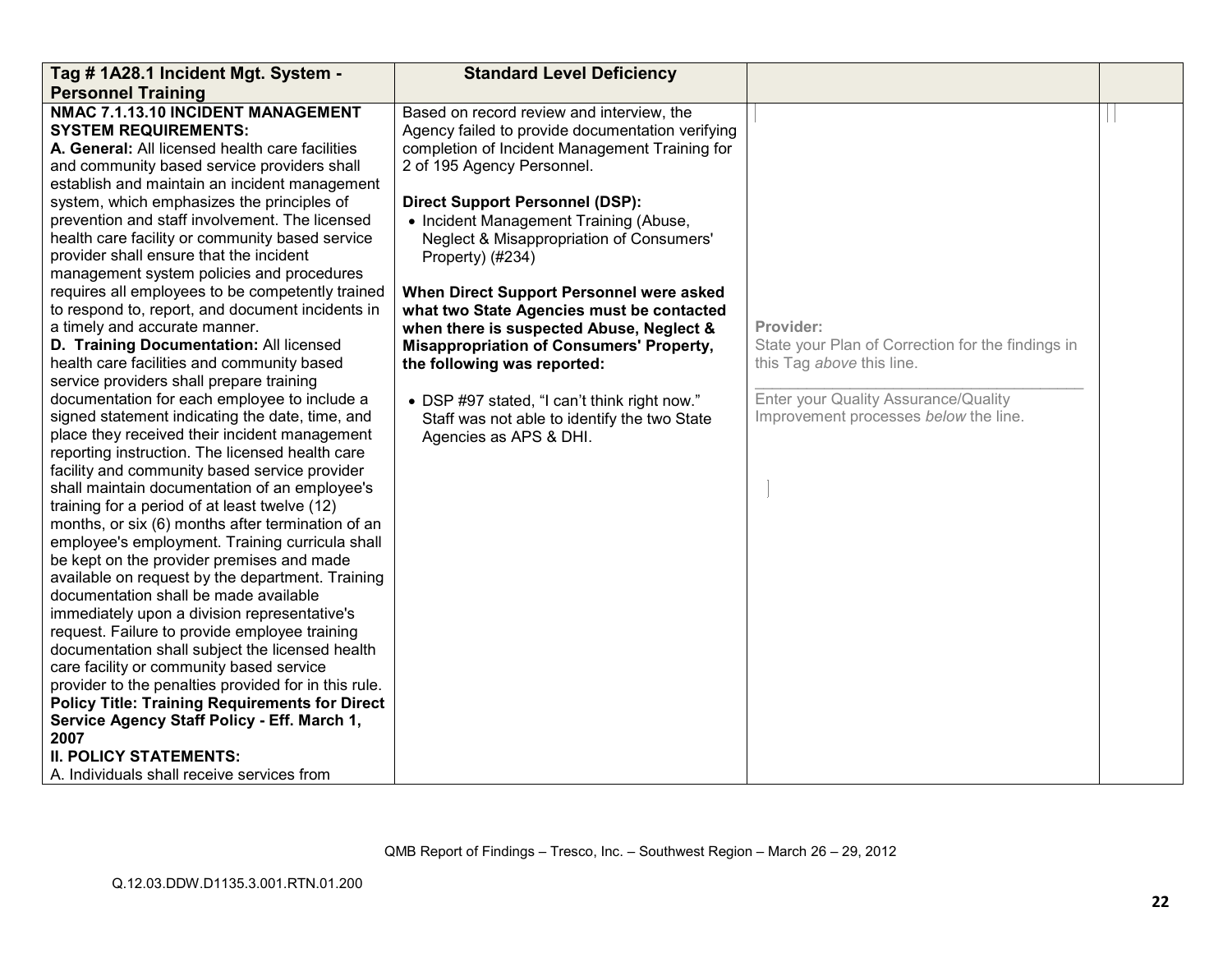| Tag # 1A28.1 Incident Mgt. System - Personnel Training | Standard Level Deficiency | | |
|---|---|---|---|
| **NMAC 7.1.13.10 INCIDENT MANAGEMENT SYSTEM REQUIREMENTS:**<br>**A. General:** All licensed health care facilities and community based service providers shall establish and maintain an incident management system, which emphasizes the principles of prevention and staff involvement. The licensed health care facility or community based service provider shall ensure that the incident management system policies and procedures requires all employees to be competently trained to respond to, report, and document incidents in a timely and accurate manner.<br>**D. Training Documentation:** All licensed health care facilities and community based service providers shall prepare training documentation for each employee to include a signed statement indicating the date, time, and place they received their incident management reporting instruction. The licensed health care facility and community based service provider shall maintain documentation of an employee's training for a period of at least twelve (12) months, or six (6) months after termination of an employee's employment. Training curricula shall be kept on the provider premises and made available on request by the department. Training documentation shall be made available immediately upon a division representative's request. Failure to provide employee training documentation shall subject the licensed health care facility or community based service provider to the penalties provided for in this rule.<br>**Policy Title: Training Requirements for Direct Service Agency Staff Policy - Eff. March 1, 2007**<br>**II. POLICY STATEMENTS:**<br>A. Individuals shall receive services from | Based on record review and interview, the Agency failed to provide documentation verifying completion of Incident Management Training for 2 of 195 Agency Personnel.<br><br>**Direct Support Personnel (DSP):**<br>• Incident Management Training (Abuse, Neglect & Misappropriation of Consumers' Property) (#234)<br><br>**When Direct Support Personnel were asked what two State Agencies must be contacted when there is suspected Abuse, Neglect & Misappropriation of Consumers' Property, the following was reported:**<br><br>• DSP #97 stated, "I can't think right now." Staff was not able to identify the two State Agencies as APS & DHI. | Provider:<br>State your Plan of Correction for the findings in this Tag *above* this line.<br>\_\_\_\_\_\_\_\_\_\_\_\_\_\_\_\_\_\_\_\_\_\_\_\_\_\_\_\_\_\_\_\_\_\_\_\_<br>Enter your Quality Assurance/Quality Improvement processes *below* the line. | |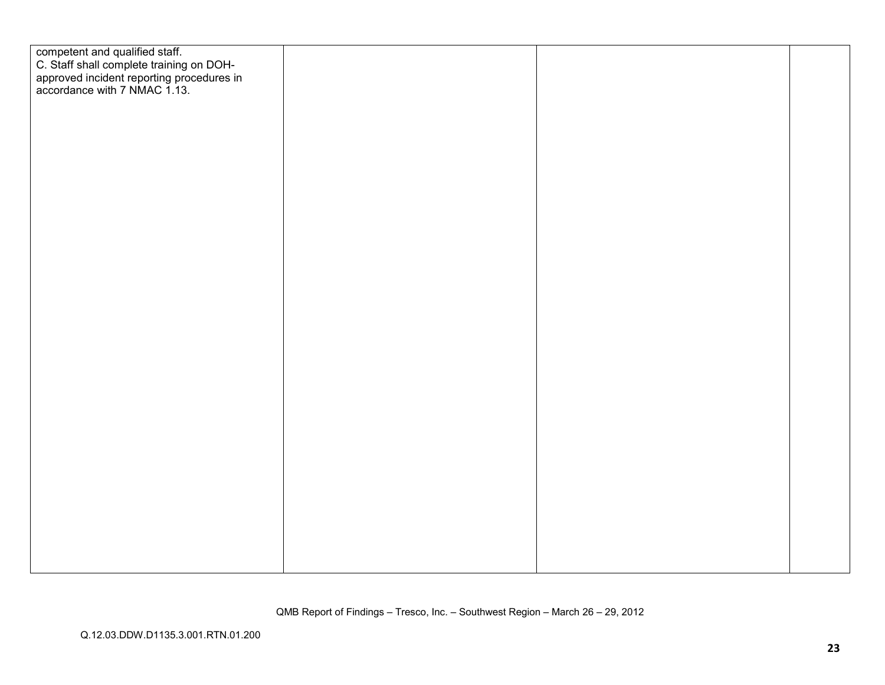| | | | |
|---|---|---|---|
| competent and qualified staff.<br>C. Staff shall complete training on DOH-approved incident reporting procedures in accordance with 7 NMAC 1.13. | | | |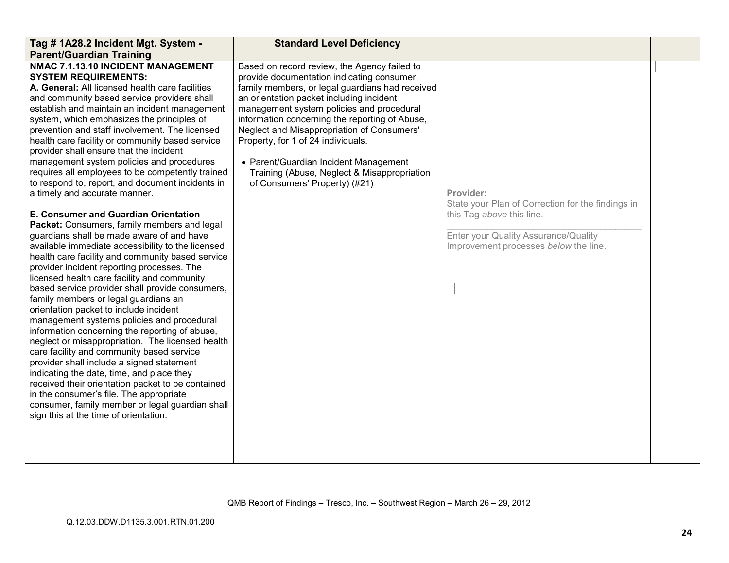| Tag # 1A28.2 Incident Mgt. System - Parent/Guardian Training | Standard Level Deficiency | | |
|---|---|---|---|
| **NMAC 7.1.13.10 INCIDENT MANAGEMENT SYSTEM REQUIREMENTS:**<br>**A. General:** All licensed health care facilities and community based service providers shall establish and maintain an incident management system, which emphasizes the principles of prevention and staff involvement. The licensed health care facility or community based service provider shall ensure that the incident management system policies and procedures requires all employees to be competently trained to respond to, report, and document incidents in a timely and accurate manner.<br><br>**E. Consumer and Guardian Orientation Packet:** Consumers, family members and legal guardians shall be made aware of and have available immediate accessibility to the licensed health care facility and community based service provider incident reporting processes. The licensed health care facility and community based service provider shall provide consumers, family members or legal guardians an orientation packet to include incident management systems policies and procedural information concerning the reporting of abuse, neglect or misappropriation. The licensed health care facility and community based service provider shall include a signed statement indicating the date, time, and place they received their orientation packet to be contained in the consumer's file. The appropriate consumer, family member or legal guardian shall sign this at the time of orientation. | Based on record review, the Agency failed to provide documentation indicating consumer, family members, or legal guardians had received an orientation packet including incident management system policies and procedural information concerning the reporting of Abuse, Neglect and Misappropriation of Consumers' Property, for 1 of 24 individuals.<br><br>• Parent/Guardian Incident Management Training (Abuse, Neglect & Misappropriation of Consumers' Property) (#21) | **Provider:**<br>State your Plan of Correction for the findings in this Tag *above* this line.<br>\_\_\_\_\_\_\_\_\_\_\_\_\_\_\_\_\_\_\_\_\_\_\_\_\_\_\_\_\_\_\_\_\_\_\_\_<br>Enter your Quality Assurance/Quality Improvement processes *below* the line. | |

QMB Report of Findings – Tresco, Inc. – Southwest Region – March 26 – 29, 2012

Q.12.03.DDW.D1135.3.001.RTN.01.200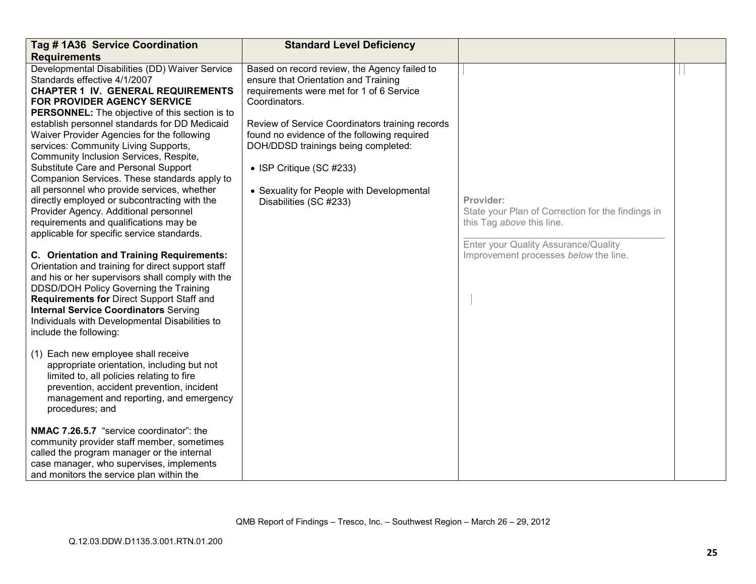| Tag # 1A36 Service Coordination Requirements | Standard Level Deficiency | | |
|---|---|---|---|
| Developmental Disabilities (DD) Waiver Service Standards effective 4/1/2007<br>**CHAPTER 1 IV. GENERAL REQUIREMENTS FOR PROVIDER AGENCY SERVICE PERSONNEL:** The objective of this section is to establish personnel standards for DD Medicaid Waiver Provider Agencies for the following services: Community Living Supports, Community Inclusion Services, Respite, Substitute Care and Personal Support Companion Services. These standards apply to all personnel who provide services, whether directly employed or subcontracting with the Provider Agency. Additional personnel requirements and qualifications may be applicable for specific service standards.<br><br>**C. Orientation and Training Requirements:** Orientation and training for direct support staff and his or her supervisors shall comply with the DDSD/DOH Policy Governing the Training **Requirements for** Direct Support Staff and **Internal Service Coordinators** Serving Individuals with Developmental Disabilities to include the following:<br><br>(1) Each new employee shall receive appropriate orientation, including but not limited to, all policies relating to fire prevention, accident prevention, incident management and reporting, and emergency procedures; and<br><br>**NMAC 7.26.5.7** "service coordinator": the community provider staff member, sometimes called the program manager or the internal case manager, who supervises, implements and monitors the service plan within the | Based on record review, the Agency failed to ensure that Orientation and Training requirements were met for 1 of 6 Service Coordinators.<br><br>Review of Service Coordinators training records found no evidence of the following required DOH/DDSD trainings being completed:<br><br>• ISP Critique (SC #233)<br><br>• Sexuality for People with Developmental Disabilities (SC #233) | **Provider:**<br>State your Plan of Correction for the findings in this Tag *above* this line.<br><br>Enter your Quality Assurance/Quality Improvement processes *below* the line. | |

QMB Report of Findings – Tresco, Inc. – Southwest Region – March 26 – 29, 2012

Q.12.03.DDW.D1135.3.001.RTN.01.200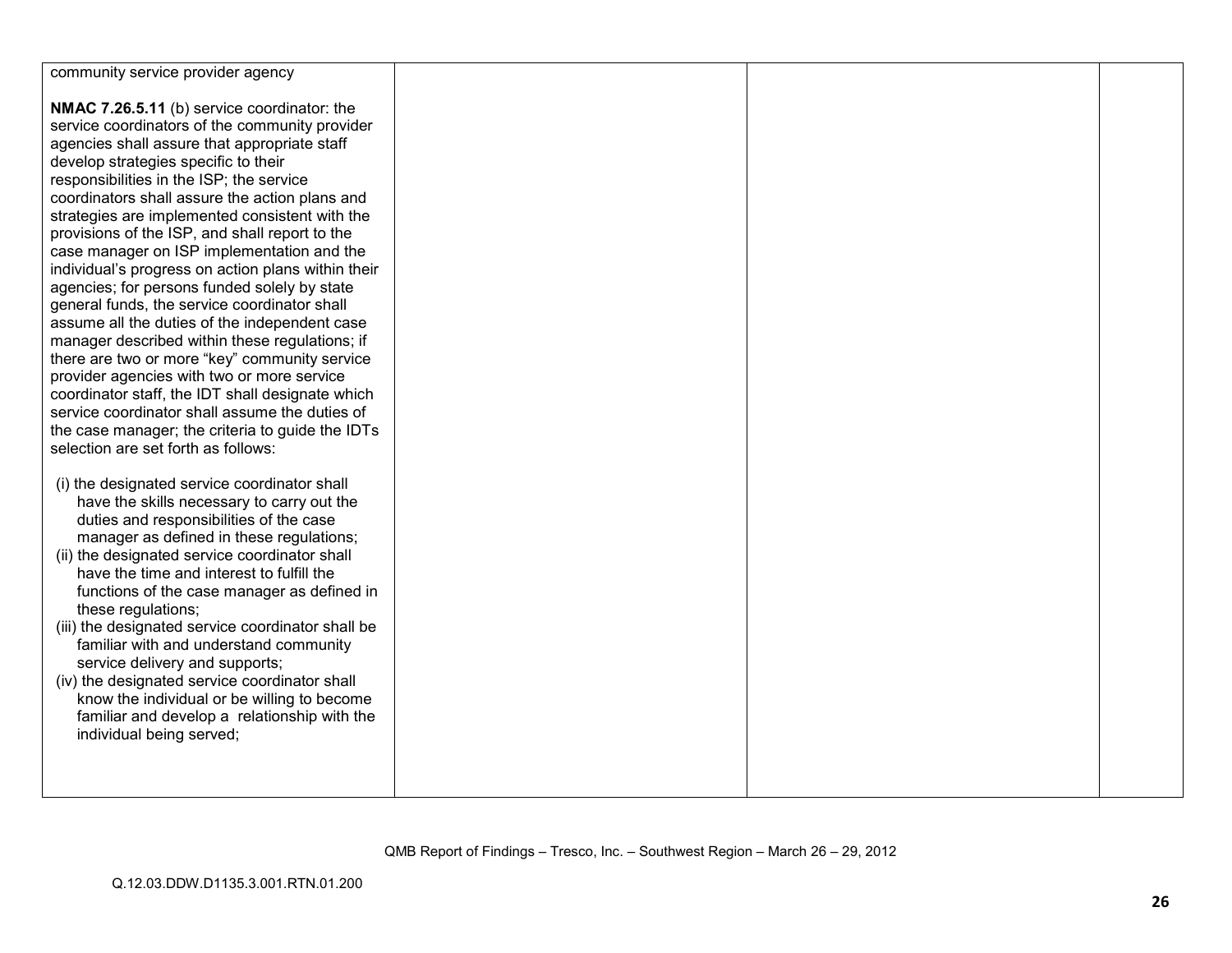| | | | |
|---|---|---|---|
| community service provider agency<br><br>**NMAC 7.26.5.11** (b) service coordinator: the service coordinators of the community provider agencies shall assure that appropriate staff develop strategies specific to their responsibilities in the ISP; the service coordinators shall assure the action plans and strategies are implemented consistent with the provisions of the ISP, and shall report to the case manager on ISP implementation and the individual's progress on action plans within their agencies; for persons funded solely by state general funds, the service coordinator shall assume all the duties of the independent case manager described within these regulations; if there are two or more "key" community service provider agencies with two or more service coordinator staff, the IDT shall designate which service coordinator shall assume the duties of the case manager; the criteria to guide the IDTs selection are set forth as follows:<br><br>(i) the designated service coordinator shall have the skills necessary to carry out the duties and responsibilities of the case manager as defined in these regulations;<br>(ii) the designated service coordinator shall have the time and interest to fulfill the functions of the case manager as defined in these regulations;<br>(iii) the designated service coordinator shall be familiar with and understand community service delivery and supports;<br>(iv) the designated service coordinator shall know the individual or be willing to become familiar and develop a relationship with the individual being served; | | | |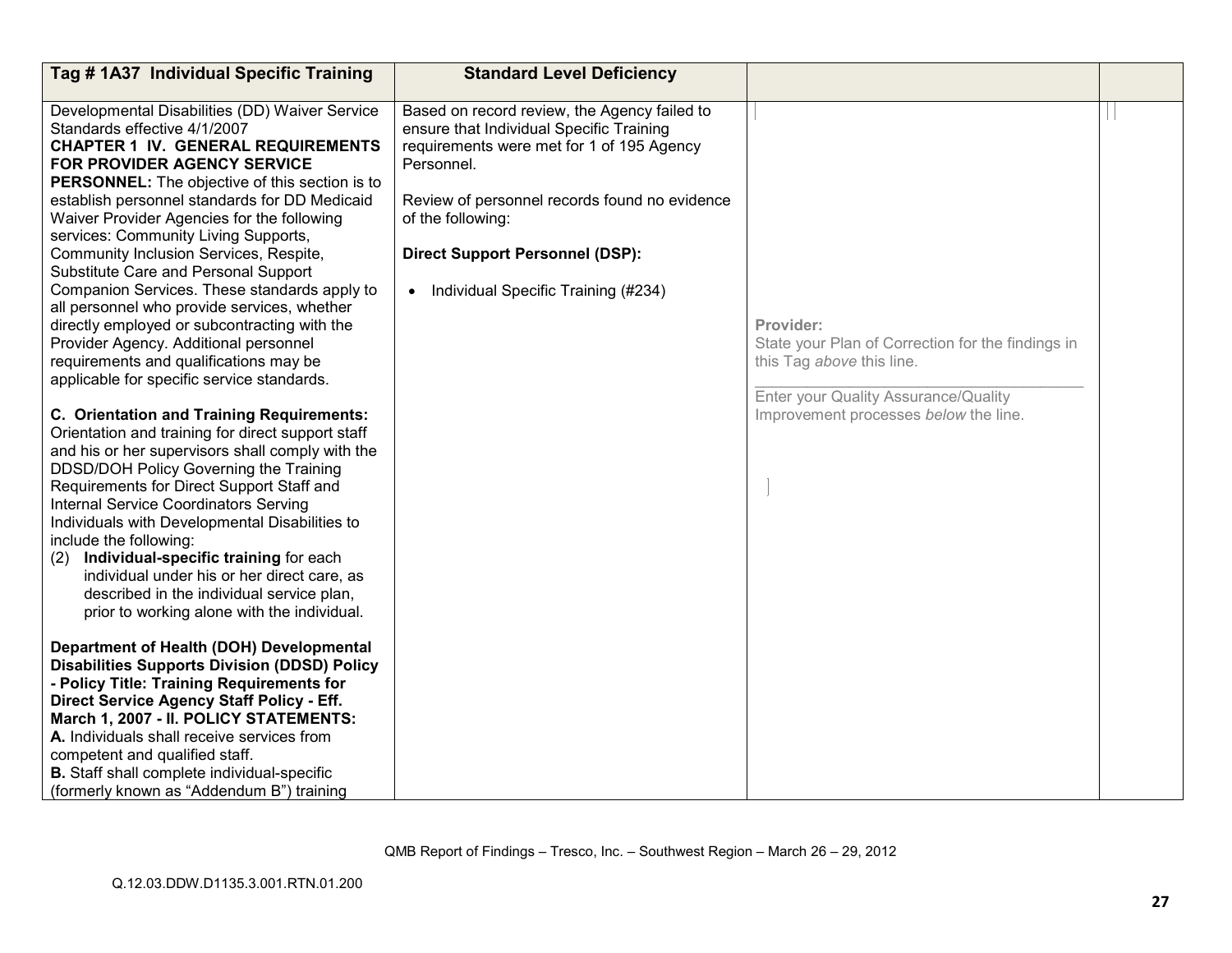| Tag # 1A37 Individual Specific Training | Standard Level Deficiency | | |
|---|---|---|---|
| Developmental Disabilities (DD) Waiver Service Standards effective 4/1/2007<br>**CHAPTER 1 IV. GENERAL REQUIREMENTS FOR PROVIDER AGENCY SERVICE PERSONNEL:** The objective of this section is to establish personnel standards for DD Medicaid Waiver Provider Agencies for the following services: Community Living Supports, Community Inclusion Services, Respite, Substitute Care and Personal Support Companion Services. These standards apply to all personnel who provide services, whether directly employed or subcontracting with the Provider Agency. Additional personnel requirements and qualifications may be applicable for specific service standards.<br><br>**C. Orientation and Training Requirements:** Orientation and training for direct support staff and his or her supervisors shall comply with the DDSD/DOH Policy Governing the Training Requirements for Direct Support Staff and Internal Service Coordinators Serving Individuals with Developmental Disabilities to include the following:<br>(2) **Individual-specific training** for each individual under his or her direct care, as described in the individual service plan, prior to working alone with the individual.<br><br>**Department of Health (DOH) Developmental Disabilities Supports Division (DDSD) Policy - Policy Title: Training Requirements for Direct Service Agency Staff Policy - Eff. March 1, 2007 - II. POLICY STATEMENTS:**<br>**A.** Individuals shall receive services from competent and qualified staff.<br>**B.** Staff shall complete individual-specific (formerly known as "Addendum B") training | Based on record review, the Agency failed to ensure that Individual Specific Training requirements were met for 1 of 195 Agency Personnel.<br><br>Review of personnel records found no evidence of the following:<br><br>**Direct Support Personnel (DSP):**<br><br>• Individual Specific Training (#234) | **Provider:**<br>State your Plan of Correction for the findings in this Tag *above* this line.<br><br>Enter your Quality Assurance/Quality Improvement processes *below* the line. | |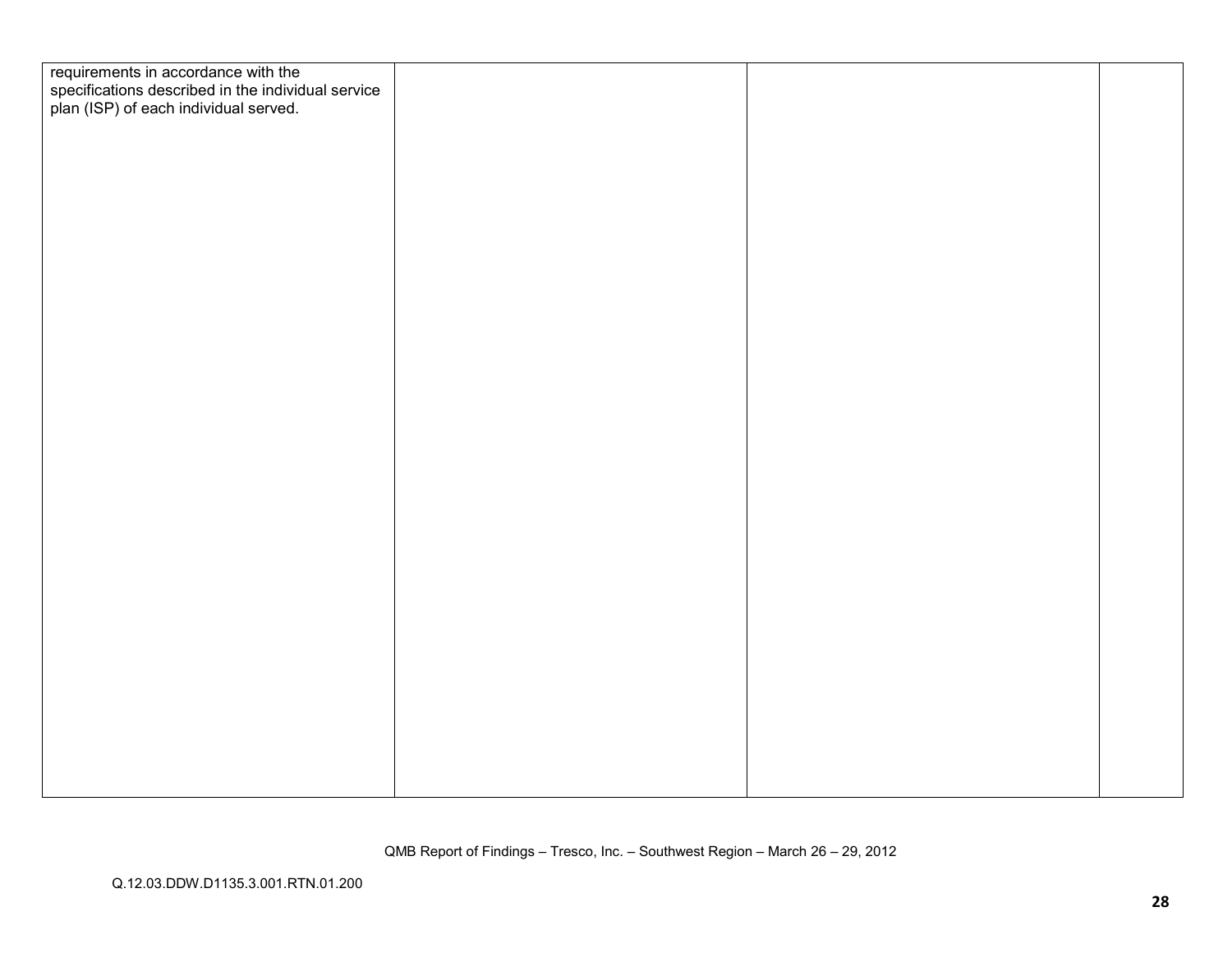| | | | |
|---|---|---|---|
| requirements in accordance with the specifications described in the individual service plan (ISP) of each individual served. | | | |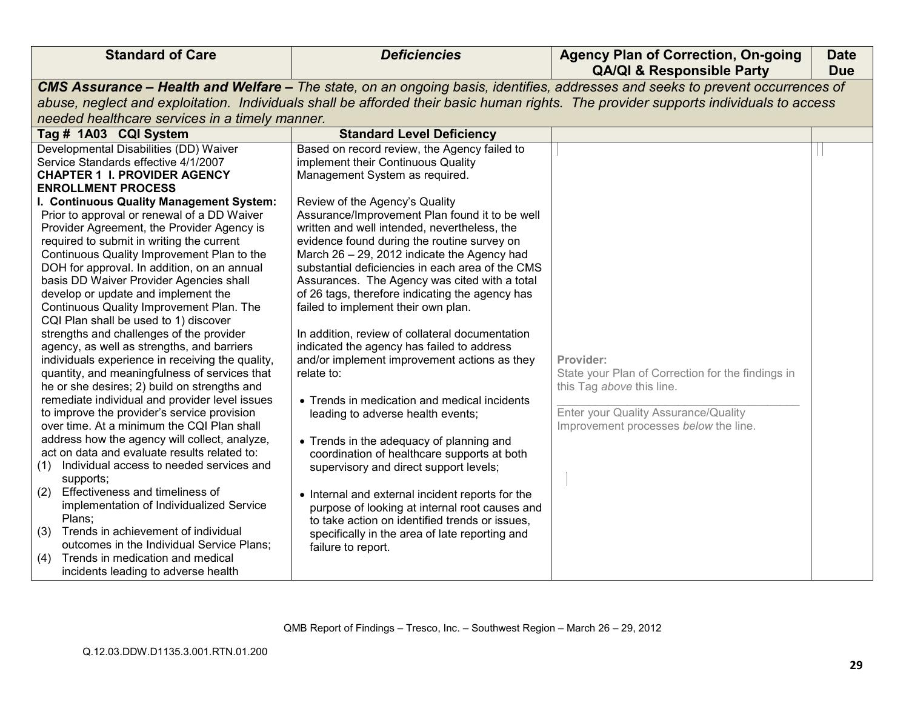| Standard of Care | *Deficiencies* | Agency Plan of Correction, On-going QA/QI & Responsible Party | Date Due |
|---|---|---|---|
| ***CMS Assurance – Health and Welfare –*** *The state, on an ongoing basis, identifies, addresses and seeks to prevent occurrences of abuse, neglect and exploitation. Individuals shall be afforded their basic human rights. The provider supports individuals to access needed healthcare services in a timely manner.* | | | |
| **Tag # 1A03 CQI System** | **Standard Level Deficiency** | | |
| Developmental Disabilities (DD) Waiver Service Standards effective 4/1/2007<br>**CHAPTER 1 I. PROVIDER AGENCY ENROLLMENT PROCESS**<br>**I. Continuous Quality Management System:** Prior to approval or renewal of a DD Waiver Provider Agreement, the Provider Agency is required to submit in writing the current Continuous Quality Improvement Plan to the DOH for approval. In addition, on an annual basis DD Waiver Provider Agencies shall develop or update and implement the Continuous Quality Improvement Plan. The CQI Plan shall be used to 1) discover strengths and challenges of the provider agency, as well as strengths, and barriers individuals experience in receiving the quality, quantity, and meaningfulness of services that he or she desires; 2) build on strengths and remediate individual and provider level issues to improve the provider's service provision over time. At a minimum the CQI Plan shall address how the agency will collect, analyze, act on data and evaluate results related to:<br>(1) Individual access to needed services and supports;<br>(2) Effectiveness and timeliness of implementation of Individualized Service Plans;<br>(3) Trends in achievement of individual outcomes in the Individual Service Plans;<br>(4) Trends in medication and medical incidents leading to adverse health | Based on record review, the Agency failed to implement their Continuous Quality Management System as required.<br><br>Review of the Agency's Quality Assurance/Improvement Plan found it to be well written and well intended, nevertheless, the evidence found during the routine survey on March 26 – 29, 2012 indicate the Agency had substantial deficiencies in each area of the CMS Assurances. The Agency was cited with a total of 26 tags, therefore indicating the agency has failed to implement their own plan.<br><br>In addition, review of collateral documentation indicated the agency has failed to address and/or implement improvement actions as they relate to:<br><br>• Trends in medication and medical incidents leading to adverse health events;<br><br>• Trends in the adequacy of planning and coordination of healthcare supports at both supervisory and direct support levels;<br><br>• Internal and external incident reports for the purpose of looking at internal root causes and to take action on identified trends or issues, specifically in the area of late reporting and failure to report. | Provider:<br>State your Plan of Correction for the findings in this Tag *above* this line.<br>\_\_\_\_\_\_\_\_\_\_\_\_\_\_\_\_\_\_\_\_\_\_\_\_\_\_\_\_\_\_\_\_\_\_\_\_\_\_\_\_<br>Enter your Quality Assurance/Quality Improvement processes *below* the line. | |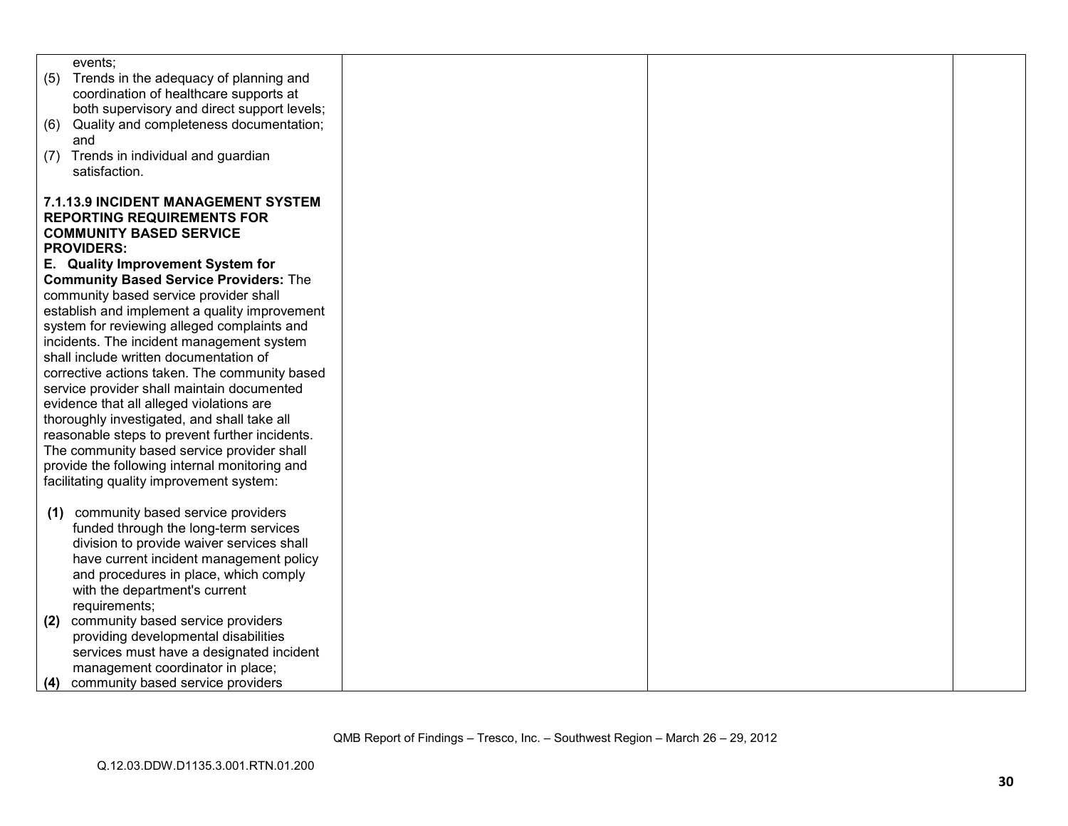| | | | |
|---|---|---|---|
| events;<br>(5) Trends in the adequacy of planning and coordination of healthcare supports at both supervisory and direct support levels;<br>(6) Quality and completeness documentation; and<br>(7) Trends in individual and guardian satisfaction.<br><br>**7.1.13.9 INCIDENT MANAGEMENT SYSTEM REPORTING REQUIREMENTS FOR COMMUNITY BASED SERVICE PROVIDERS:**<br>**E. Quality Improvement System for Community Based Service Providers:** The community based service provider shall establish and implement a quality improvement system for reviewing alleged complaints and incidents. The incident management system shall include written documentation of corrective actions taken. The community based service provider shall maintain documented evidence that all alleged violations are thoroughly investigated, and shall take all reasonable steps to prevent further incidents. The community based service provider shall provide the following internal monitoring and facilitating quality improvement system:<br><br>**(1)** community based service providers funded through the long-term services division to provide waiver services shall have current incident management policy and procedures in place, which comply with the department's current requirements;<br>**(2)** community based service providers providing developmental disabilities services must have a designated incident management coordinator in place;<br>**(4)** community based service providers | | | |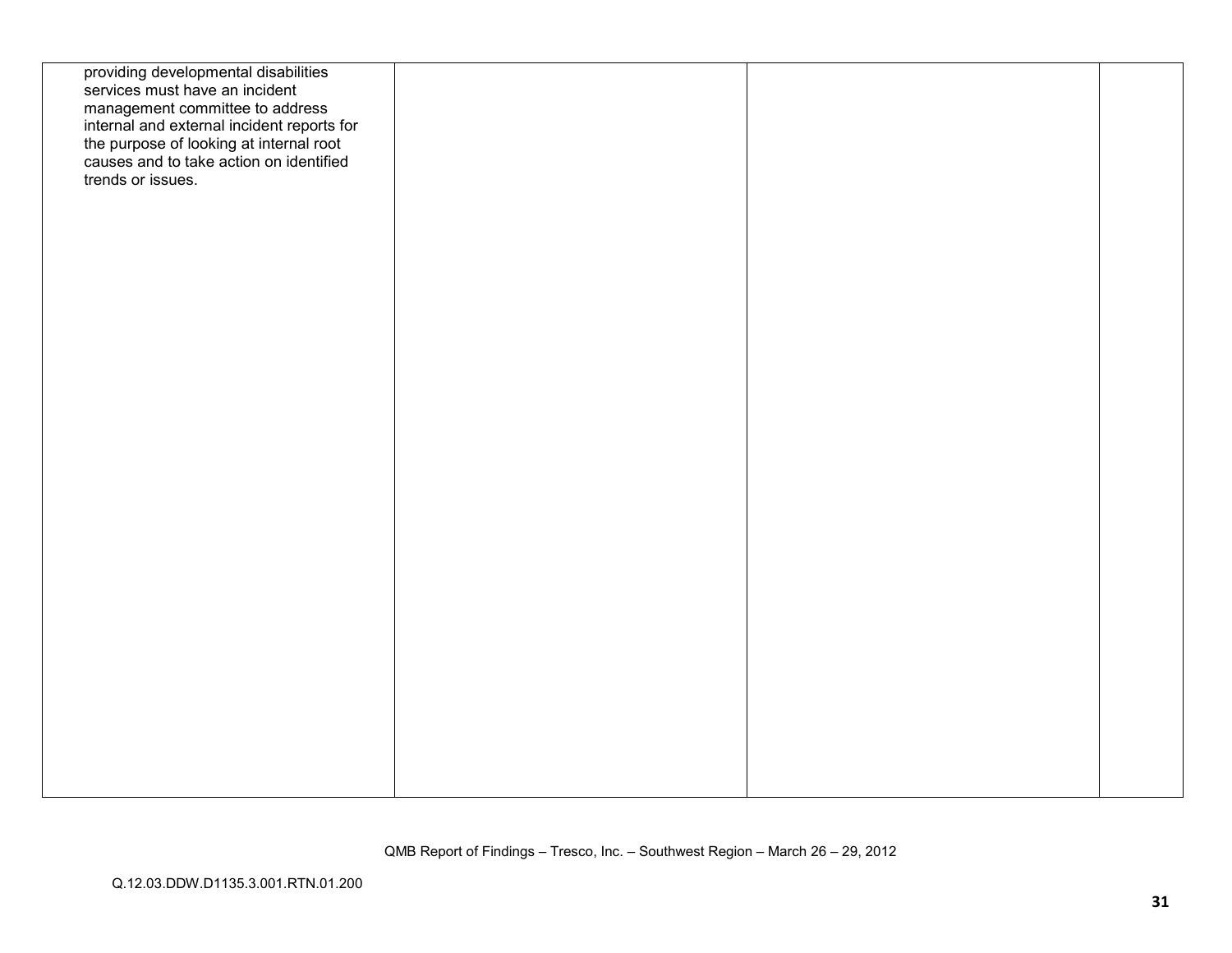| | | | |
|---|---|---|---|
| providing developmental disabilities services must have an incident management committee to address internal and external incident reports for the purpose of looking at internal root causes and to take action on identified trends or issues. | | | |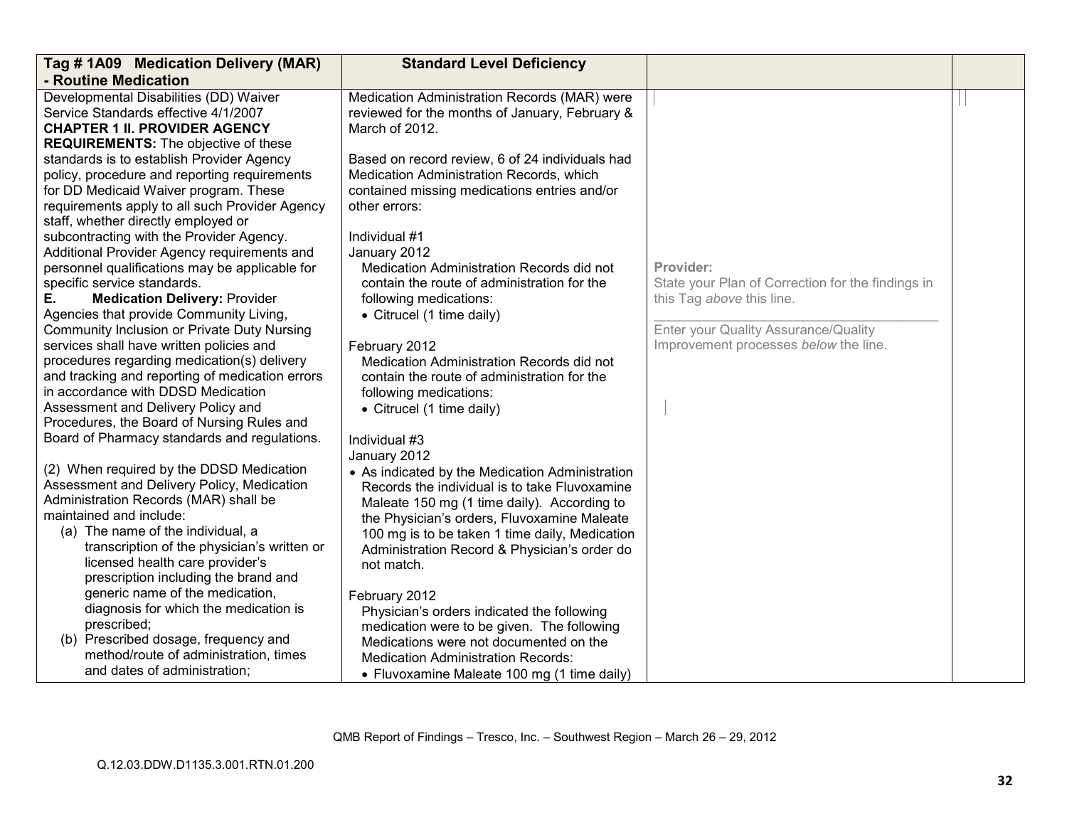| Tag # 1A09 Medication Delivery (MAR) - Routine Medication | Standard Level Deficiency | | |
|---|---|---|---|
| Developmental Disabilities (DD) Waiver Service Standards effective 4/1/2007<br>**CHAPTER 1 II. PROVIDER AGENCY REQUIREMENTS:** The objective of these standards is to establish Provider Agency policy, procedure and reporting requirements for DD Medicaid Waiver program. These requirements apply to all such Provider Agency staff, whether directly employed or subcontracting with the Provider Agency. Additional Provider Agency requirements and personnel qualifications may be applicable for specific service standards.<br>**E. Medication Delivery:** Provider Agencies that provide Community Living, Community Inclusion or Private Duty Nursing services shall have written policies and procedures regarding medication(s) delivery and tracking and reporting of medication errors in accordance with DDSD Medication Assessment and Delivery Policy and Procedures, the Board of Nursing Rules and Board of Pharmacy standards and regulations.<br><br>(2) When required by the DDSD Medication Assessment and Delivery Policy, Medication Administration Records (MAR) shall be maintained and include:<br>(a) The name of the individual, a transcription of the physician's written or licensed health care provider's prescription including the brand and generic name of the medication, diagnosis for which the medication is prescribed;<br>(b) Prescribed dosage, frequency and method/route of administration, times and dates of administration; | Medication Administration Records (MAR) were reviewed for the months of January, February & March of 2012.<br><br>Based on record review, 6 of 24 individuals had Medication Administration Records, which contained missing medications entries and/or other errors:<br><br>Individual #1<br>January 2012<br>Medication Administration Records did not contain the route of administration for the following medications:<br>• Citrucel (1 time daily)<br><br>February 2012<br>Medication Administration Records did not contain the route of administration for the following medications:<br>• Citrucel (1 time daily)<br><br>Individual #3<br>January 2012<br>• As indicated by the Medication Administration Records the individual is to take Fluvoxamine Maleate 150 mg (1 time daily). According to the Physician's orders, Fluvoxamine Maleate 100 mg is to be taken 1 time daily, Medication Administration Record & Physician's order do not match.<br><br>February 2012<br>Physician's orders indicated the following medication were to be given. The following Medications were not documented on the Medication Administration Records:<br>• Fluvoxamine Maleate 100 mg (1 time daily) | **Provider:**<br>State your Plan of Correction for the findings in this Tag *above* this line.<br>______________________________<br>Enter your Quality Assurance/Quality Improvement processes *below* the line. | |

QMB Report of Findings – Tresco, Inc. – Southwest Region – March 26 – 29, 2012

Q.12.03.DDW.D1135.3.001.RTN.01.200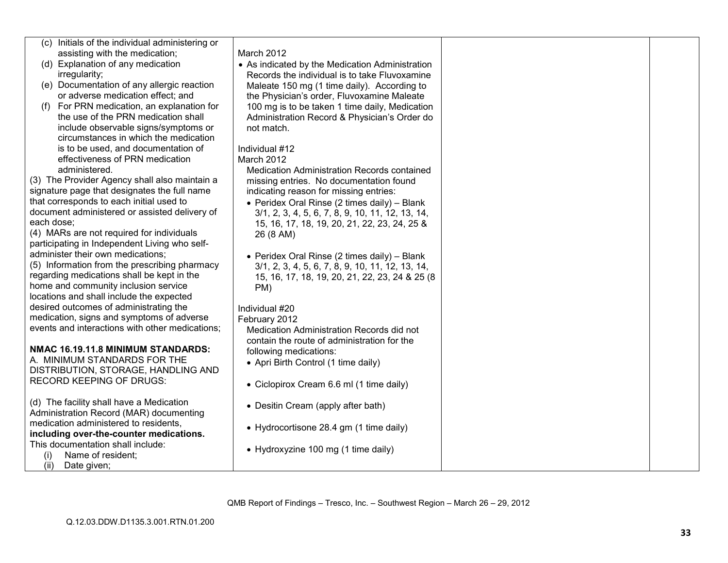| | | | |
|---|---|---|---|
| (c) Initials of the individual administering or assisting with the medication;<br>(d) Explanation of any medication irregularity;<br>(e) Documentation of any allergic reaction or adverse medication effect; and<br>(f) For PRN medication, an explanation for the use of the PRN medication shall include observable signs/symptoms or circumstances in which the medication is to be used, and documentation of effectiveness of PRN medication administered.<br>(3) The Provider Agency shall also maintain a signature page that designates the full name that corresponds to each initial used to document administered or assisted delivery of each dose;<br>(4) MARs are not required for individuals participating in Independent Living who self-administer their own medications;<br>(5) Information from the prescribing pharmacy regarding medications shall be kept in the home and community inclusion service locations and shall include the expected desired outcomes of administrating the medication, signs and symptoms of adverse events and interactions with other medications;<br><br>**NMAC 16.19.11.8 MINIMUM STANDARDS:**<br>A. MINIMUM STANDARDS FOR THE DISTRIBUTION, STORAGE, HANDLING AND RECORD KEEPING OF DRUGS:<br><br>(d) The facility shall have a Medication Administration Record (MAR) documenting medication administered to residents, **including over-the-counter medications.** This documentation shall include:<br>(i) Name of resident;<br>(ii) Date given; | March 2012<br>• As indicated by the Medication Administration Records the individual is to take Fluvoxamine Maleate 150 mg (1 time daily). According to the Physician's order, Fluvoxamine Maleate 100 mg is to be taken 1 time daily, Medication Administration Record & Physician's Order do not match.<br><br>Individual #12<br>March 2012<br>Medication Administration Records contained missing entries. No documentation found indicating reason for missing entries:<br>• Peridex Oral Rinse (2 times daily) – Blank 3/1, 2, 3, 4, 5, 6, 7, 8, 9, 10, 11, 12, 13, 14, 15, 16, 17, 18, 19, 20, 21, 22, 23, 24, 25 & 26 (8 AM)<br><br>• Peridex Oral Rinse (2 times daily) – Blank 3/1, 2, 3, 4, 5, 6, 7, 8, 9, 10, 11, 12, 13, 14, 15, 16, 17, 18, 19, 20, 21, 22, 23, 24 & 25 (8 PM)<br><br>Individual #20<br>February 2012<br>Medication Administration Records did not contain the route of administration for the following medications:<br>• Apri Birth Control (1 time daily)<br><br>• Ciclopirox Cream 6.6 ml (1 time daily)<br><br>• Desitin Cream (apply after bath)<br><br>• Hydrocortisone 28.4 gm (1 time daily)<br><br>• Hydroxyzine 100 mg (1 time daily) | | |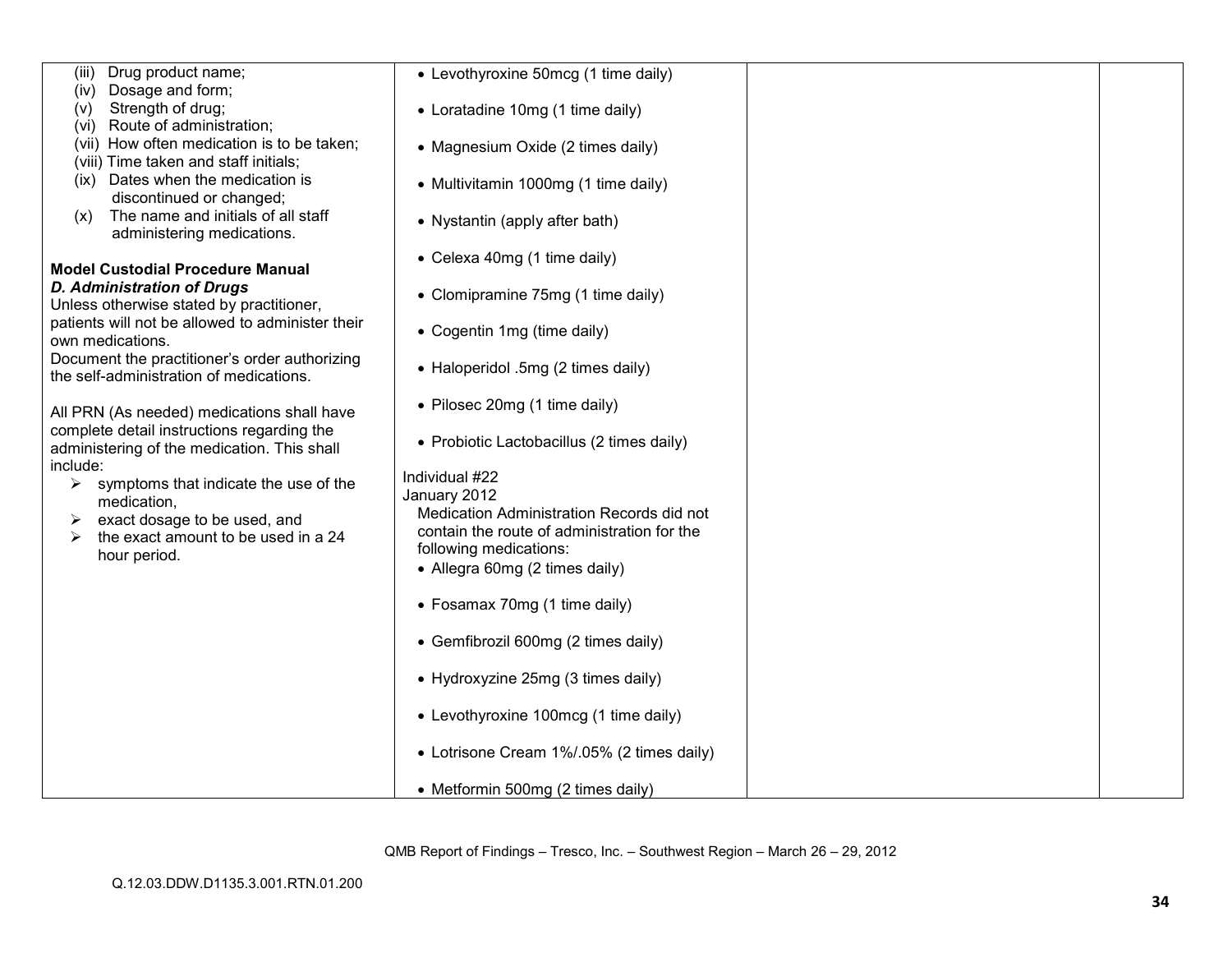| | | | |
|---|---|---|---|
| (iii) Drug product name;<br>(iv) Dosage and form;<br>(v) Strength of drug;<br>(vi) Route of administration;<br>(vii) How often medication is to be taken;<br>(viii) Time taken and staff initials;<br>(ix) Dates when the medication is discontinued or changed;<br>(x) The name and initials of all staff administering medications.<br><br>**Model Custodial Procedure Manual**<br>***D. Administration of Drugs***<br>Unless otherwise stated by practitioner, patients will not be allowed to administer their own medications.<br>Document the practitioner's order authorizing the self-administration of medications.<br><br>All PRN (As needed) medications shall have complete detail instructions regarding the administering of the medication. This shall include:<br>➢ symptoms that indicate the use of the medication,<br>➢ exact dosage to be used, and<br>➢ the exact amount to be used in a 24 hour period. | • Levothyroxine 50mcg (1 time daily)<br><br>• Loratadine 10mg (1 time daily)<br><br>• Magnesium Oxide (2 times daily)<br><br>• Multivitamin 1000mg (1 time daily)<br><br>• Nystantin (apply after bath)<br><br>• Celexa 40mg (1 time daily)<br><br>• Clomipramine 75mg (1 time daily)<br><br>• Cogentin 1mg (time daily)<br><br>• Haloperidol .5mg (2 times daily)<br><br>• Pilosec 20mg (1 time daily)<br><br>• Probiotic Lactobacillus (2 times daily)<br><br>Individual #22<br>January 2012<br>Medication Administration Records did not contain the route of administration for the following medications:<br>• Allegra 60mg (2 times daily)<br><br>• Fosamax 70mg (1 time daily)<br><br>• Gemfibrozil 600mg (2 times daily)<br><br>• Hydroxyzine 25mg (3 times daily)<br><br>• Levothyroxine 100mcg (1 time daily)<br><br>• Lotrisone Cream 1%/.05% (2 times daily)<br><br>• Metformin 500mg (2 times daily) | | |

QMB Report of Findings – Tresco, Inc. – Southwest Region – March 26 – 29, 2012

Q.12.03.DDW.D1135.3.001.RTN.01.200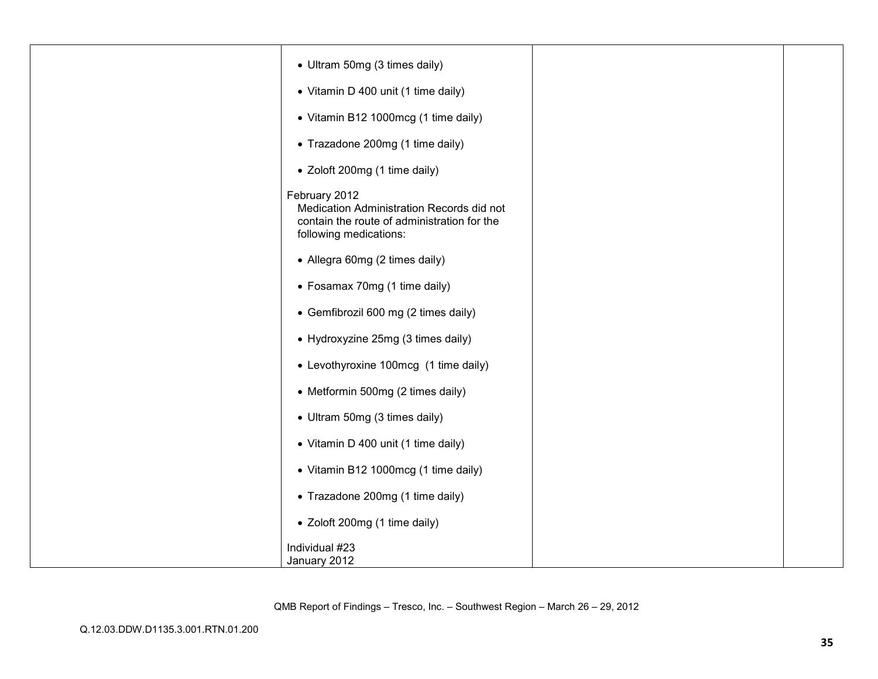| | • Ultram 50mg (3 times daily)<br><br>• Vitamin D 400 unit (1 time daily)<br><br>• Vitamin B12 1000mcg (1 time daily)<br><br>• Trazadone 200mg (1 time daily)<br><br>• Zoloft 200mg (1 time daily)<br><br>February 2012<br>Medication Administration Records did not contain the route of administration for the following medications:<br><br>• Allegra 60mg (2 times daily)<br><br>• Fosamax 70mg (1 time daily)<br><br>• Gemfibrozil 600 mg (2 times daily)<br><br>• Hydroxyzine 25mg (3 times daily)<br><br>• Levothyroxine 100mcg (1 time daily)<br><br>• Metformin 500mg (2 times daily)<br><br>• Ultram 50mg (3 times daily)<br><br>• Vitamin D 400 unit (1 time daily)<br><br>• Vitamin B12 1000mcg (1 time daily)<br><br>• Trazadone 200mg (1 time daily)<br><br>• Zoloft 200mg (1 time daily)<br><br>Individual #23<br>January 2012 | | |
|---|---|---|---|

Q.12.03.DDW.D1135.3.001.RTN.01.200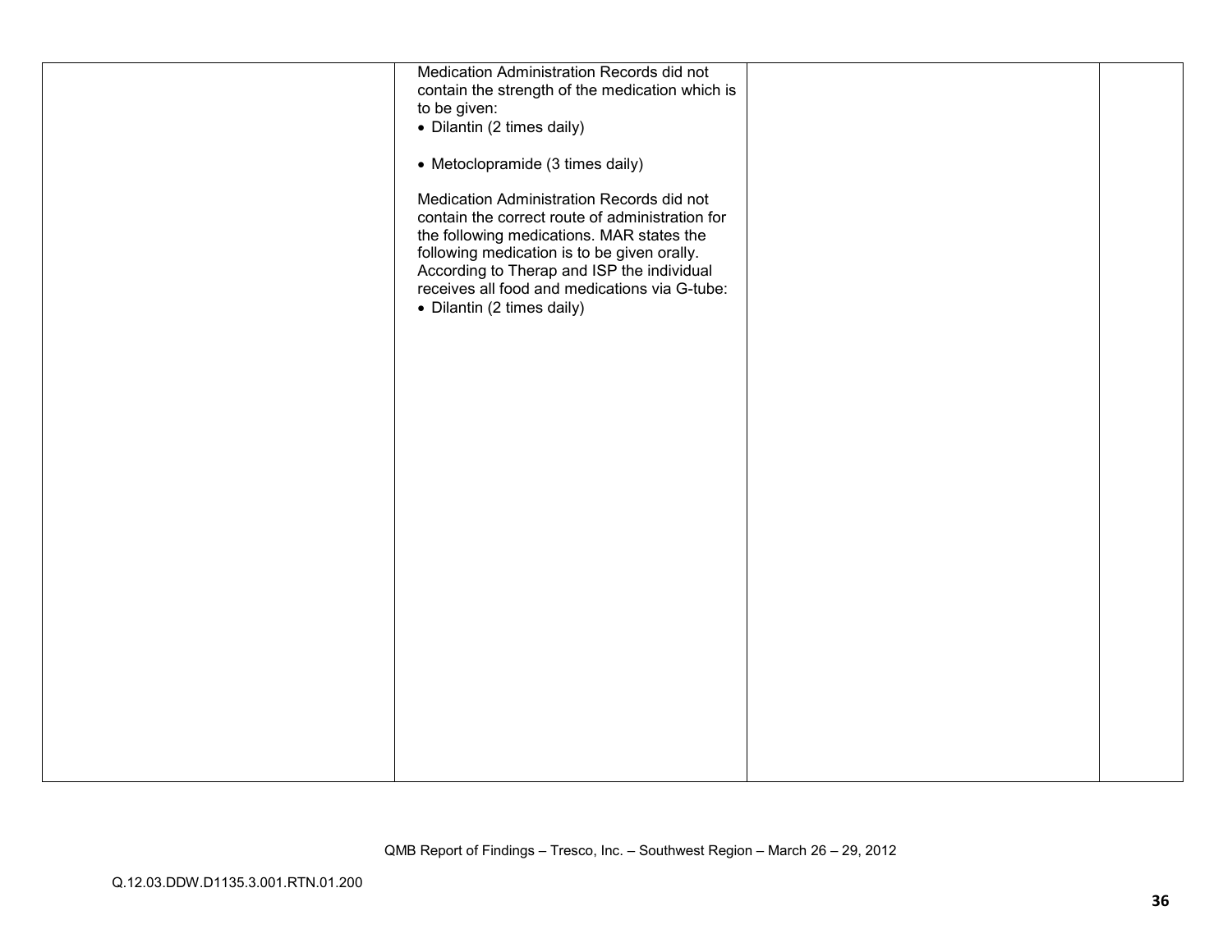| | | | |
|---|---|---|---|
| | Medication Administration Records did not contain the strength of the medication which is to be given:<br>• Dilantin (2 times daily)<br><br>• Metoclopramide (3 times daily)<br><br>Medication Administration Records did not contain the correct route of administration for the following medications. MAR states the following medication is to be given orally. According to Therap and ISP the individual receives all food and medications via G-tube:<br>• Dilantin (2 times daily) | | |

QMB Report of Findings – Tresco, Inc. – Southwest Region – March 26 – 29, 2012

Q.12.03.DDW.D1135.3.001.RTN.01.200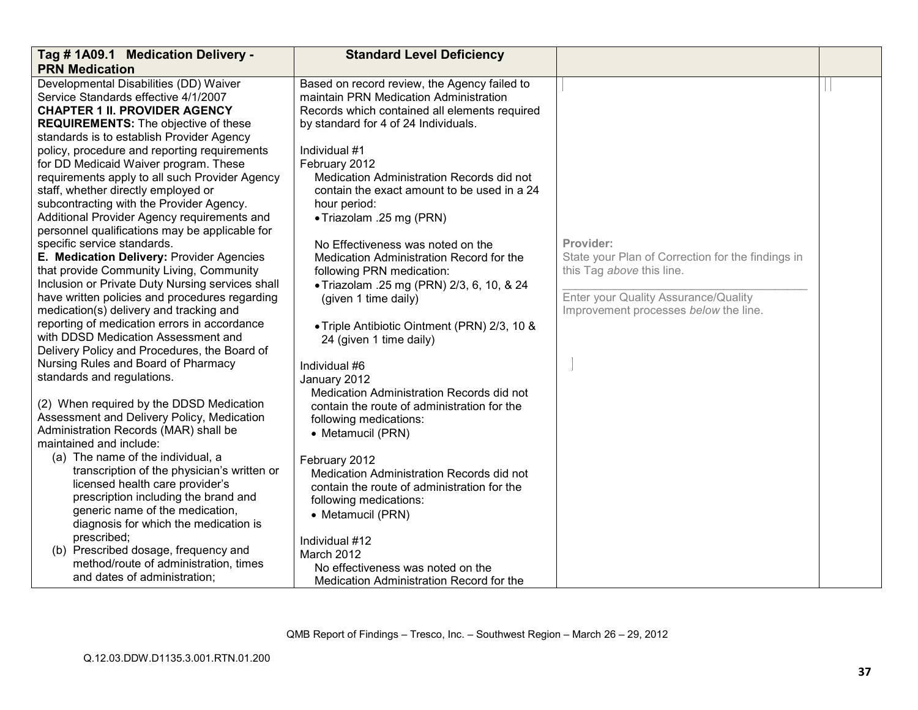| Tag # 1A09.1 Medication Delivery - PRN Medication | Standard Level Deficiency | | |
|---|---|---|---|
| Developmental Disabilities (DD) Waiver Service Standards effective 4/1/2007<br>**CHAPTER 1 II. PROVIDER AGENCY REQUIREMENTS:** The objective of these standards is to establish Provider Agency policy, procedure and reporting requirements for DD Medicaid Waiver program. These requirements apply to all such Provider Agency staff, whether directly employed or subcontracting with the Provider Agency. Additional Provider Agency requirements and personnel qualifications may be applicable for specific service standards.<br>**E. Medication Delivery:** Provider Agencies that provide Community Living, Community Inclusion or Private Duty Nursing services shall have written policies and procedures regarding medication(s) delivery and tracking and reporting of medication errors in accordance with DDSD Medication Assessment and Delivery Policy and Procedures, the Board of Nursing Rules and Board of Pharmacy standards and regulations.<br><br>(2) When required by the DDSD Medication Assessment and Delivery Policy, Medication Administration Records (MAR) shall be maintained and include:<br>(a) The name of the individual, a transcription of the physician's written or licensed health care provider's prescription including the brand and generic name of the medication, diagnosis for which the medication is prescribed;<br>(b) Prescribed dosage, frequency and method/route of administration, times and dates of administration; | Based on record review, the Agency failed to maintain PRN Medication Administration Records which contained all elements required by standard for 4 of 24 Individuals.<br><br>Individual #1<br>February 2012<br>Medication Administration Records did not contain the exact amount to be used in a 24 hour period:<br>• Triazolam .25 mg (PRN)<br><br>No Effectiveness was noted on the Medication Administration Record for the following PRN medication:<br>• Triazolam .25 mg (PRN) 2/3, 6, 10, & 24 (given 1 time daily)<br><br>• Triple Antibiotic Ointment (PRN) 2/3, 10 & 24 (given 1 time daily)<br><br>Individual #6<br>January 2012<br>Medication Administration Records did not contain the route of administration for the following medications:<br>• Metamucil (PRN)<br><br>February 2012<br>Medication Administration Records did not contain the route of administration for the following medications:<br>• Metamucil (PRN)<br><br>Individual #12<br>March 2012<br>No effectiveness was noted on the Medication Administration Record for the | **Provider:**<br>State your Plan of Correction for the findings in this Tag *above* this line.<br><br>______________________________<br><br>Enter your Quality Assurance/Quality Improvement processes *below* the line. | |

QMB Report of Findings – Tresco, Inc. – Southwest Region – March 26 – 29, 2012

Q.12.03.DDW.D1135.3.001.RTN.01.200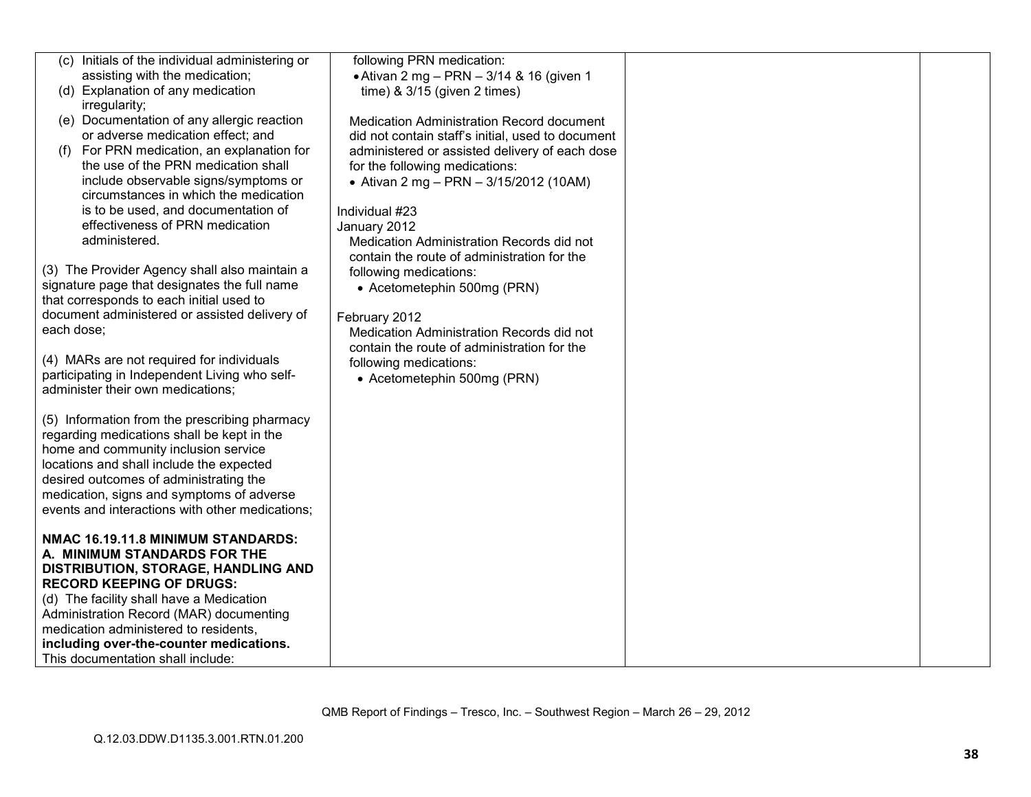| | | | |
|---|---|---|---|
| (c) Initials of the individual administering or assisting with the medication;<br>(d) Explanation of any medication irregularity;<br>(e) Documentation of any allergic reaction or adverse medication effect; and<br>(f) For PRN medication, an explanation for the use of the PRN medication shall include observable signs/symptoms or circumstances in which the medication is to be used, and documentation of effectiveness of PRN medication administered.<br><br>(3) The Provider Agency shall also maintain a signature page that designates the full name that corresponds to each initial used to document administered or assisted delivery of each dose;<br><br>(4) MARs are not required for individuals participating in Independent Living who self-administer their own medications;<br><br>(5) Information from the prescribing pharmacy regarding medications shall be kept in the home and community inclusion service locations and shall include the expected desired outcomes of administrating the medication, signs and symptoms of adverse events and interactions with other medications;<br><br>**NMAC 16.19.11.8 MINIMUM STANDARDS: A. MINIMUM STANDARDS FOR THE DISTRIBUTION, STORAGE, HANDLING AND RECORD KEEPING OF DRUGS:**<br>(d) The facility shall have a Medication Administration Record (MAR) documenting medication administered to residents, **including over-the-counter medications.** This documentation shall include: | following PRN medication:<br>• Ativan 2 mg – PRN – 3/14 & 16 (given 1 time) & 3/15 (given 2 times)<br><br>Medication Administration Record document did not contain staff's initial, used to document administered or assisted delivery of each dose for the following medications:<br>• Ativan 2 mg – PRN – 3/15/2012 (10AM)<br><br>Individual #23<br>January 2012<br>Medication Administration Records did not contain the route of administration for the following medications:<br>• Acetometephin 500mg (PRN)<br><br>February 2012<br>Medication Administration Records did not contain the route of administration for the following medications:<br>• Acetometephin 500mg (PRN) | | |

QMB Report of Findings – Tresco, Inc. – Southwest Region – March 26 – 29, 2012

Q.12.03.DDW.D1135.3.001.RTN.01.200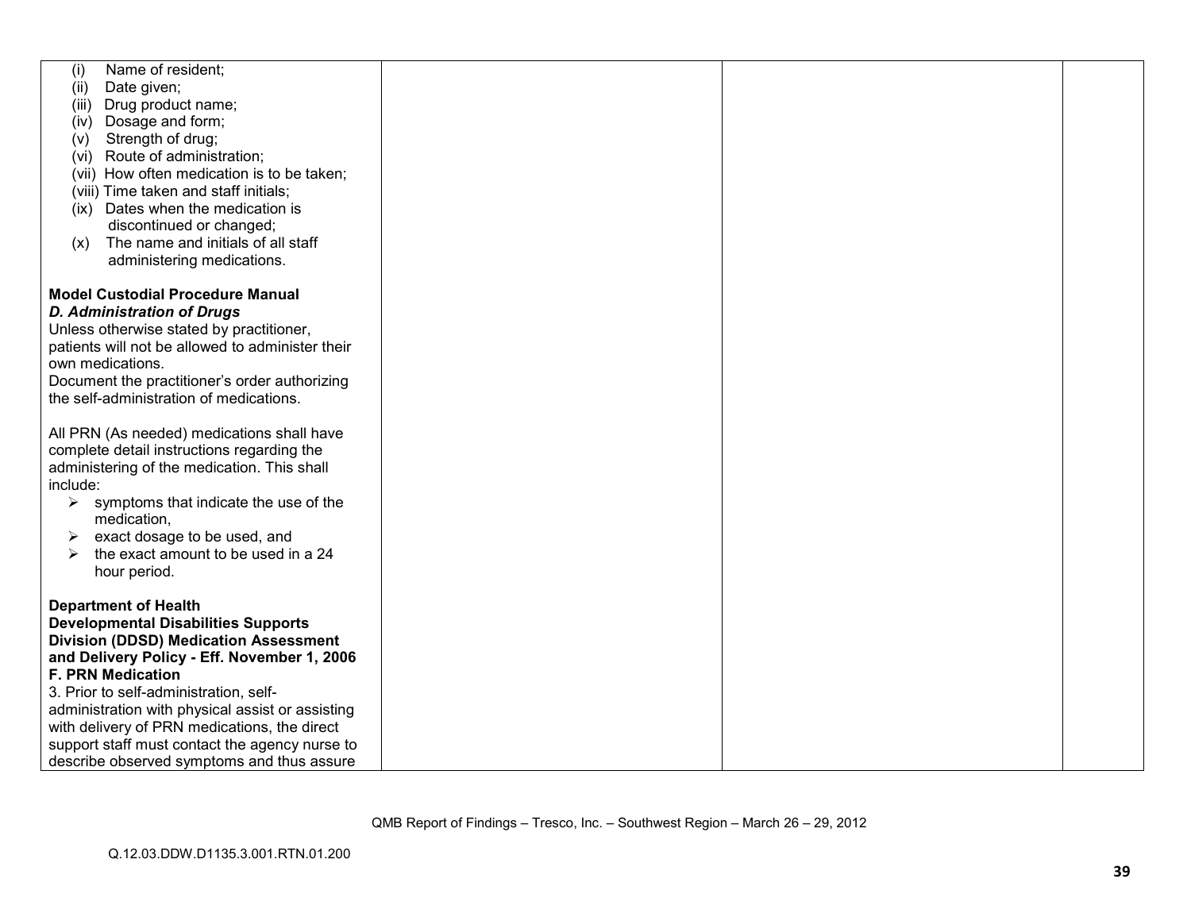| | | | |
|---|---|---|---|
| (i) Name of resident;<br>(ii) Date given;<br>(iii) Drug product name;<br>(iv) Dosage and form;<br>(v) Strength of drug;<br>(vi) Route of administration;<br>(vii) How often medication is to be taken;<br>(viii) Time taken and staff initials;<br>(ix) Dates when the medication is discontinued or changed;<br>(x) The name and initials of all staff administering medications.<br><br>**Model Custodial Procedure Manual**<br>***D. Administration of Drugs***<br>Unless otherwise stated by practitioner, patients will not be allowed to administer their own medications.<br>Document the practitioner's order authorizing the self-administration of medications.<br><br>All PRN (As needed) medications shall have complete detail instructions regarding the administering of the medication. This shall include:<br>➢ symptoms that indicate the use of the medication,<br>➢ exact dosage to be used, and<br>➢ the exact amount to be used in a 24 hour period.<br><br>**Department of Health Developmental Disabilities Supports Division (DDSD) Medication Assessment and Delivery Policy - Eff. November 1, 2006**<br>**F. PRN Medication**<br>3. Prior to self-administration, self-administration with physical assist or assisting with delivery of PRN medications, the direct support staff must contact the agency nurse to describe observed symptoms and thus assure | | | |

QMB Report of Findings – Tresco, Inc. – Southwest Region – March 26 – 29, 2012

Q.12.03.DDW.D1135.3.001.RTN.01.200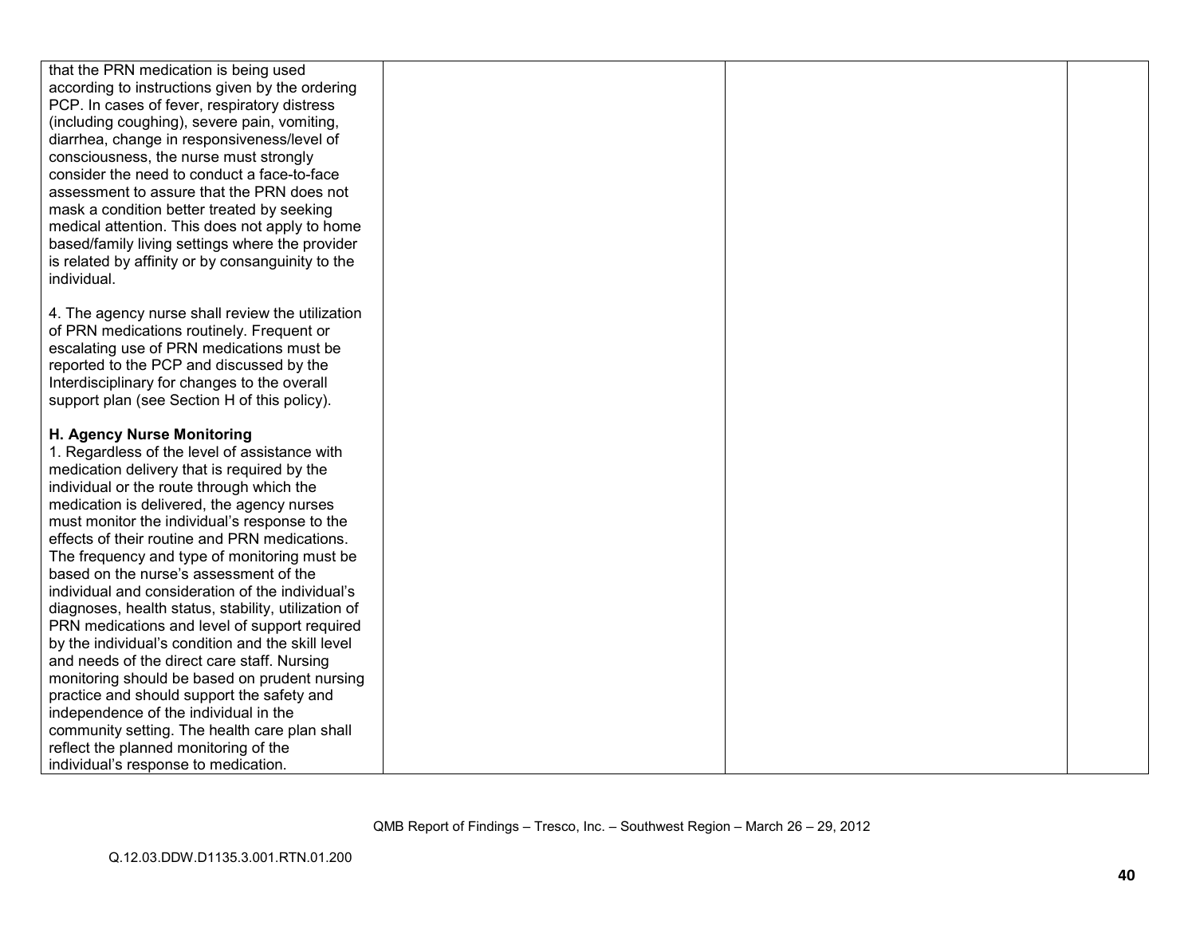| | | | |
|---|---|---|---|
| that the PRN medication is being used according to instructions given by the ordering PCP. In cases of fever, respiratory distress (including coughing), severe pain, vomiting, diarrhea, change in responsiveness/level of consciousness, the nurse must strongly consider the need to conduct a face-to-face assessment to assure that the PRN does not mask a condition better treated by seeking medical attention. This does not apply to home based/family living settings where the provider is related by affinity or by consanguinity to the individual.<br><br>4. The agency nurse shall review the utilization of PRN medications routinely. Frequent or escalating use of PRN medications must be reported to the PCP and discussed by the Interdisciplinary for changes to the overall support plan (see Section H of this policy).<br><br>**H. Agency Nurse Monitoring**<br>1. Regardless of the level of assistance with medication delivery that is required by the individual or the route through which the medication is delivered, the agency nurses must monitor the individual's response to the effects of their routine and PRN medications. The frequency and type of monitoring must be based on the nurse's assessment of the individual and consideration of the individual's diagnoses, health status, stability, utilization of PRN medications and level of support required by the individual's condition and the skill level and needs of the direct care staff. Nursing monitoring should be based on prudent nursing practice and should support the safety and independence of the individual in the community setting. The health care plan shall reflect the planned monitoring of the individual's response to medication. | | | |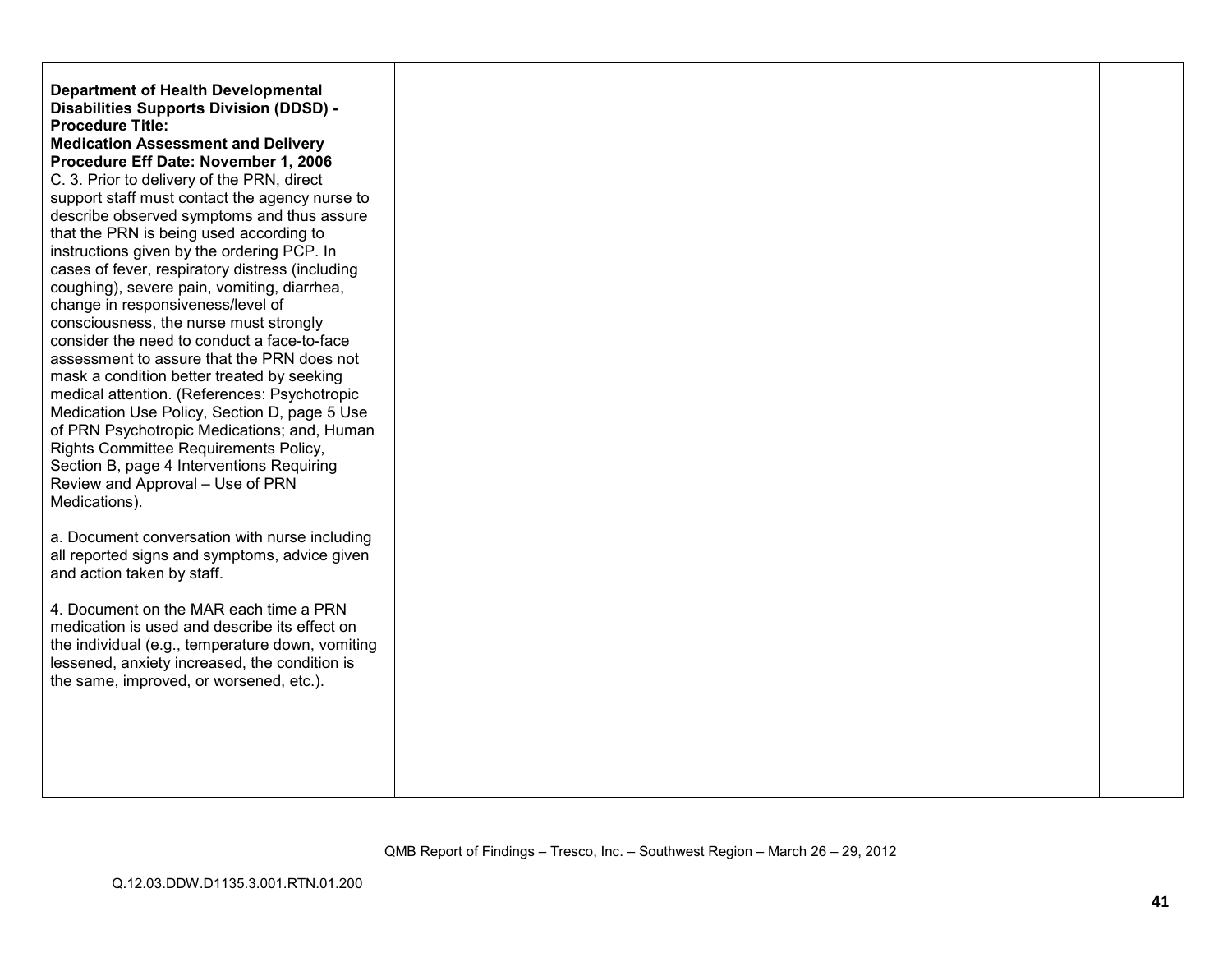| | | | |
|---|---|---|---|
| **Department of Health Developmental Disabilities Supports Division (DDSD) - Procedure Title: Medication Assessment and Delivery Procedure Eff Date: November 1, 2006**<br>C. 3. Prior to delivery of the PRN, direct support staff must contact the agency nurse to describe observed symptoms and thus assure that the PRN is being used according to instructions given by the ordering PCP. In cases of fever, respiratory distress (including coughing), severe pain, vomiting, diarrhea, change in responsiveness/level of consciousness, the nurse must strongly consider the need to conduct a face-to-face assessment to assure that the PRN does not mask a condition better treated by seeking medical attention. (References: Psychotropic Medication Use Policy, Section D, page 5 Use of PRN Psychotropic Medications; and, Human Rights Committee Requirements Policy, Section B, page 4 Interventions Requiring Review and Approval – Use of PRN Medications).<br><br>a. Document conversation with nurse including all reported signs and symptoms, advice given and action taken by staff.<br><br>4. Document on the MAR each time a PRN medication is used and describe its effect on the individual (e.g., temperature down, vomiting lessened, anxiety increased, the condition is the same, improved, or worsened, etc.). | | | |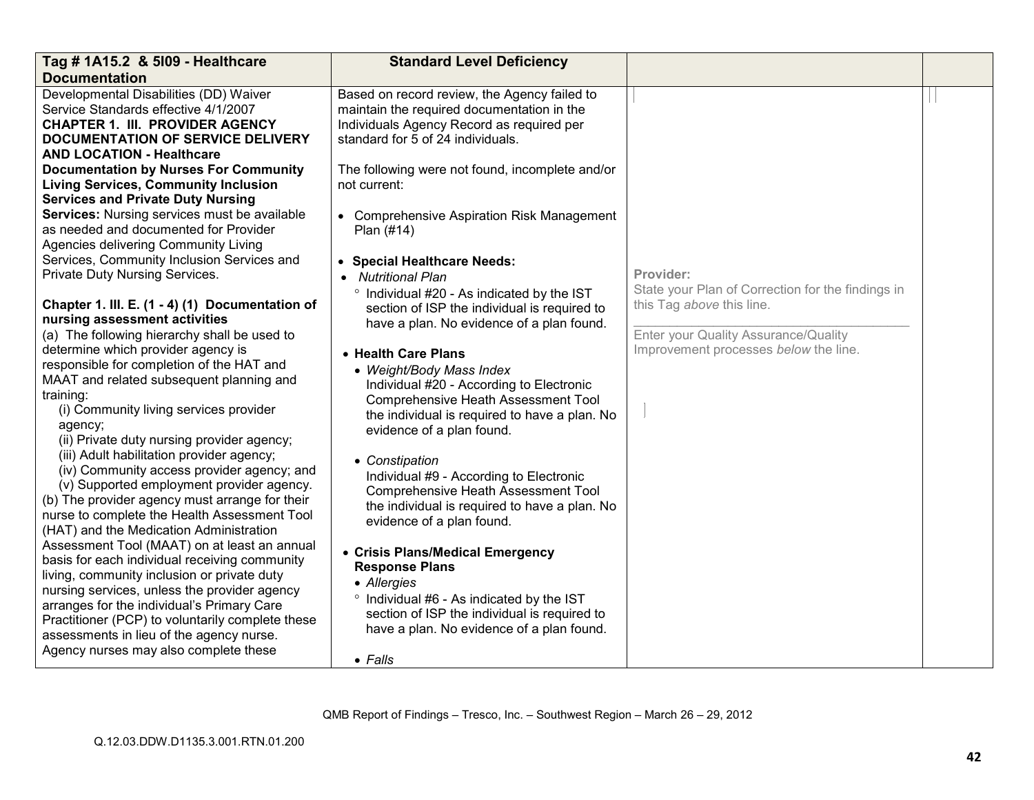| Tag # 1A15.2 & 5I09 - Healthcare Documentation | Standard Level Deficiency | | |
|---|---|---|---|
| Developmental Disabilities (DD) Waiver Service Standards effective 4/1/2007<br>**CHAPTER 1. III. PROVIDER AGENCY DOCUMENTATION OF SERVICE DELIVERY AND LOCATION - Healthcare Documentation by Nurses For Community Living Services, Community Inclusion Services and Private Duty Nursing Services:** Nursing services must be available as needed and documented for Provider Agencies delivering Community Living Services, Community Inclusion Services and Private Duty Nursing Services.<br><br>**Chapter 1. III. E. (1 - 4) (1) Documentation of nursing assessment activities**<br>(a) The following hierarchy shall be used to determine which provider agency is responsible for completion of the HAT and MAAT and related subsequent planning and training:<br>(i) Community living services provider agency;<br>(ii) Private duty nursing provider agency;<br>(iii) Adult habilitation provider agency;<br>(iv) Community access provider agency; and<br>(v) Supported employment provider agency.<br>(b) The provider agency must arrange for their nurse to complete the Health Assessment Tool (HAT) and the Medication Administration Assessment Tool (MAAT) on at least an annual basis for each individual receiving community living, community inclusion or private duty nursing services, unless the provider agency arranges for the individual's Primary Care Practitioner (PCP) to voluntarily complete these assessments in lieu of the agency nurse. Agency nurses may also complete these | Based on record review, the Agency failed to maintain the required documentation in the Individuals Agency Record as required per standard for 5 of 24 individuals.<br><br>The following were not found, incomplete and/or not current:<br><br>• Comprehensive Aspiration Risk Management Plan (#14)<br><br>• **Special Healthcare Needs:**<br>• *Nutritional Plan*<br>° Individual #20 - As indicated by the IST section of ISP the individual is required to have a plan. No evidence of a plan found.<br><br>• **Health Care Plans**<br>• *Weight/Body Mass Index*<br>Individual #20 - According to Electronic Comprehensive Heath Assessment Tool the individual is required to have a plan. No evidence of a plan found.<br><br>• *Constipation*<br>Individual #9 - According to Electronic Comprehensive Heath Assessment Tool the individual is required to have a plan. No evidence of a plan found.<br><br>• **Crisis Plans/Medical Emergency Response Plans**<br>• *Allergies*<br>° Individual #6 - As indicated by the IST section of ISP the individual is required to have a plan. No evidence of a plan found.<br><br>• *Falls* | **Provider:**<br>State your Plan of Correction for the findings in this Tag *above* this line.<br>\_\_\_\_\_\_\_\_\_\_\_\_\_\_\_\_\_\_\_\_\_\_\_\_\_\_\_\_\_\_\_\_\_\_<br>Enter your Quality Assurance/Quality Improvement processes *below* the line. | |

QMB Report of Findings – Tresco, Inc. – Southwest Region – March 26 – 29, 2012

Q.12.03.DDW.D1135.3.001.RTN.01.200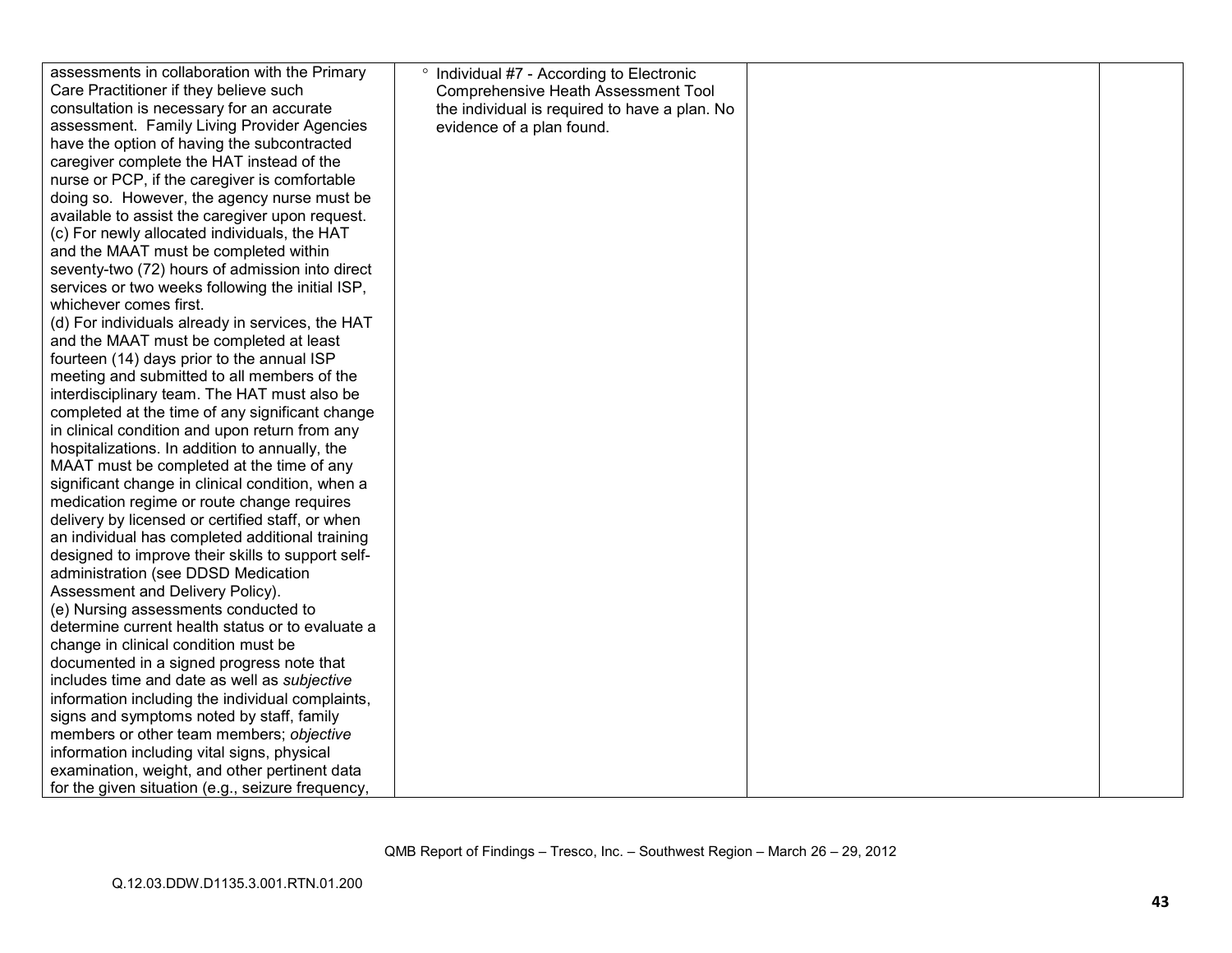| | | | |
|---|---|---|---|
| assessments in collaboration with the Primary Care Practitioner if they believe such consultation is necessary for an accurate assessment. Family Living Provider Agencies have the option of having the subcontracted caregiver complete the HAT instead of the nurse or PCP, if the caregiver is comfortable doing so. However, the agency nurse must be available to assist the caregiver upon request.<br>(c) For newly allocated individuals, the HAT and the MAAT must be completed within seventy-two (72) hours of admission into direct services or two weeks following the initial ISP, whichever comes first.<br>(d) For individuals already in services, the HAT and the MAAT must be completed at least fourteen (14) days prior to the annual ISP meeting and submitted to all members of the interdisciplinary team. The HAT must also be completed at the time of any significant change in clinical condition and upon return from any hospitalizations. In addition to annually, the MAAT must be completed at the time of any significant change in clinical condition, when a medication regime or route change requires delivery by licensed or certified staff, or when an individual has completed additional training designed to improve their skills to support self-administration (see DDSD Medication Assessment and Delivery Policy).<br>(e) Nursing assessments conducted to determine current health status or to evaluate a change in clinical condition must be documented in a signed progress note that includes time and date as well as *subjective* information including the individual complaints, signs and symptoms noted by staff, family members or other team members; *objective* information including vital signs, physical examination, weight, and other pertinent data for the given situation (e.g., seizure frequency, | ° Individual #7 - According to Electronic Comprehensive Heath Assessment Tool the individual is required to have a plan. No evidence of a plan found. | | |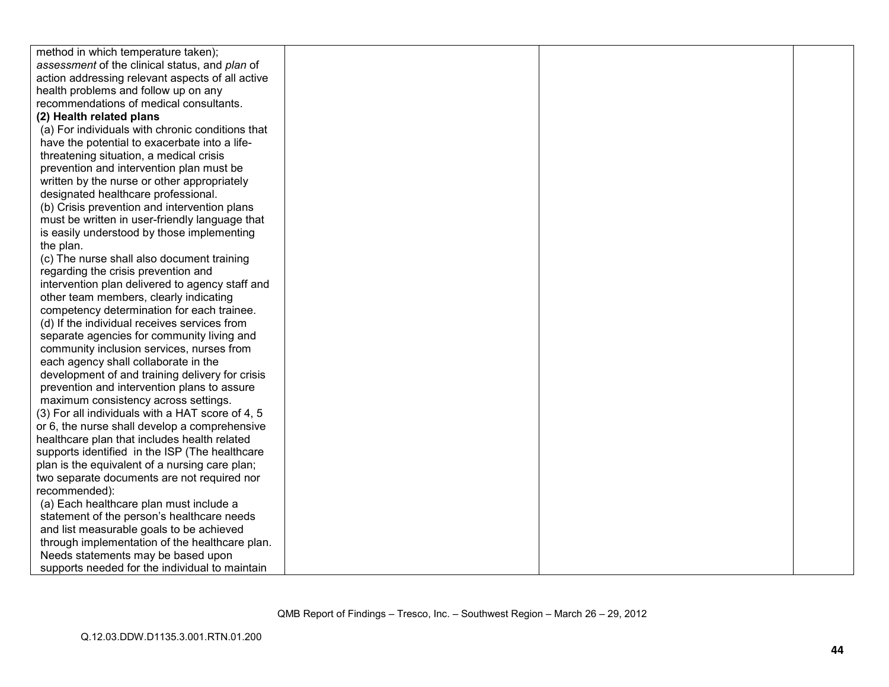| | | | |
|---|---|---|---|
| method in which temperature taken); *assessment* of the clinical status, and *plan* of action addressing relevant aspects of all active health problems and follow up on any recommendations of medical consultants.<br>**(2) Health related plans**<br>(a) For individuals with chronic conditions that have the potential to exacerbate into a life-threatening situation, a medical crisis prevention and intervention plan must be written by the nurse or other appropriately designated healthcare professional.<br>(b) Crisis prevention and intervention plans must be written in user-friendly language that is easily understood by those implementing the plan.<br>(c) The nurse shall also document training regarding the crisis prevention and intervention plan delivered to agency staff and other team members, clearly indicating competency determination for each trainee.<br>(d) If the individual receives services from separate agencies for community living and community inclusion services, nurses from each agency shall collaborate in the development of and training delivery for crisis prevention and intervention plans to assure maximum consistency across settings.<br>(3) For all individuals with a HAT score of 4, 5 or 6, the nurse shall develop a comprehensive healthcare plan that includes health related supports identified in the ISP (The healthcare plan is the equivalent of a nursing care plan; two separate documents are not required nor recommended):<br>(a) Each healthcare plan must include a statement of the person's healthcare needs and list measurable goals to be achieved through implementation of the healthcare plan. Needs statements may be based upon supports needed for the individual to maintain | | | |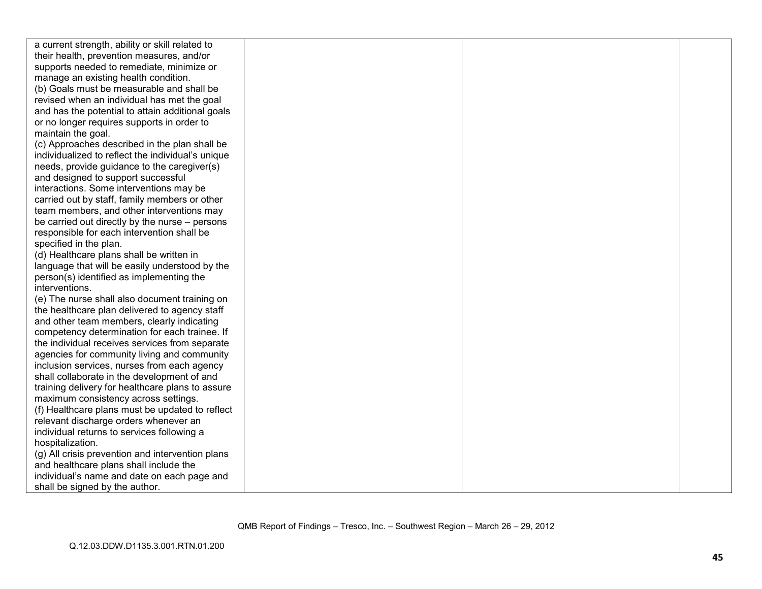| | | | |
|---|---|---|---|
| a current strength, ability or skill related to their health, prevention measures, and/or supports needed to remediate, minimize or manage an existing health condition.<br>(b) Goals must be measurable and shall be revised when an individual has met the goal and has the potential to attain additional goals or no longer requires supports in order to maintain the goal.<br>(c) Approaches described in the plan shall be individualized to reflect the individual's unique needs, provide guidance to the caregiver(s) and designed to support successful interactions. Some interventions may be carried out by staff, family members or other team members, and other interventions may be carried out directly by the nurse – persons responsible for each intervention shall be specified in the plan.<br>(d) Healthcare plans shall be written in language that will be easily understood by the person(s) identified as implementing the interventions.<br>(e) The nurse shall also document training on the healthcare plan delivered to agency staff and other team members, clearly indicating competency determination for each trainee. If the individual receives services from separate agencies for community living and community inclusion services, nurses from each agency shall collaborate in the development of and training delivery for healthcare plans to assure maximum consistency across settings.<br>(f) Healthcare plans must be updated to reflect relevant discharge orders whenever an individual returns to services following a hospitalization.<br>(g) All crisis prevention and intervention plans and healthcare plans shall include the individual's name and date on each page and shall be signed by the author. | | | |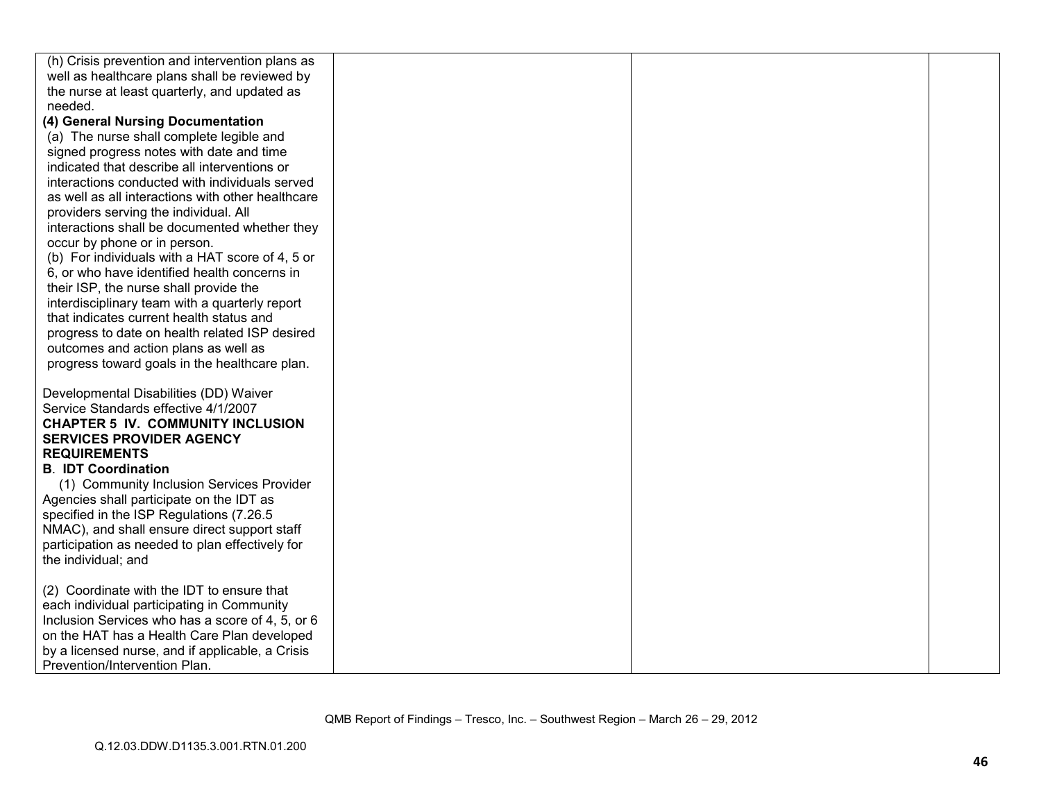| | | | |
|---|---|---|---|
| (h) Crisis prevention and intervention plans as well as healthcare plans shall be reviewed by the nurse at least quarterly, and updated as needed.<br>**(4) General Nursing Documentation**<br>(a) The nurse shall complete legible and signed progress notes with date and time indicated that describe all interventions or interactions conducted with individuals served as well as all interactions with other healthcare providers serving the individual. All interactions shall be documented whether they occur by phone or in person.<br>(b) For individuals with a HAT score of 4, 5 or 6, or who have identified health concerns in their ISP, the nurse shall provide the interdisciplinary team with a quarterly report that indicates current health status and progress to date on health related ISP desired outcomes and action plans as well as progress toward goals in the healthcare plan.<br><br>Developmental Disabilities (DD) Waiver Service Standards effective 4/1/2007<br>**CHAPTER 5 IV. COMMUNITY INCLUSION SERVICES PROVIDER AGENCY REQUIREMENTS**<br>**B. IDT Coordination**<br>(1) Community Inclusion Services Provider Agencies shall participate on the IDT as specified in the ISP Regulations (7.26.5 NMAC), and shall ensure direct support staff participation as needed to plan effectively for the individual; and<br><br>(2) Coordinate with the IDT to ensure that each individual participating in Community Inclusion Services who has a score of 4, 5, or 6 on the HAT has a Health Care Plan developed by a licensed nurse, and if applicable, a Crisis Prevention/Intervention Plan. | | | |

QMB Report of Findings – Tresco, Inc. – Southwest Region – March 26 – 29, 2012

Q.12.03.DDW.D1135.3.001.RTN.01.200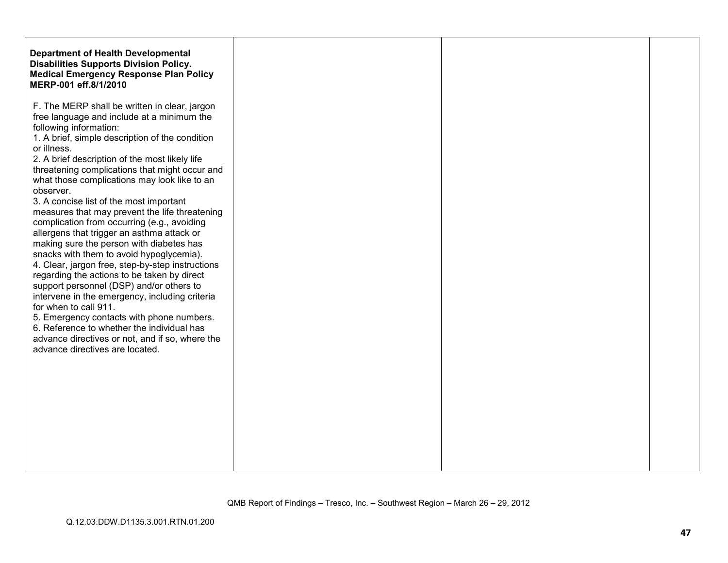| | | | |
|---|---|---|---|
| **Department of Health Developmental Disabilities Supports Division Policy. Medical Emergency Response Plan Policy MERP-001 eff.8/1/2010**<br><br>F. The MERP shall be written in clear, jargon free language and include at a minimum the following information:<br>1. A brief, simple description of the condition or illness.<br>2. A brief description of the most likely life threatening complications that might occur and what those complications may look like to an observer.<br>3. A concise list of the most important measures that may prevent the life threatening complication from occurring (e.g., avoiding allergens that trigger an asthma attack or making sure the person with diabetes has snacks with them to avoid hypoglycemia).<br>4. Clear, jargon free, step-by-step instructions regarding the actions to be taken by direct support personnel (DSP) and/or others to intervene in the emergency, including criteria for when to call 911.<br>5. Emergency contacts with phone numbers.<br>6. Reference to whether the individual has advance directives or not, and if so, where the advance directives are located. | | | |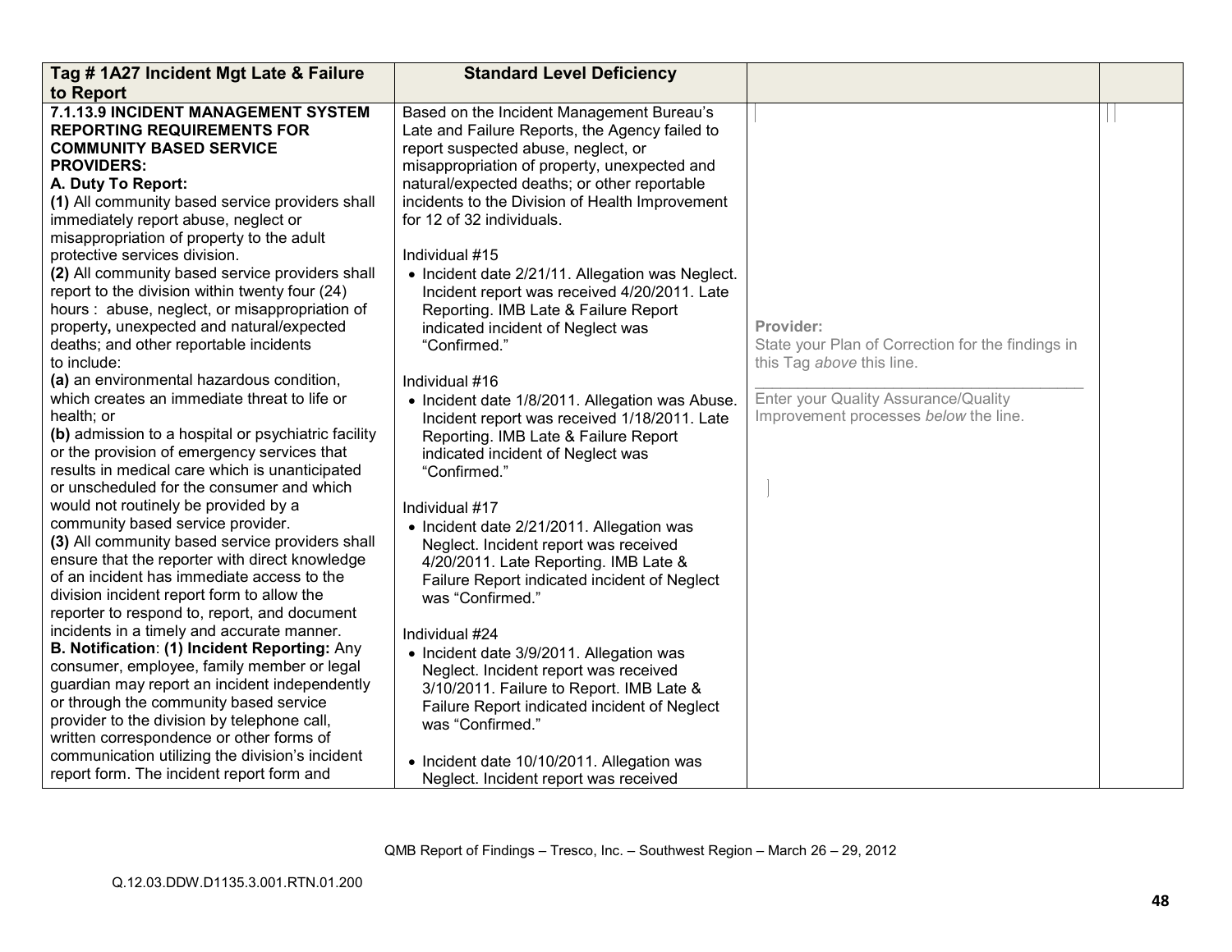| Tag # 1A27 Incident Mgt Late & Failure to Report | Standard Level Deficiency | | |
|---|---|---|---|
| **7.1.13.9 INCIDENT MANAGEMENT SYSTEM REPORTING REQUIREMENTS FOR COMMUNITY BASED SERVICE PROVIDERS:**<br>**A. Duty To Report:**<br>**(1)** All community based service providers shall immediately report abuse, neglect or misappropriation of property to the adult protective services division.<br>**(2)** All community based service providers shall report to the division within twenty four (24) hours : abuse, neglect, or misappropriation of property**,** unexpected and natural/expected deaths; and other reportable incidents to include:<br>**(a)** an environmental hazardous condition, which creates an immediate threat to life or health; or<br>**(b)** admission to a hospital or psychiatric facility or the provision of emergency services that results in medical care which is unanticipated or unscheduled for the consumer and which would not routinely be provided by a community based service provider.<br>**(3)** All community based service providers shall ensure that the reporter with direct knowledge of an incident has immediate access to the division incident report form to allow the reporter to respond to, report, and document incidents in a timely and accurate manner.<br>**B. Notification**: **(1) Incident Reporting:** Any consumer, employee, family member or legal guardian may report an incident independently or through the community based service provider to the division by telephone call, written correspondence or other forms of communication utilizing the division's incident report form. The incident report form and | Based on the Incident Management Bureau's Late and Failure Reports, the Agency failed to report suspected abuse, neglect, or misappropriation of property, unexpected and natural/expected deaths; or other reportable incidents to the Division of Health Improvement for 12 of 32 individuals.<br><br>Individual #15<br>• Incident date 2/21/11. Allegation was Neglect. Incident report was received 4/20/2011. Late Reporting. IMB Late & Failure Report indicated incident of Neglect was "Confirmed."<br><br>Individual #16<br>• Incident date 1/8/2011. Allegation was Abuse. Incident report was received 1/18/2011. Late Reporting. IMB Late & Failure Report indicated incident of Neglect was "Confirmed."<br><br>Individual #17<br>• Incident date 2/21/2011. Allegation was Neglect. Incident report was received 4/20/2011. Late Reporting. IMB Late & Failure Report indicated incident of Neglect was "Confirmed."<br><br>Individual #24<br>• Incident date 3/9/2011. Allegation was Neglect. Incident report was received 3/10/2011. Failure to Report. IMB Late & Failure Report indicated incident of Neglect was "Confirmed."<br><br>• Incident date 10/10/2011. Allegation was Neglect. Incident report was received | **Provider:**<br>State your Plan of Correction for the findings in this Tag *above* this line.<br>\_\_\_\_\_\_\_\_\_\_\_\_\_\_\_\_\_\_\_\_\_\_\_\_\_\_\_\_\_\_\_\_\_\_<br>Enter your Quality Assurance/Quality Improvement processes *below* the line. | |

QMB Report of Findings – Tresco, Inc. – Southwest Region – March 26 – 29, 2012

Q.12.03.DDW.D1135.3.001.RTN.01.200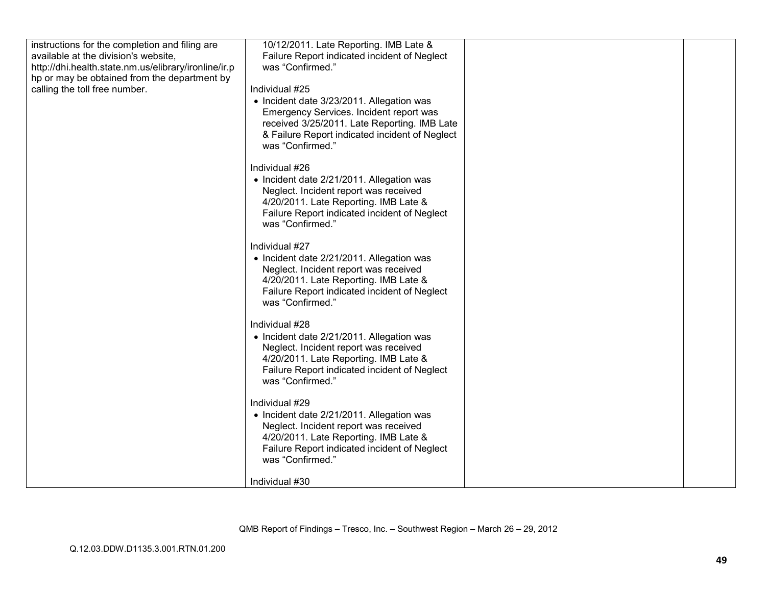| | | | |
|---|---|---|---|
| instructions for the completion and filing are available at the division's website, http://dhi.health.state.nm.us/elibrary/ironline/ir.php or may be obtained from the department by calling the toll free number. | 10/12/2011. Late Reporting. IMB Late & Failure Report indicated incident of Neglect was "Confirmed."<br><br>Individual #25<br>• Incident date 3/23/2011. Allegation was Emergency Services. Incident report was received 3/25/2011. Late Reporting. IMB Late & Failure Report indicated incident of Neglect was "Confirmed."<br><br>Individual #26<br>• Incident date 2/21/2011. Allegation was Neglect. Incident report was received 4/20/2011. Late Reporting. IMB Late & Failure Report indicated incident of Neglect was "Confirmed."<br><br>Individual #27<br>• Incident date 2/21/2011. Allegation was Neglect. Incident report was received 4/20/2011. Late Reporting. IMB Late & Failure Report indicated incident of Neglect was "Confirmed."<br><br>Individual #28<br>• Incident date 2/21/2011. Allegation was Neglect. Incident report was received 4/20/2011. Late Reporting. IMB Late & Failure Report indicated incident of Neglect was "Confirmed."<br><br>Individual #29<br>• Incident date 2/21/2011. Allegation was Neglect. Incident report was received 4/20/2011. Late Reporting. IMB Late & Failure Report indicated incident of Neglect was "Confirmed."<br><br>Individual #30 | | |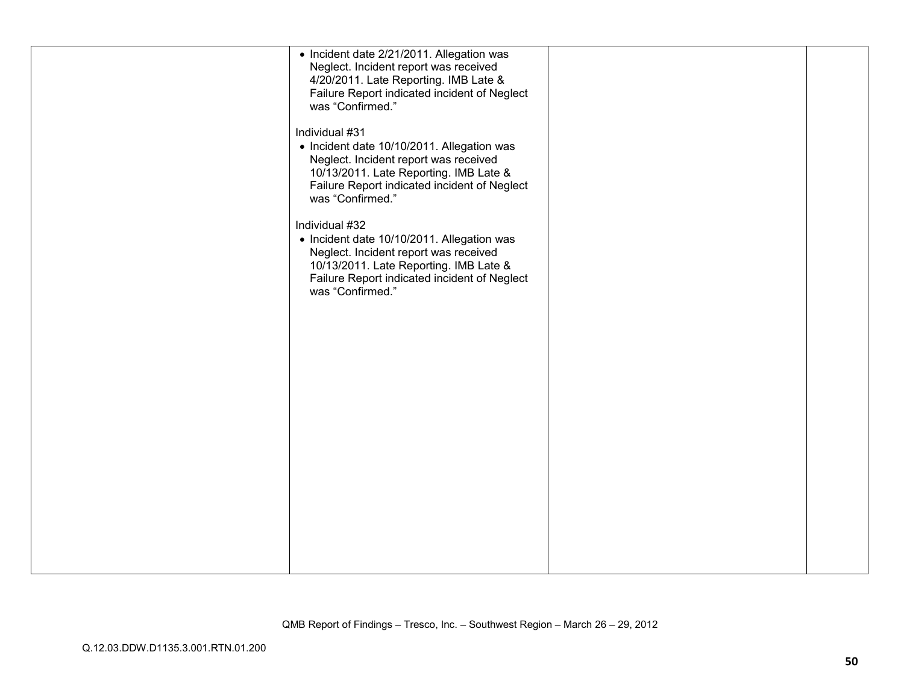| | | | |
|---|---|---|---|
| | • Incident date 2/21/2011. Allegation was Neglect. Incident report was received 4/20/2011. Late Reporting. IMB Late & Failure Report indicated incident of Neglect was "Confirmed."<br><br>Individual #31<br>• Incident date 10/10/2011. Allegation was Neglect. Incident report was received 10/13/2011. Late Reporting. IMB Late & Failure Report indicated incident of Neglect was "Confirmed."<br><br>Individual #32<br>• Incident date 10/10/2011. Allegation was Neglect. Incident report was received 10/13/2011. Late Reporting. IMB Late & Failure Report indicated incident of Neglect was "Confirmed." | | |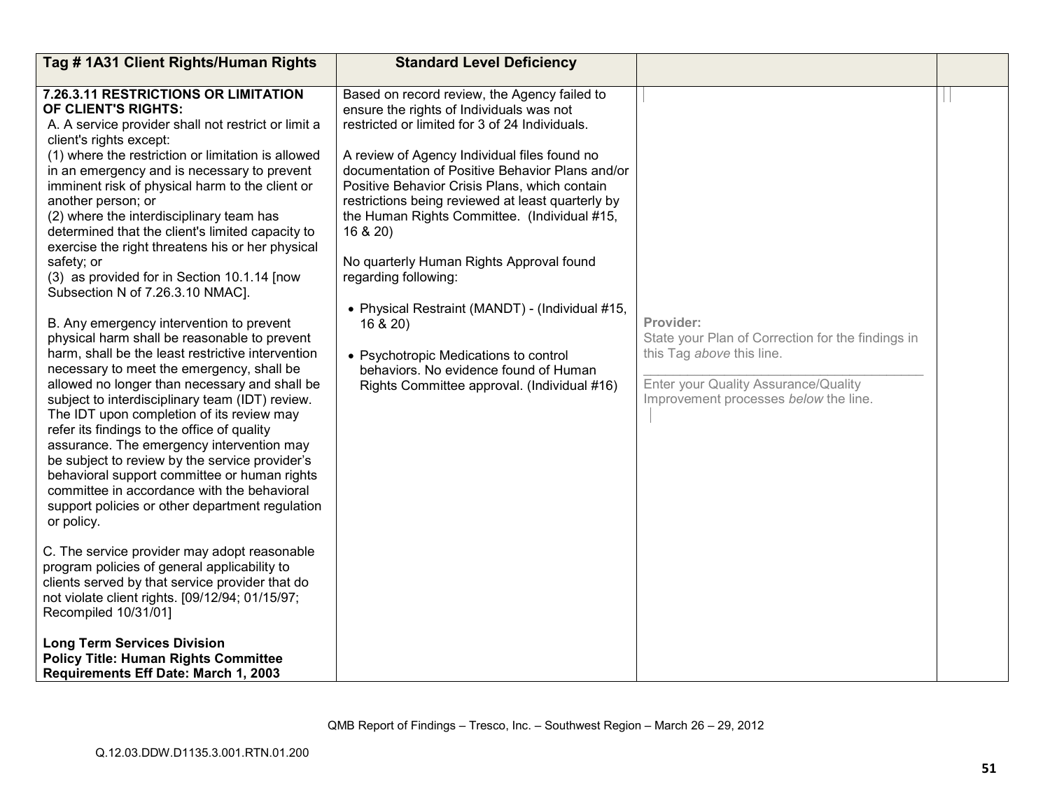| Tag # 1A31 Client Rights/Human Rights | Standard Level Deficiency | | |
|---|---|---|---|
| **7.26.3.11 RESTRICTIONS OR LIMITATION OF CLIENT'S RIGHTS:**<br>A. A service provider shall not restrict or limit a client's rights except:<br>(1) where the restriction or limitation is allowed in an emergency and is necessary to prevent imminent risk of physical harm to the client or another person; or<br>(2) where the interdisciplinary team has determined that the client's limited capacity to exercise the right threatens his or her physical safety; or<br>(3) as provided for in Section 10.1.14 [now Subsection N of 7.26.3.10 NMAC].<br><br>B. Any emergency intervention to prevent physical harm shall be reasonable to prevent harm, shall be the least restrictive intervention necessary to meet the emergency, shall be allowed no longer than necessary and shall be subject to interdisciplinary team (IDT) review. The IDT upon completion of its review may refer its findings to the office of quality assurance. The emergency intervention may be subject to review by the service provider's behavioral support committee or human rights committee in accordance with the behavioral support policies or other department regulation or policy.<br><br>C. The service provider may adopt reasonable program policies of general applicability to clients served by that service provider that do not violate client rights. [09/12/94; 01/15/97; Recompiled 10/31/01]<br><br>**Long Term Services Division**<br>**Policy Title: Human Rights Committee Requirements Eff Date: March 1, 2003** | Based on record review, the Agency failed to ensure the rights of Individuals was not restricted or limited for 3 of 24 Individuals.<br><br>A review of Agency Individual files found no documentation of Positive Behavior Plans and/or Positive Behavior Crisis Plans, which contain restrictions being reviewed at least quarterly by the Human Rights Committee. (Individual #15, 16 & 20)<br><br>No quarterly Human Rights Approval found regarding following:<br><br>• Physical Restraint (MANDT) - (Individual #15, 16 & 20)<br><br>• Psychotropic Medications to control behaviors. No evidence found of Human Rights Committee approval. (Individual #16) | **Provider:**<br>State your Plan of Correction for the findings in this Tag *above* this line.<br>\_\_\_\_\_\_\_\_\_\_\_\_\_\_\_\_\_\_\_\_\_\_\_\_\_\_\_\_\_\_\_\_<br>Enter your Quality Assurance/Quality Improvement processes *below* the line. | |

QMB Report of Findings – Tresco, Inc. – Southwest Region – March 26 – 29, 2012

Q.12.03.DDW.D1135.3.001.RTN.01.200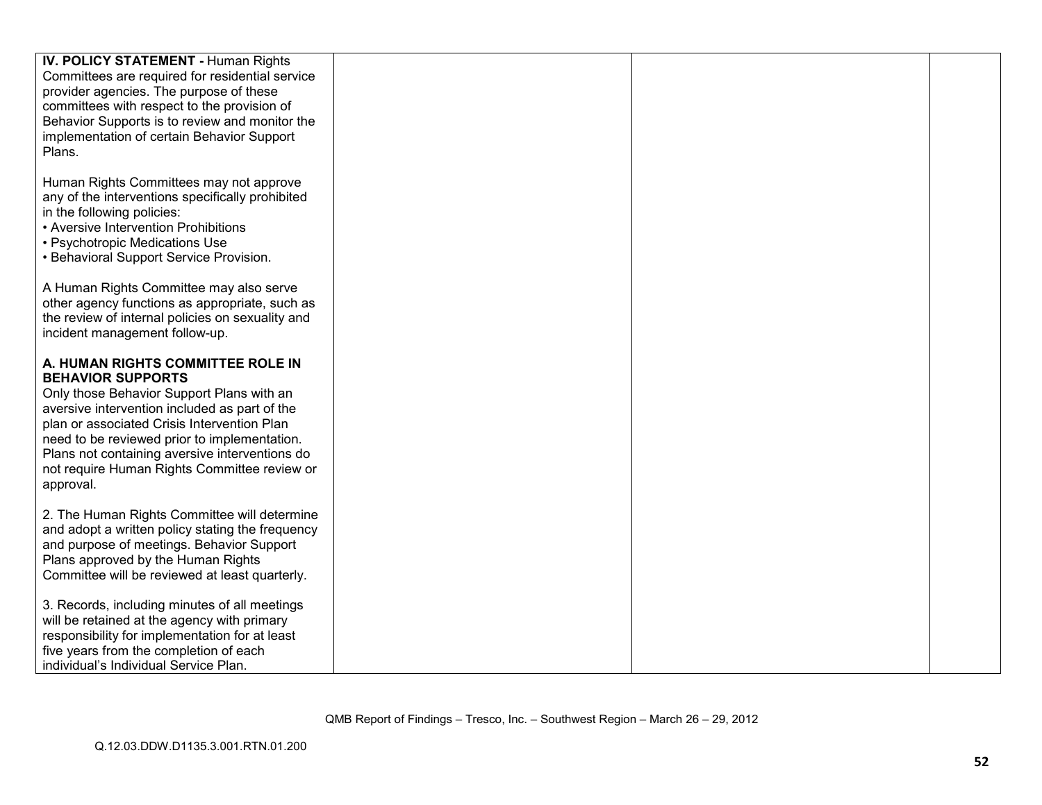| | | | |
|---|---|---|---|
| **IV. POLICY STATEMENT -** Human Rights Committees are required for residential service provider agencies. The purpose of these committees with respect to the provision of Behavior Supports is to review and monitor the implementation of certain Behavior Support Plans.<br><br>Human Rights Committees may not approve any of the interventions specifically prohibited in the following policies:<br>• Aversive Intervention Prohibitions<br>• Psychotropic Medications Use<br>• Behavioral Support Service Provision.<br><br>A Human Rights Committee may also serve other agency functions as appropriate, such as the review of internal policies on sexuality and incident management follow-up.<br><br>**A. HUMAN RIGHTS COMMITTEE ROLE IN BEHAVIOR SUPPORTS**<br>Only those Behavior Support Plans with an aversive intervention included as part of the plan or associated Crisis Intervention Plan need to be reviewed prior to implementation. Plans not containing aversive interventions do not require Human Rights Committee review or approval.<br><br>2. The Human Rights Committee will determine and adopt a written policy stating the frequency and purpose of meetings. Behavior Support Plans approved by the Human Rights Committee will be reviewed at least quarterly.<br><br>3. Records, including minutes of all meetings will be retained at the agency with primary responsibility for implementation for at least five years from the completion of each individual's Individual Service Plan. | | | |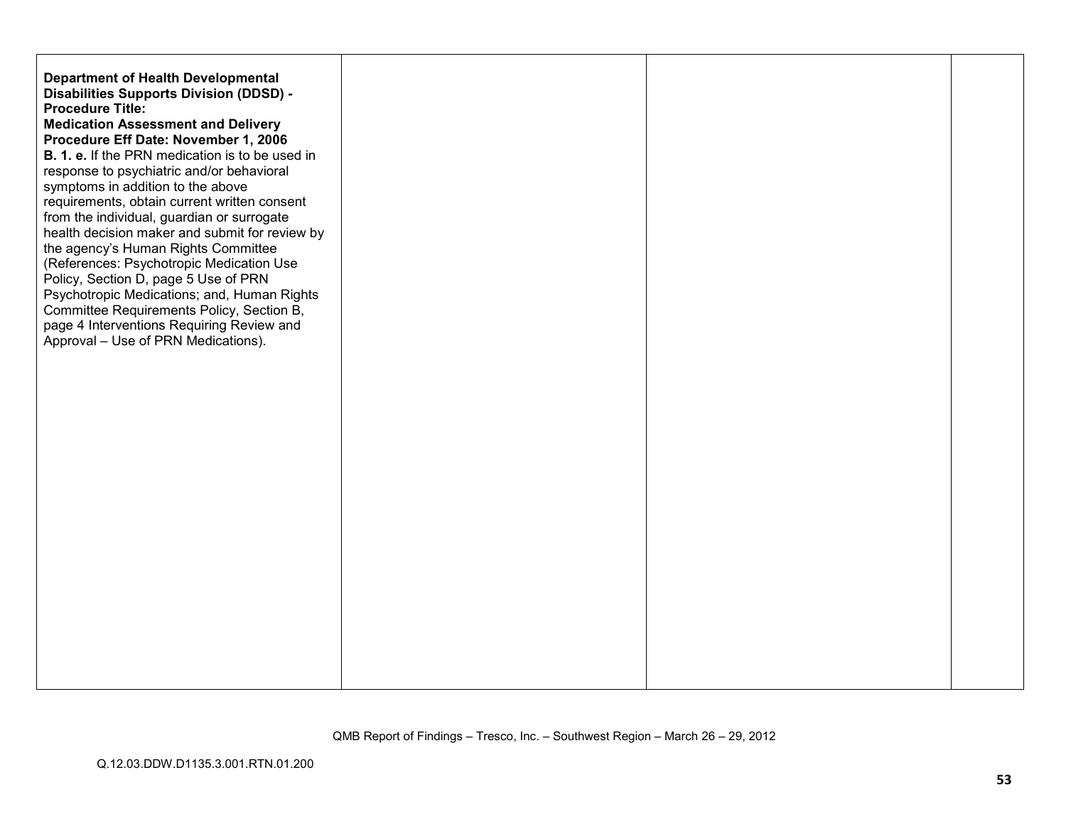| | | | |
|---|---|---|---|
| **Department of Health Developmental Disabilities Supports Division (DDSD) - Procedure Title: Medication Assessment and Delivery Procedure Eff Date: November 1, 2006**<br>**B. 1. e.** If the PRN medication is to be used in response to psychiatric and/or behavioral symptoms in addition to the above requirements, obtain current written consent from the individual, guardian or surrogate health decision maker and submit for review by the agency's Human Rights Committee (References: Psychotropic Medication Use Policy, Section D, page 5 Use of PRN Psychotropic Medications; and, Human Rights Committee Requirements Policy, Section B, page 4 Interventions Requiring Review and Approval – Use of PRN Medications). | | | |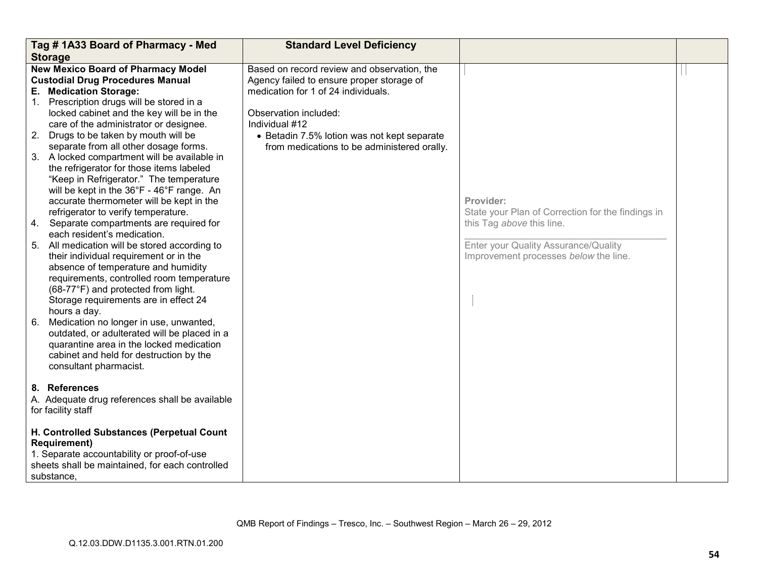| Tag # 1A33 Board of Pharmacy - Med Storage | Standard Level Deficiency | | |
|---|---|---|---|
| **New Mexico Board of Pharmacy Model Custodial Drug Procedures Manual**<br>**E. Medication Storage:**<br>1. Prescription drugs will be stored in a locked cabinet and the key will be in the care of the administrator or designee.<br>2. Drugs to be taken by mouth will be separate from all other dosage forms.<br>3. A locked compartment will be available in the refrigerator for those items labeled “Keep in Refrigerator.” The temperature will be kept in the 36°F - 46°F range. An accurate thermometer will be kept in the refrigerator to verify temperature.<br>4. Separate compartments are required for each resident’s medication.<br>5. All medication will be stored according to their individual requirement or in the absence of temperature and humidity requirements, controlled room temperature (68-77°F) and protected from light. Storage requirements are in effect 24 hours a day.<br>6. Medication no longer in use, unwanted, outdated, or adulterated will be placed in a quarantine area in the locked medication cabinet and held for destruction by the consultant pharmacist.<br><br>**8. References**<br>A. Adequate drug references shall be available for facility staff<br><br>**H. Controlled Substances (Perpetual Count Requirement)**<br>1. Separate accountability or proof-of-use sheets shall be maintained, for each controlled substance, | Based on record review and observation, the Agency failed to ensure proper storage of medication for 1 of 24 individuals.<br><br>Observation included:<br>Individual #12<br>• Betadin 7.5% lotion was not kept separate from medications to be administered orally. | Provider:<br>State your Plan of Correction for the findings in this Tag *above* this line.<br>\_\_\_\_\_\_\_\_\_\_\_\_\_\_\_\_\_\_\_\_\_\_\_\_\_\_\_\_\_\_\_\_\_\_\_\_\_\_<br>Enter your Quality Assurance/Quality Improvement processes *below* the line. | |

QMB Report of Findings – Tresco, Inc. – Southwest Region – March 26 – 29, 2012

Q.12.03.DDW.D1135.3.001.RTN.01.200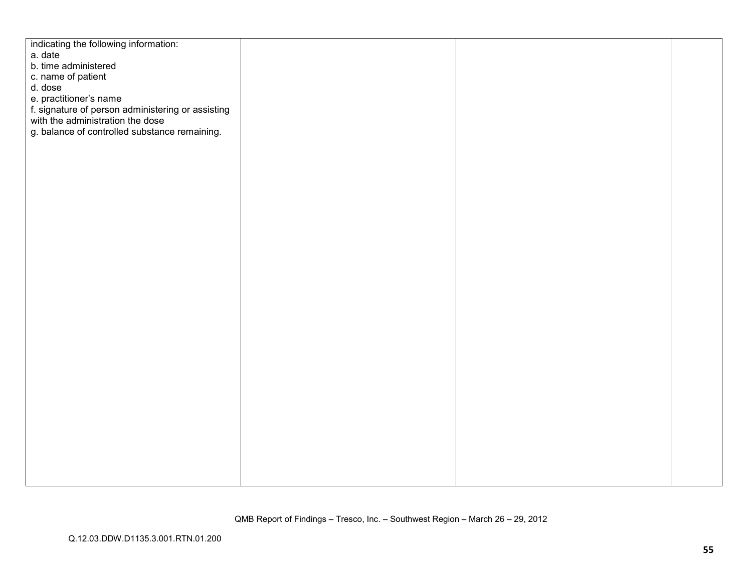| | | | |
|---|---|---|---|
| indicating the following information:<br>a. date<br>b. time administered<br>c. name of patient<br>d. dose<br>e. practitioner's name<br>f. signature of person administering or assisting with the administration the dose<br>g. balance of controlled substance remaining. | | | |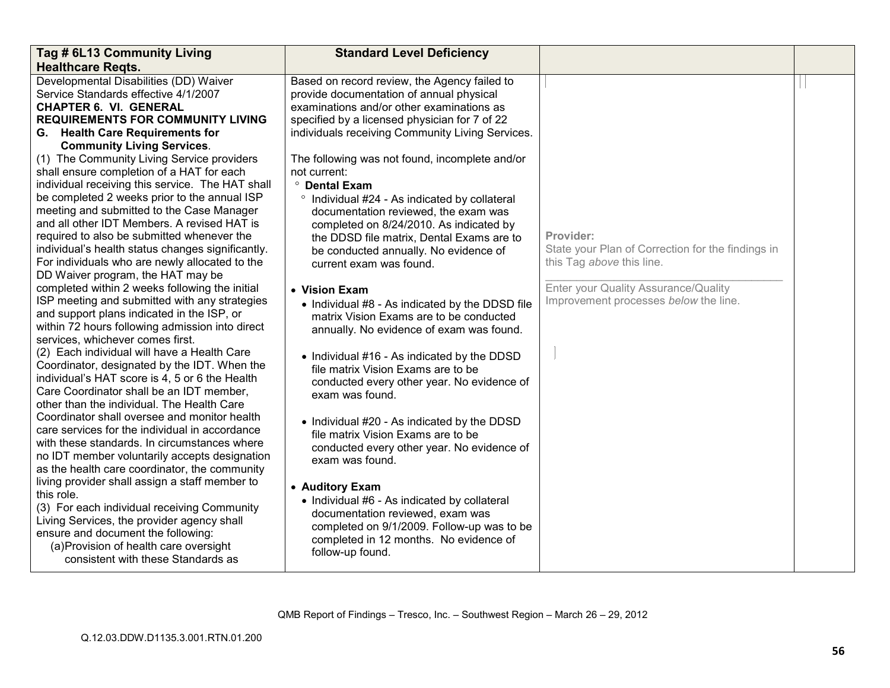| Tag # 6L13 Community Living Healthcare Reqts. | Standard Level Deficiency | | |
|---|---|---|---|
| Developmental Disabilities (DD) Waiver Service Standards effective 4/1/2007<br>**CHAPTER 6. VI. GENERAL REQUIREMENTS FOR COMMUNITY LIVING**<br>**G. Health Care Requirements for Community Living Services**.<br>(1) The Community Living Service providers shall ensure completion of a HAT for each individual receiving this service. The HAT shall be completed 2 weeks prior to the annual ISP meeting and submitted to the Case Manager and all other IDT Members. A revised HAT is required to also be submitted whenever the individual's health status changes significantly. For individuals who are newly allocated to the DD Waiver program, the HAT may be completed within 2 weeks following the initial ISP meeting and submitted with any strategies and support plans indicated in the ISP, or within 72 hours following admission into direct services, whichever comes first.<br>(2) Each individual will have a Health Care Coordinator, designated by the IDT. When the individual's HAT score is 4, 5 or 6 the Health Care Coordinator shall be an IDT member, other than the individual. The Health Care Coordinator shall oversee and monitor health care services for the individual in accordance with these standards. In circumstances where no IDT member voluntarily accepts designation as the health care coordinator, the community living provider shall assign a staff member to this role.<br>(3) For each individual receiving Community Living Services, the provider agency shall ensure and document the following:<br>(a)Provision of health care oversight consistent with these Standards as | Based on record review, the Agency failed to provide documentation of annual physical examinations and/or other examinations as specified by a licensed physician for 7 of 22 individuals receiving Community Living Services.<br><br>The following was not found, incomplete and/or not current:<br>° **Dental Exam**<br>° Individual #24 - As indicated by collateral documentation reviewed, the exam was completed on 8/24/2010. As indicated by the DDSD file matrix, Dental Exams are to be conducted annually. No evidence of current exam was found.<br><br>• **Vision Exam**<br>• Individual #8 - As indicated by the DDSD file matrix Vision Exams are to be conducted annually. No evidence of exam was found.<br><br>• Individual #16 - As indicated by the DDSD file matrix Vision Exams are to be conducted every other year. No evidence of exam was found.<br><br>• Individual #20 - As indicated by the DDSD file matrix Vision Exams are to be conducted every other year. No evidence of exam was found.<br><br>• **Auditory Exam**<br>• Individual #6 - As indicated by collateral documentation reviewed, exam was completed on 9/1/2009. Follow-up was to be completed in 12 months. No evidence of follow-up found. | Provider:<br>State your Plan of Correction for the findings in this Tag *above* this line.<br>\_\_\_\_\_\_\_\_\_\_\_\_\_\_\_\_\_\_\_\_\_\_\_\_\_\_\_\_\_\_\_\_<br>Enter your Quality Assurance/Quality Improvement processes *below* the line. | |

QMB Report of Findings – Tresco, Inc. – Southwest Region – March 26 – 29, 2012

Q.12.03.DDW.D1135.3.001.RTN.01.200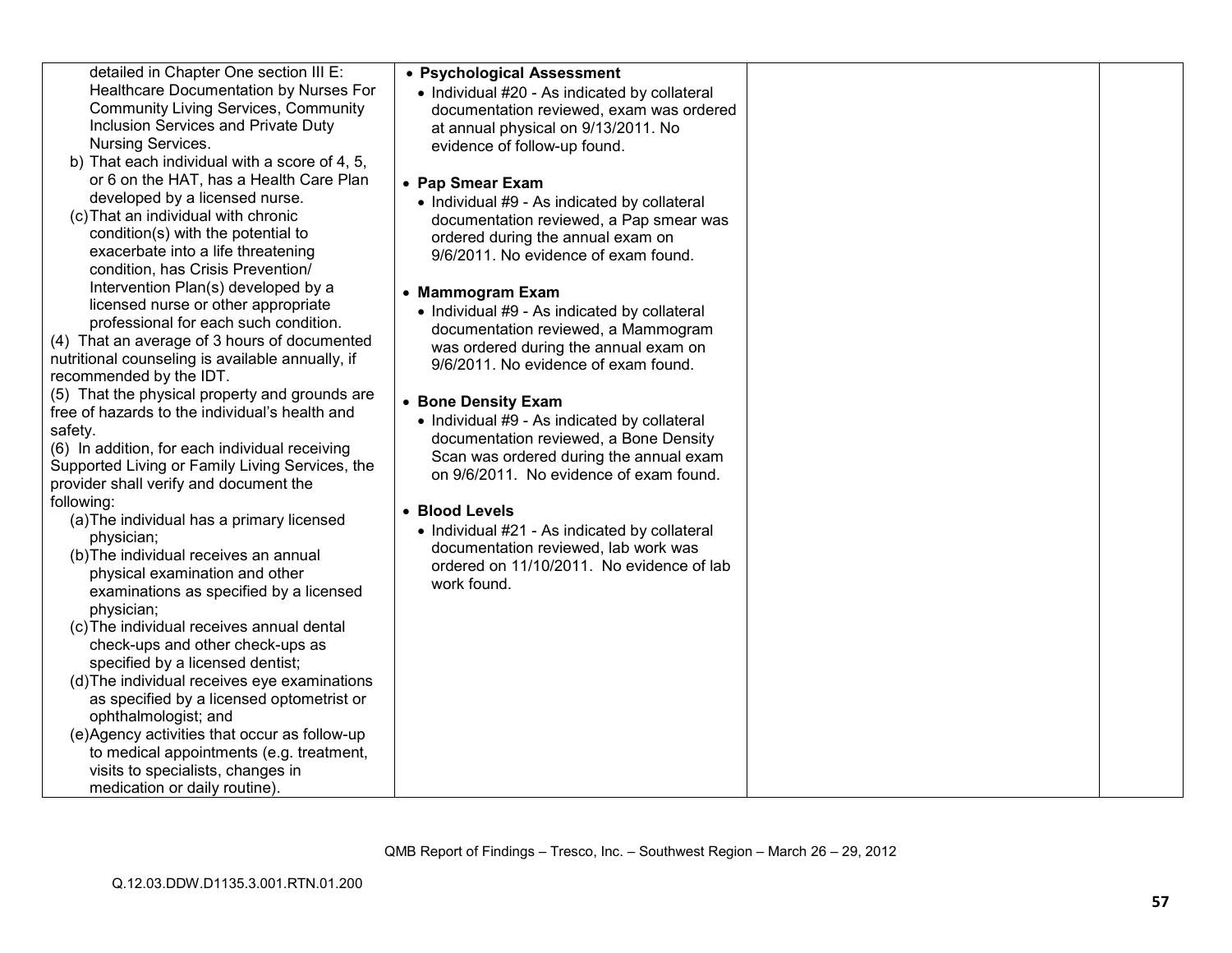| | | | |
|---|---|---|---|
| detailed in Chapter One section III E: Healthcare Documentation by Nurses For Community Living Services, Community Inclusion Services and Private Duty Nursing Services.<br>b) That each individual with a score of 4, 5, or 6 on the HAT, has a Health Care Plan developed by a licensed nurse.<br>(c) That an individual with chronic condition(s) with the potential to exacerbate into a life threatening condition, has Crisis Prevention/ Intervention Plan(s) developed by a licensed nurse or other appropriate professional for each such condition.<br>(4) That an average of 3 hours of documented nutritional counseling is available annually, if recommended by the IDT.<br>(5) That the physical property and grounds are free of hazards to the individual's health and safety.<br>(6) In addition, for each individual receiving Supported Living or Family Living Services, the provider shall verify and document the following:<br>(a) The individual has a primary licensed physician;<br>(b) The individual receives an annual physical examination and other examinations as specified by a licensed physician;<br>(c) The individual receives annual dental check-ups and other check-ups as specified by a licensed dentist;<br>(d) The individual receives eye examinations as specified by a licensed optometrist or ophthalmologist; and<br>(e) Agency activities that occur as follow-up to medical appointments (e.g. treatment, visits to specialists, changes in medication or daily routine). | • **Psychological Assessment**<br>• Individual #20 - As indicated by collateral documentation reviewed, exam was ordered at annual physical on 9/13/2011. No evidence of follow-up found.<br><br>• **Pap Smear Exam**<br>• Individual #9 - As indicated by collateral documentation reviewed, a Pap smear was ordered during the annual exam on 9/6/2011. No evidence of exam found.<br><br>• **Mammogram Exam**<br>• Individual #9 - As indicated by collateral documentation reviewed, a Mammogram was ordered during the annual exam on 9/6/2011. No evidence of exam found.<br><br>• **Bone Density Exam**<br>• Individual #9 - As indicated by collateral documentation reviewed, a Bone Density Scan was ordered during the annual exam on 9/6/2011. No evidence of exam found.<br><br>• **Blood Levels**<br>• Individual #21 - As indicated by collateral documentation reviewed, lab work was ordered on 11/10/2011. No evidence of lab work found. | | |

QMB Report of Findings – Tresco, Inc. – Southwest Region – March 26 – 29, 2012

Q.12.03.DDW.D1135.3.001.RTN.01.200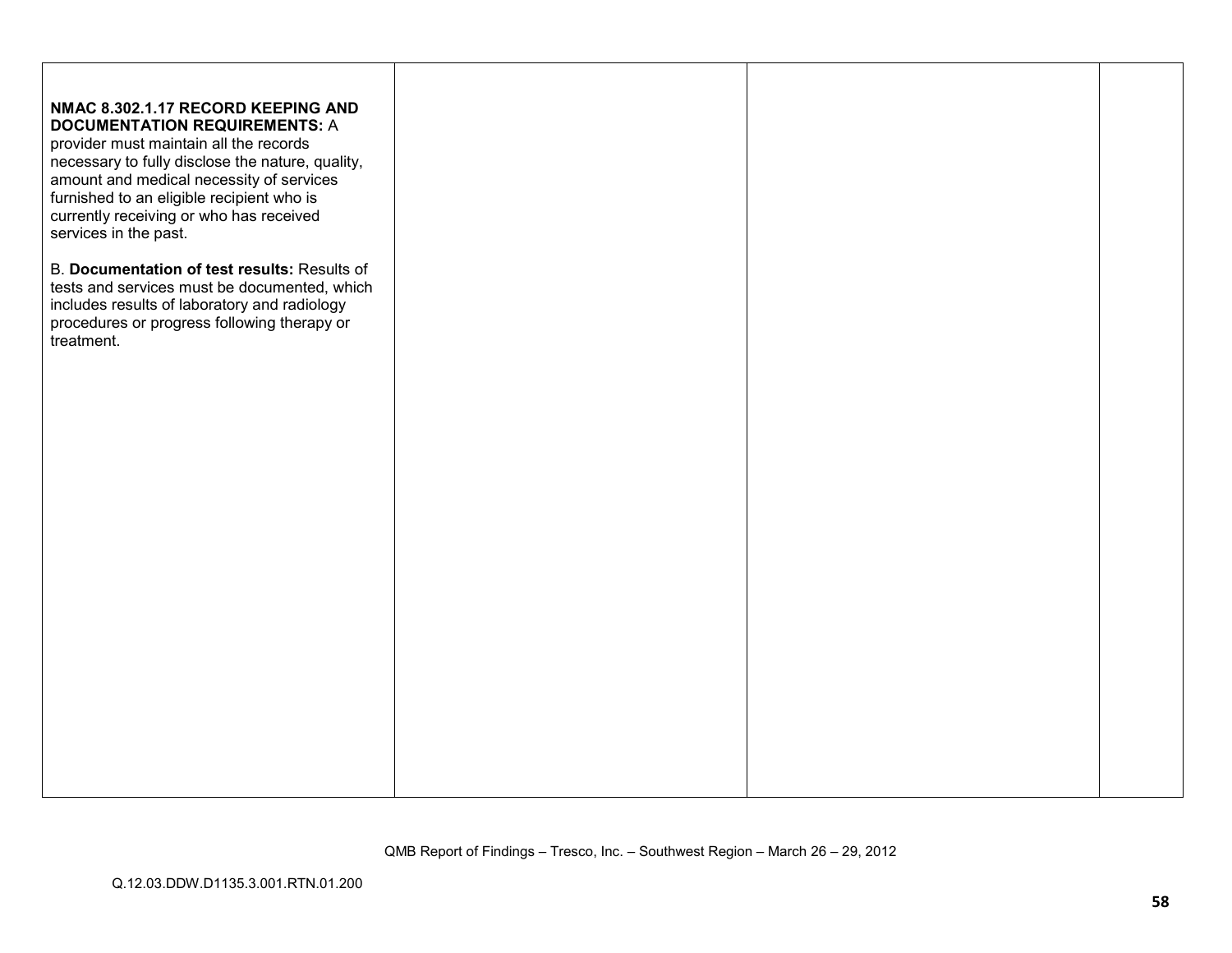| | | | |
|---|---|---|---|
| **NMAC 8.302.1.17 RECORD KEEPING AND DOCUMENTATION REQUIREMENTS:** A provider must maintain all the records necessary to fully disclose the nature, quality, amount and medical necessity of services furnished to an eligible recipient who is currently receiving or who has received services in the past.<br><br>B. **Documentation of test results:** Results of tests and services must be documented, which includes results of laboratory and radiology procedures or progress following therapy or treatment. | | | |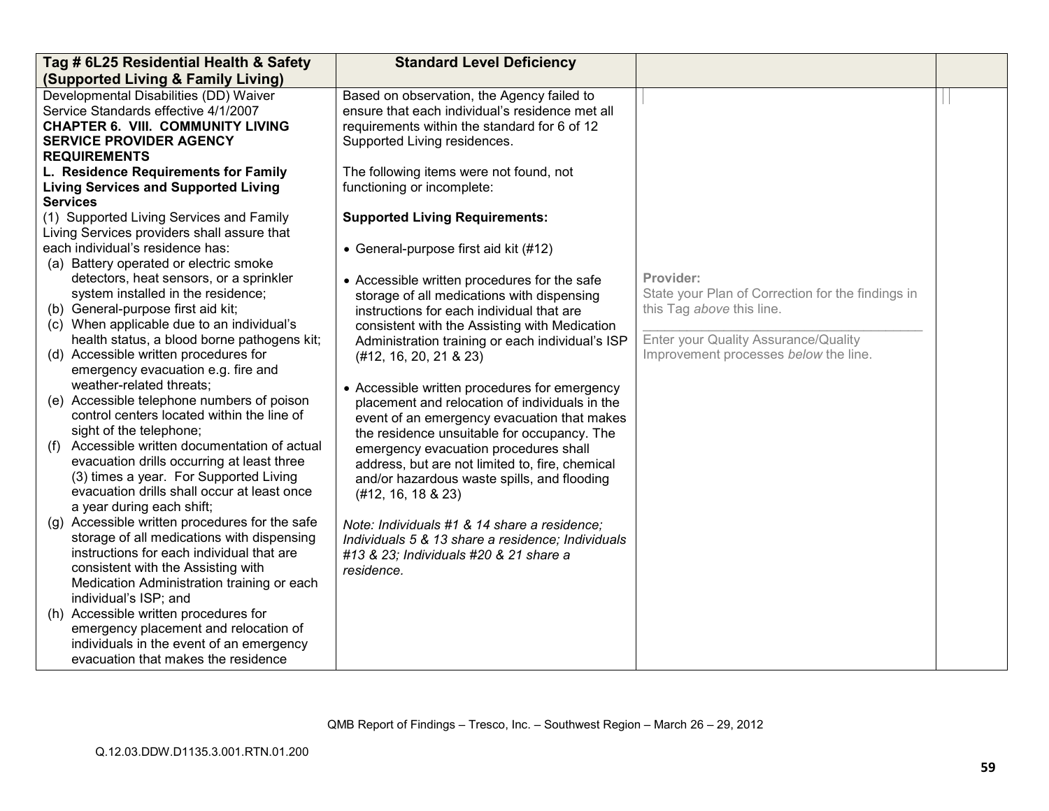| Tag # 6L25 Residential Health & Safety (Supported Living & Family Living) | Standard Level Deficiency | | |
|---|---|---|---|
| Developmental Disabilities (DD) Waiver Service Standards effective 4/1/2007<br>**CHAPTER 6. VIII. COMMUNITY LIVING SERVICE PROVIDER AGENCY REQUIREMENTS**<br>**L. Residence Requirements for Family Living Services and Supported Living Services**<br>(1) Supported Living Services and Family Living Services providers shall assure that each individual's residence has:<br>(a) Battery operated or electric smoke detectors, heat sensors, or a sprinkler system installed in the residence;<br>(b) General-purpose first aid kit;<br>(c) When applicable due to an individual's health status, a blood borne pathogens kit;<br>(d) Accessible written procedures for emergency evacuation e.g. fire and weather-related threats;<br>(e) Accessible telephone numbers of poison control centers located within the line of sight of the telephone;<br>(f) Accessible written documentation of actual evacuation drills occurring at least three (3) times a year. For Supported Living evacuation drills shall occur at least once a year during each shift;<br>(g) Accessible written procedures for the safe storage of all medications with dispensing instructions for each individual that are consistent with the Assisting with Medication Administration training or each individual's ISP; and<br>(h) Accessible written procedures for emergency placement and relocation of individuals in the event of an emergency evacuation that makes the residence | Based on observation, the Agency failed to ensure that each individual's residence met all requirements within the standard for 6 of 12 Supported Living residences.<br><br>The following items were not found, not functioning or incomplete:<br><br>**Supported Living Requirements:**<br><br>• General-purpose first aid kit (#12)<br><br>• Accessible written procedures for the safe storage of all medications with dispensing instructions for each individual that are consistent with the Assisting with Medication Administration training or each individual's ISP (#12, 16, 20, 21 & 23)<br><br>• Accessible written procedures for emergency placement and relocation of individuals in the event of an emergency evacuation that makes the residence unsuitable for occupancy. The emergency evacuation procedures shall address, but are not limited to, fire, chemical and/or hazardous waste spills, and flooding (#12, 16, 18 & 23)<br><br>*Note: Individuals #1 & 14 share a residence; Individuals 5 & 13 share a residence; Individuals #13 & 23; Individuals #20 & 21 share a residence.* | Provider:<br>State your Plan of Correction for the findings in this Tag *above* this line.<br>\_\_\_\_\_\_\_\_\_\_\_\_\_\_\_\_\_\_\_\_\_\_\_\_\_\_\_\_\_\_\_\_\_\_\_\_<br>Enter your Quality Assurance/Quality Improvement processes *below* the line. | |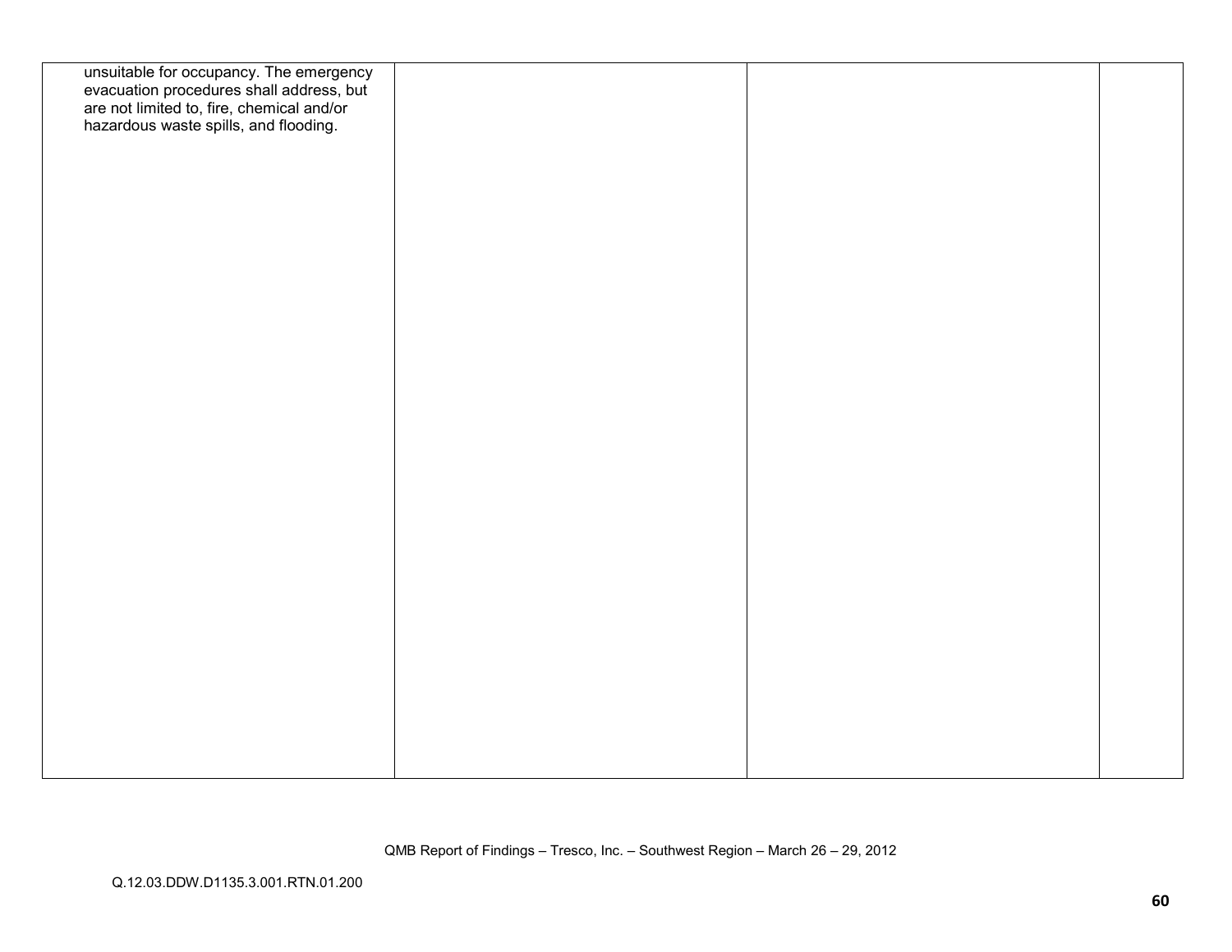| | | | |
|---|---|---|---|
| unsuitable for occupancy. The emergency evacuation procedures shall address, but are not limited to, fire, chemical and/or hazardous waste spills, and flooding. | | | |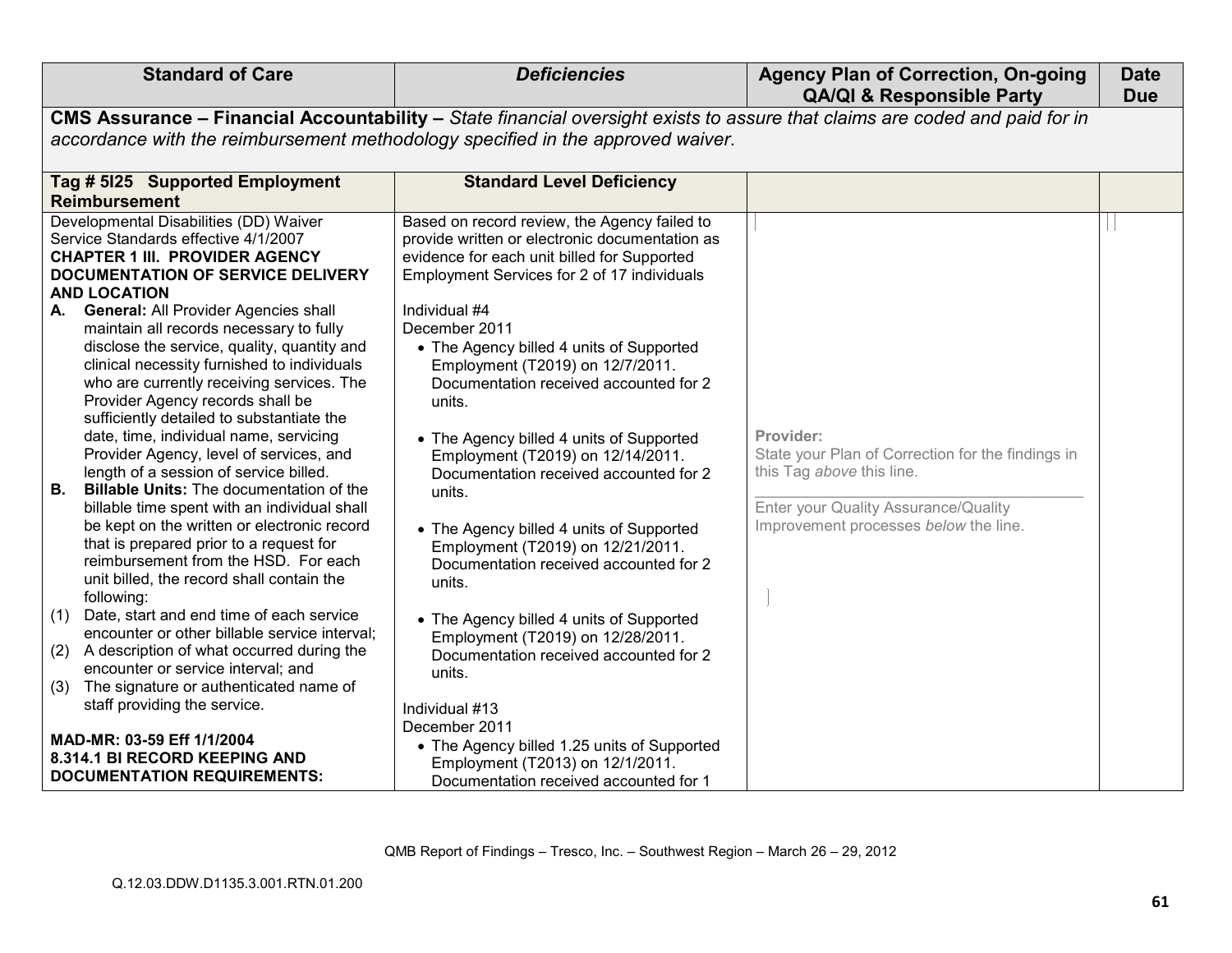| Standard of Care | *Deficiencies* | Agency Plan of Correction, On-going QA/QI & Responsible Party | Date Due |
|---|---|---|---|
| **CMS Assurance – Financial Accountability –** *State financial oversight exists to assure that claims are coded and paid for in accordance with the reimbursement methodology specified in the approved waiver.* | | | |
| **Tag # 5I25 Supported Employment Reimbursement** | **Standard Level Deficiency** | | |
| Developmental Disabilities (DD) Waiver Service Standards effective 4/1/2007<br>**CHAPTER 1 III. PROVIDER AGENCY DOCUMENTATION OF SERVICE DELIVERY AND LOCATION**<br>**A. General:** All Provider Agencies shall maintain all records necessary to fully disclose the service, quality, quantity and clinical necessity furnished to individuals who are currently receiving services. The Provider Agency records shall be sufficiently detailed to substantiate the date, time, individual name, servicing Provider Agency, level of services, and length of a session of service billed.<br>**B. Billable Units:** The documentation of the billable time spent with an individual shall be kept on the written or electronic record that is prepared prior to a request for reimbursement from the HSD. For each unit billed, the record shall contain the following:<br>(1) Date, start and end time of each service encounter or other billable service interval;<br>(2) A description of what occurred during the encounter or service interval; and<br>(3) The signature or authenticated name of staff providing the service.<br><br>**MAD-MR: 03-59 Eff 1/1/2004**<br>**8.314.1 BI RECORD KEEPING AND DOCUMENTATION REQUIREMENTS:** | Based on record review, the Agency failed to provide written or electronic documentation as evidence for each unit billed for Supported Employment Services for 2 of 17 individuals<br><br>Individual #4<br>December 2011<br>• The Agency billed 4 units of Supported Employment (T2019) on 12/7/2011. Documentation received accounted for 2 units.<br><br>• The Agency billed 4 units of Supported Employment (T2019) on 12/14/2011. Documentation received accounted for 2 units.<br><br>• The Agency billed 4 units of Supported Employment (T2019) on 12/21/2011. Documentation received accounted for 2 units.<br><br>• The Agency billed 4 units of Supported Employment (T2019) on 12/28/2011. Documentation received accounted for 2 units.<br><br>Individual #13<br>December 2011<br>• The Agency billed 1.25 units of Supported Employment (T2013) on 12/1/2011. Documentation received accounted for 1 | **Provider:**<br>State your Plan of Correction for the findings in this Tag *above* this line.<br>\_\_\_\_\_\_\_\_\_\_\_\_\_\_\_\_\_\_\_\_\_\_\_\_\_\_\_\_\_\_<br>Enter your Quality Assurance/Quality Improvement processes *below* the line. | |

QMB Report of Findings – Tresco, Inc. – Southwest Region – March 26 – 29, 2012

Q.12.03.DDW.D1135.3.001.RTN.01.200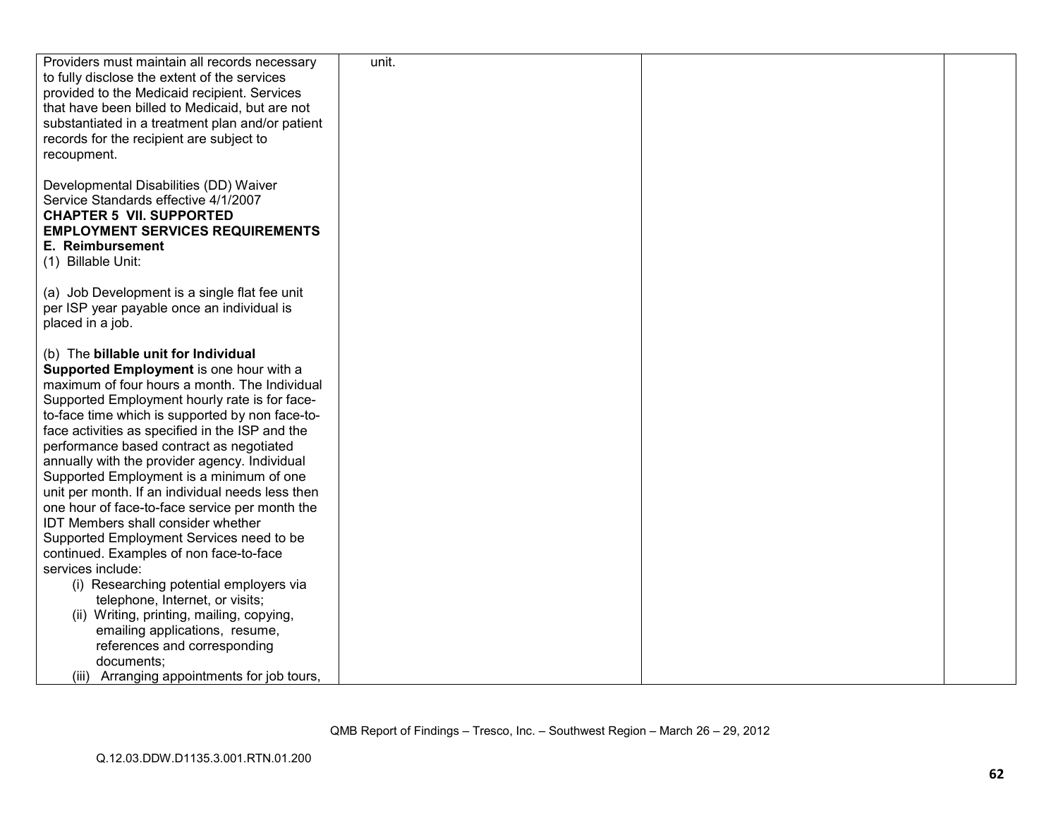| | | | |
|---|---|---|---|
| Providers must maintain all records necessary to fully disclose the extent of the services provided to the Medicaid recipient. Services that have been billed to Medicaid, but are not substantiated in a treatment plan and/or patient records for the recipient are subject to recoupment.<br><br>Developmental Disabilities (DD) Waiver Service Standards effective 4/1/2007<br>**CHAPTER 5 VII. SUPPORTED EMPLOYMENT SERVICES REQUIREMENTS**<br>**E. Reimbursement**<br>(1) Billable Unit:<br><br>(a) Job Development is a single flat fee unit per ISP year payable once an individual is placed in a job.<br><br>(b) The **billable unit for Individual Supported Employment** is one hour with a maximum of four hours a month. The Individual Supported Employment hourly rate is for face-to-face time which is supported by non face-to-face activities as specified in the ISP and the performance based contract as negotiated annually with the provider agency. Individual Supported Employment is a minimum of one unit per month. If an individual needs less then one hour of face-to-face service per month the IDT Members shall consider whether Supported Employment Services need to be continued. Examples of non face-to-face services include:<br>(i) Researching potential employers via telephone, Internet, or visits;<br>(ii) Writing, printing, mailing, copying, emailing applications, resume, references and corresponding documents;<br>(iii) Arranging appointments for job tours, | unit. | | |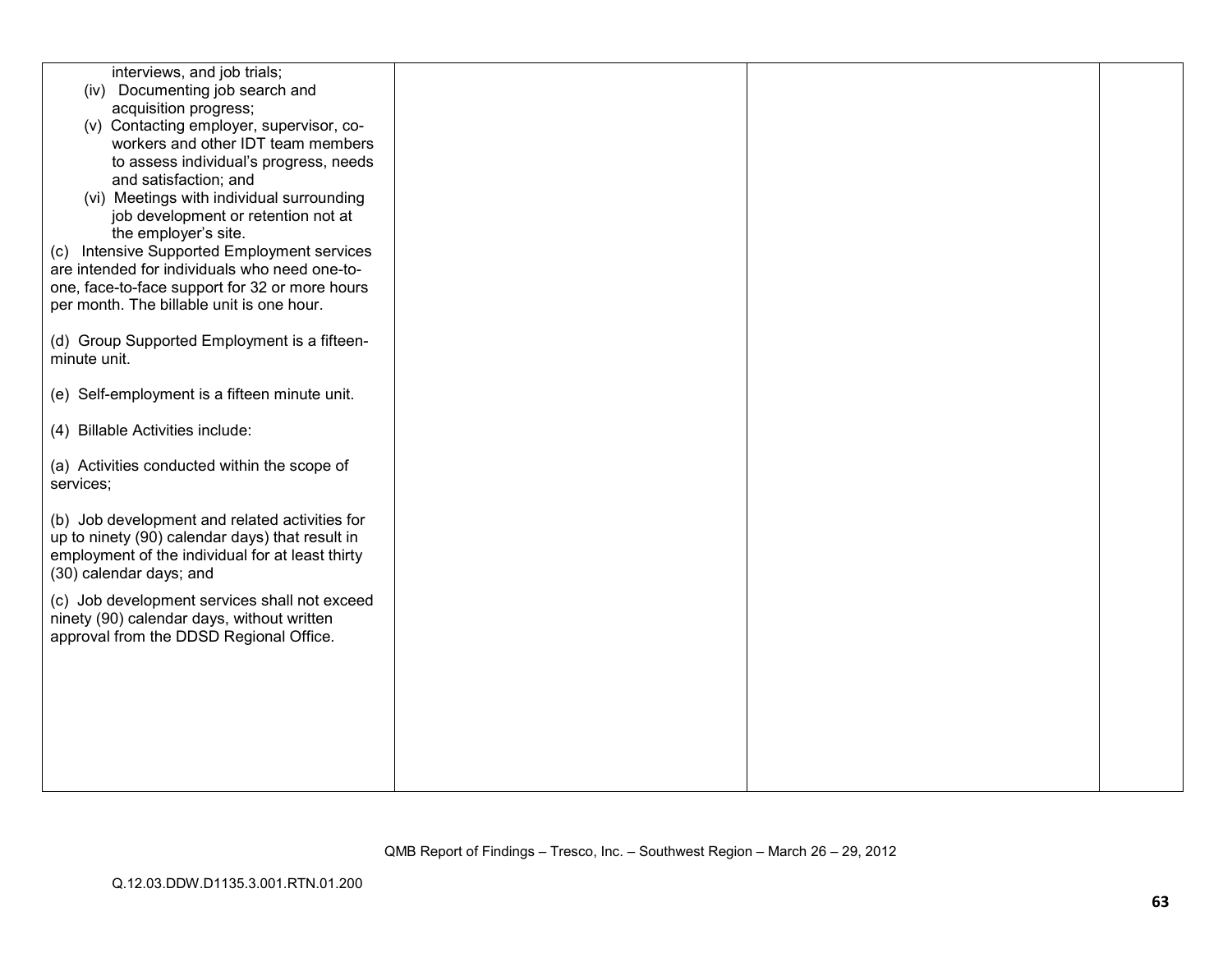| | | | |
|---|---|---|---|
| interviews, and job trials;<br>(iv) Documenting job search and acquisition progress;<br>(v) Contacting employer, supervisor, co-workers and other IDT team members to assess individual's progress, needs and satisfaction; and<br>(vi) Meetings with individual surrounding job development or retention not at the employer's site.<br>(c) Intensive Supported Employment services are intended for individuals who need one-to-one, face-to-face support for 32 or more hours per month. The billable unit is one hour.<br><br>(d) Group Supported Employment is a fifteen-minute unit.<br><br>(e) Self-employment is a fifteen minute unit.<br><br>(4) Billable Activities include:<br><br>(a) Activities conducted within the scope of services;<br><br>(b) Job development and related activities for up to ninety (90) calendar days) that result in employment of the individual for at least thirty (30) calendar days; and<br><br>(c) Job development services shall not exceed ninety (90) calendar days, without written approval from the DDSD Regional Office. | | | |

QMB Report of Findings – Tresco, Inc. – Southwest Region – March 26 – 29, 2012

Q.12.03.DDW.D1135.3.001.RTN.01.200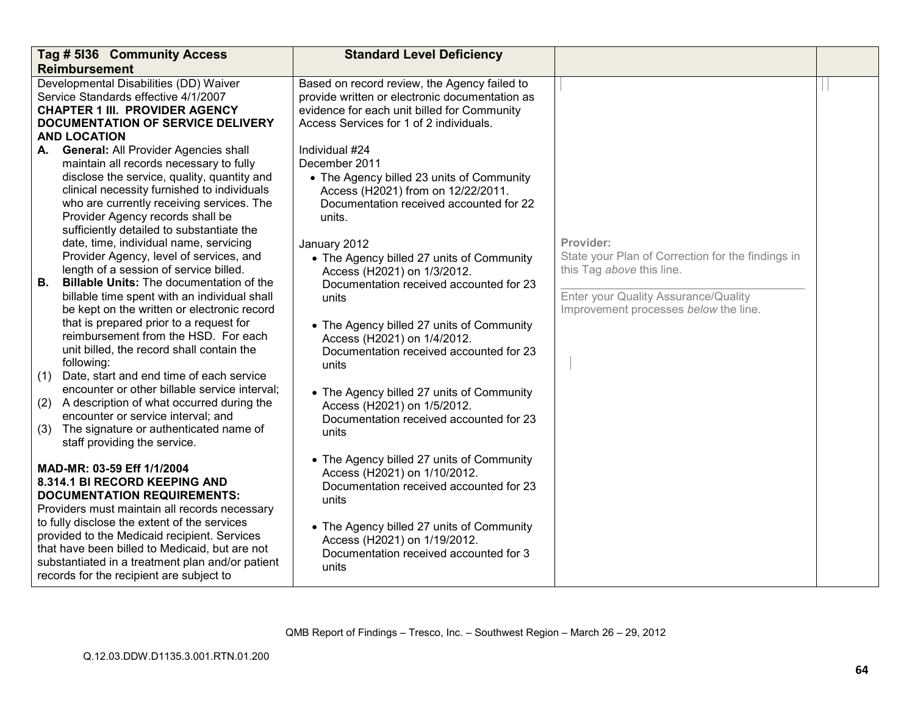| Tag # 5I36 Community Access Reimbursement | Standard Level Deficiency | | |
|---|---|---|---|
| Developmental Disabilities (DD) Waiver Service Standards effective 4/1/2007<br>**CHAPTER 1 III. PROVIDER AGENCY DOCUMENTATION OF SERVICE DELIVERY AND LOCATION**<br>**A. General:** All Provider Agencies shall maintain all records necessary to fully disclose the service, quality, quantity and clinical necessity furnished to individuals who are currently receiving services. The Provider Agency records shall be sufficiently detailed to substantiate the date, time, individual name, servicing Provider Agency, level of services, and length of a session of service billed.<br>**B. Billable Units:** The documentation of the billable time spent with an individual shall be kept on the written or electronic record that is prepared prior to a request for reimbursement from the HSD. For each unit billed, the record shall contain the following:<br>(1) Date, start and end time of each service encounter or other billable service interval;<br>(2) A description of what occurred during the encounter or service interval; and<br>(3) The signature or authenticated name of staff providing the service.<br><br>**MAD-MR: 03-59 Eff 1/1/2004**<br>**8.314.1 BI RECORD KEEPING AND DOCUMENTATION REQUIREMENTS:**<br>Providers must maintain all records necessary to fully disclose the extent of the services provided to the Medicaid recipient. Services that have been billed to Medicaid, but are not substantiated in a treatment plan and/or patient records for the recipient are subject to | Based on record review, the Agency failed to provide written or electronic documentation as evidence for each unit billed for Community Access Services for 1 of 2 individuals.<br><br>Individual #24<br>December 2011<br>• The Agency billed 23 units of Community Access (H2021) from on 12/22/2011. Documentation received accounted for 22 units.<br><br>January 2012<br>• The Agency billed 27 units of Community Access (H2021) on 1/3/2012. Documentation received accounted for 23 units<br><br>• The Agency billed 27 units of Community Access (H2021) on 1/4/2012. Documentation received accounted for 23 units<br><br>• The Agency billed 27 units of Community Access (H2021) on 1/5/2012. Documentation received accounted for 23 units<br><br>• The Agency billed 27 units of Community Access (H2021) on 1/10/2012. Documentation received accounted for 23 units<br><br>• The Agency billed 27 units of Community Access (H2021) on 1/19/2012. Documentation received accounted for 3 units | **Provider:**<br>State your Plan of Correction for the findings in this Tag *above* this line.<br>\_\_\_\_\_\_\_\_\_\_\_\_\_\_\_\_\_\_\_\_\_\_\_\_\_\_\_\_\_\_\_\_\_\_\_\_\_\_<br>Enter your Quality Assurance/Quality Improvement processes *below* the line. | |

QMB Report of Findings – Tresco, Inc. – Southwest Region – March 26 – 29, 2012

Q.12.03.DDW.D1135.3.001.RTN.01.200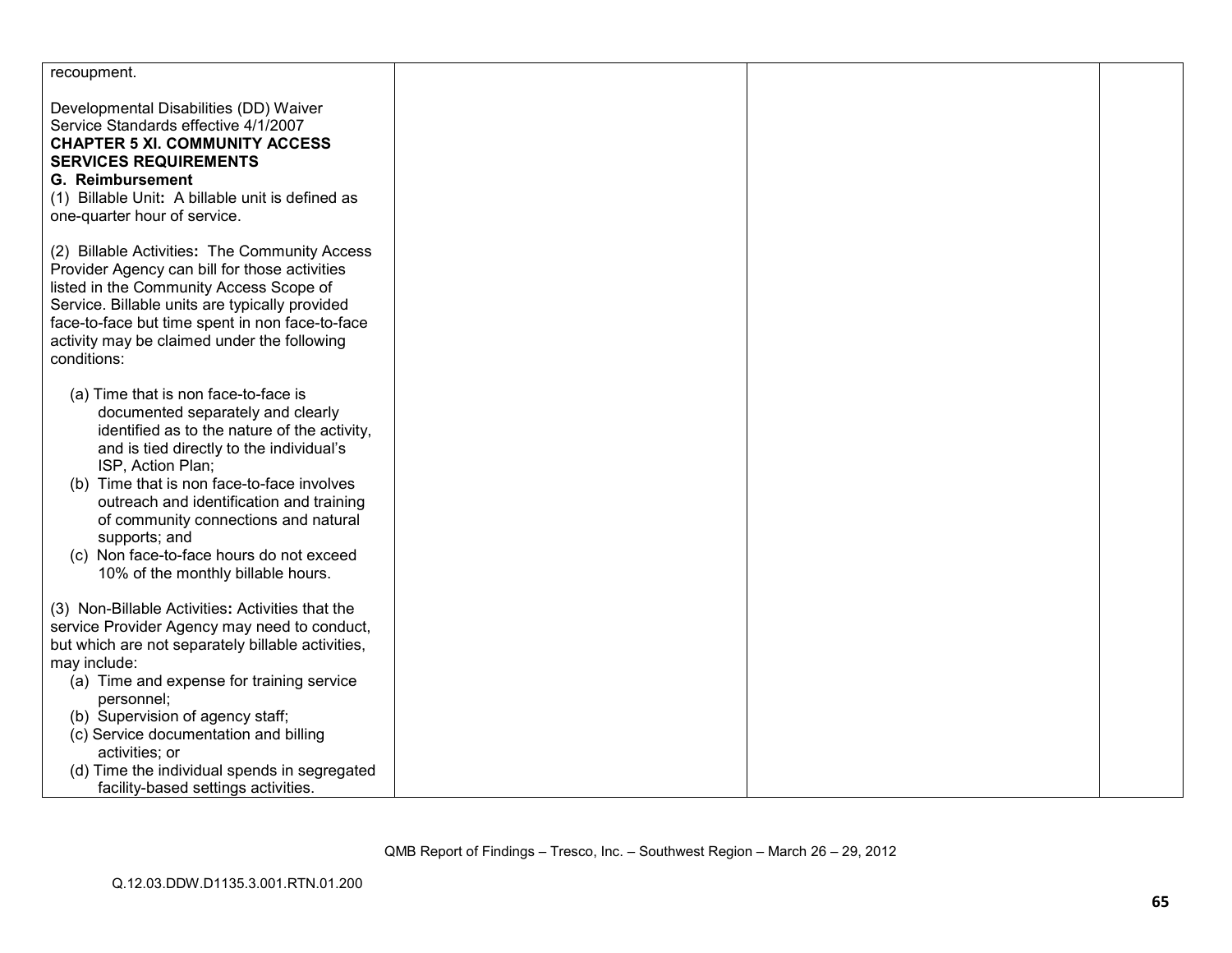| | | | |
|---|---|---|---|
| recoupment.<br><br>Developmental Disabilities (DD) Waiver Service Standards effective 4/1/2007<br>**CHAPTER 5 XI. COMMUNITY ACCESS SERVICES REQUIREMENTS**<br>**G. Reimbursement**<br>(1) Billable Unit**:** A billable unit is defined as one-quarter hour of service.<br><br>(2) Billable Activities**:** The Community Access Provider Agency can bill for those activities listed in the Community Access Scope of Service. Billable units are typically provided face-to-face but time spent in non face-to-face activity may be claimed under the following conditions:<br><br>(a) Time that is non face-to-face is documented separately and clearly identified as to the nature of the activity, and is tied directly to the individual's ISP, Action Plan;<br>(b) Time that is non face-to-face involves outreach and identification and training of community connections and natural supports; and<br>(c) Non face-to-face hours do not exceed 10% of the monthly billable hours.<br><br>(3) Non-Billable Activities**:** Activities that the service Provider Agency may need to conduct, but which are not separately billable activities, may include:<br>(a) Time and expense for training service personnel;<br>(b) Supervision of agency staff;<br>(c) Service documentation and billing activities; or<br>(d) Time the individual spends in segregated facility-based settings activities. | | | |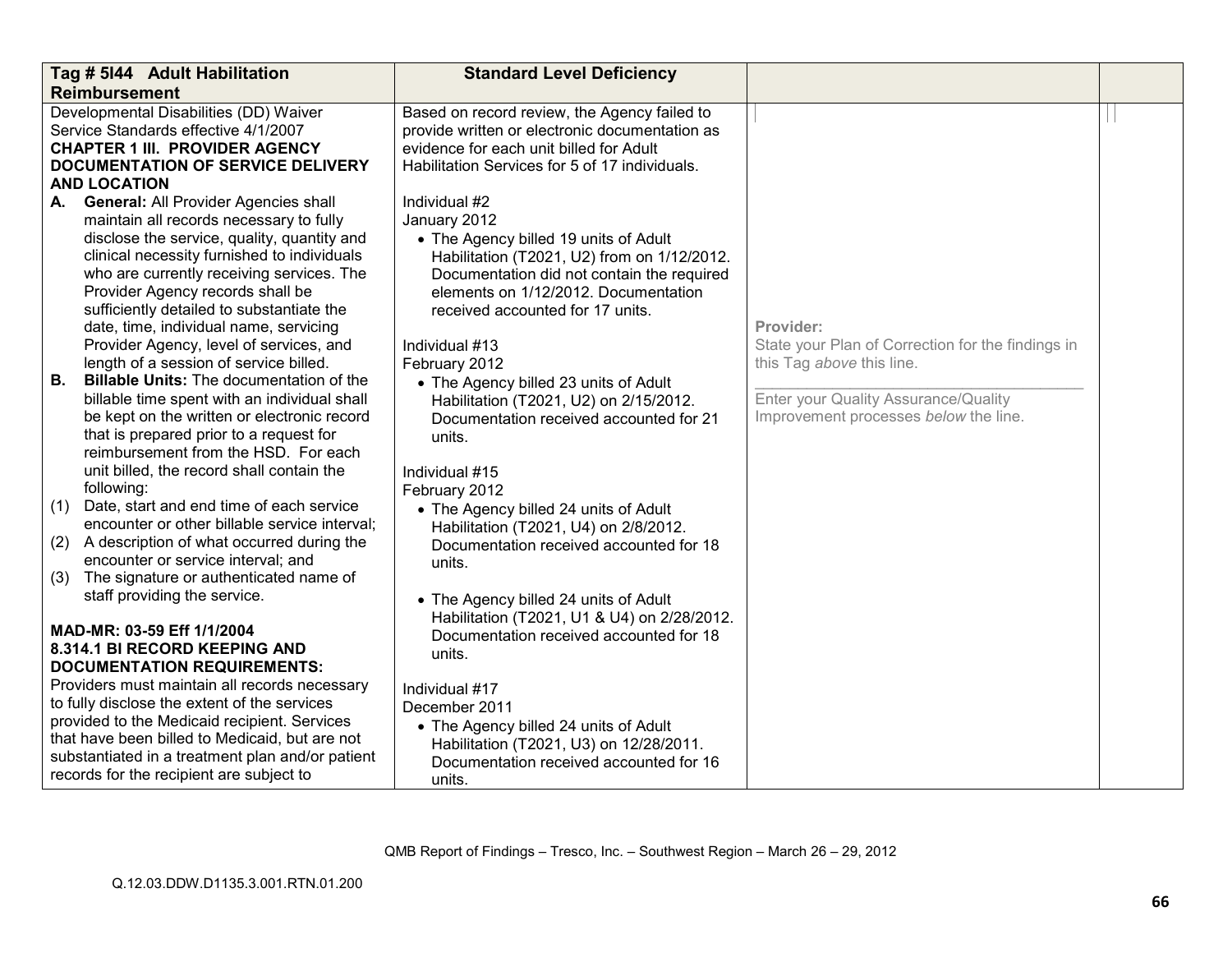| Tag # 5I44 Adult Habilitation Reimbursement | Standard Level Deficiency | | |
|---|---|---|---|
| Developmental Disabilities (DD) Waiver Service Standards effective 4/1/2007<br>**CHAPTER 1 III. PROVIDER AGENCY DOCUMENTATION OF SERVICE DELIVERY AND LOCATION**<br>**A. General:** All Provider Agencies shall maintain all records necessary to fully disclose the service, quality, quantity and clinical necessity furnished to individuals who are currently receiving services. The Provider Agency records shall be sufficiently detailed to substantiate the date, time, individual name, servicing Provider Agency, level of services, and length of a session of service billed.<br>**B. Billable Units:** The documentation of the billable time spent with an individual shall be kept on the written or electronic record that is prepared prior to a request for reimbursement from the HSD. For each unit billed, the record shall contain the following:<br>(1) Date, start and end time of each service encounter or other billable service interval;<br>(2) A description of what occurred during the encounter or service interval; and<br>(3) The signature or authenticated name of staff providing the service.<br><br>**MAD-MR: 03-59 Eff 1/1/2004**<br>**8.314.1 BI RECORD KEEPING AND DOCUMENTATION REQUIREMENTS:**<br>Providers must maintain all records necessary to fully disclose the extent of the services provided to the Medicaid recipient. Services that have been billed to Medicaid, but are not substantiated in a treatment plan and/or patient records for the recipient are subject to | Based on record review, the Agency failed to provide written or electronic documentation as evidence for each unit billed for Adult Habilitation Services for 5 of 17 individuals.<br><br>Individual #2<br>January 2012<br>• The Agency billed 19 units of Adult Habilitation (T2021, U2) from on 1/12/2012. Documentation did not contain the required elements on 1/12/2012. Documentation received accounted for 17 units.<br><br>Individual #13<br>February 2012<br>• The Agency billed 23 units of Adult Habilitation (T2021, U2) on 2/15/2012. Documentation received accounted for 21 units.<br><br>Individual #15<br>February 2012<br>• The Agency billed 24 units of Adult Habilitation (T2021, U4) on 2/8/2012. Documentation received accounted for 18 units.<br><br>• The Agency billed 24 units of Adult Habilitation (T2021, U1 & U4) on 2/28/2012. Documentation received accounted for 18 units.<br><br>Individual #17<br>December 2011<br>• The Agency billed 24 units of Adult Habilitation (T2021, U3) on 12/28/2011. Documentation received accounted for 16 units. | **Provider:**<br>State your Plan of Correction for the findings in this Tag *above* this line.<br>\_\_\_\_\_\_\_\_\_\_\_\_\_\_\_\_\_\_\_\_\_\_\_\_\_\_\_\_\_\_\_\_\_\_\_\_<br>Enter your Quality Assurance/Quality Improvement processes *below* the line. | |

QMB Report of Findings – Tresco, Inc. – Southwest Region – March 26 – 29, 2012

Q.12.03.DDW.D1135.3.001.RTN.01.200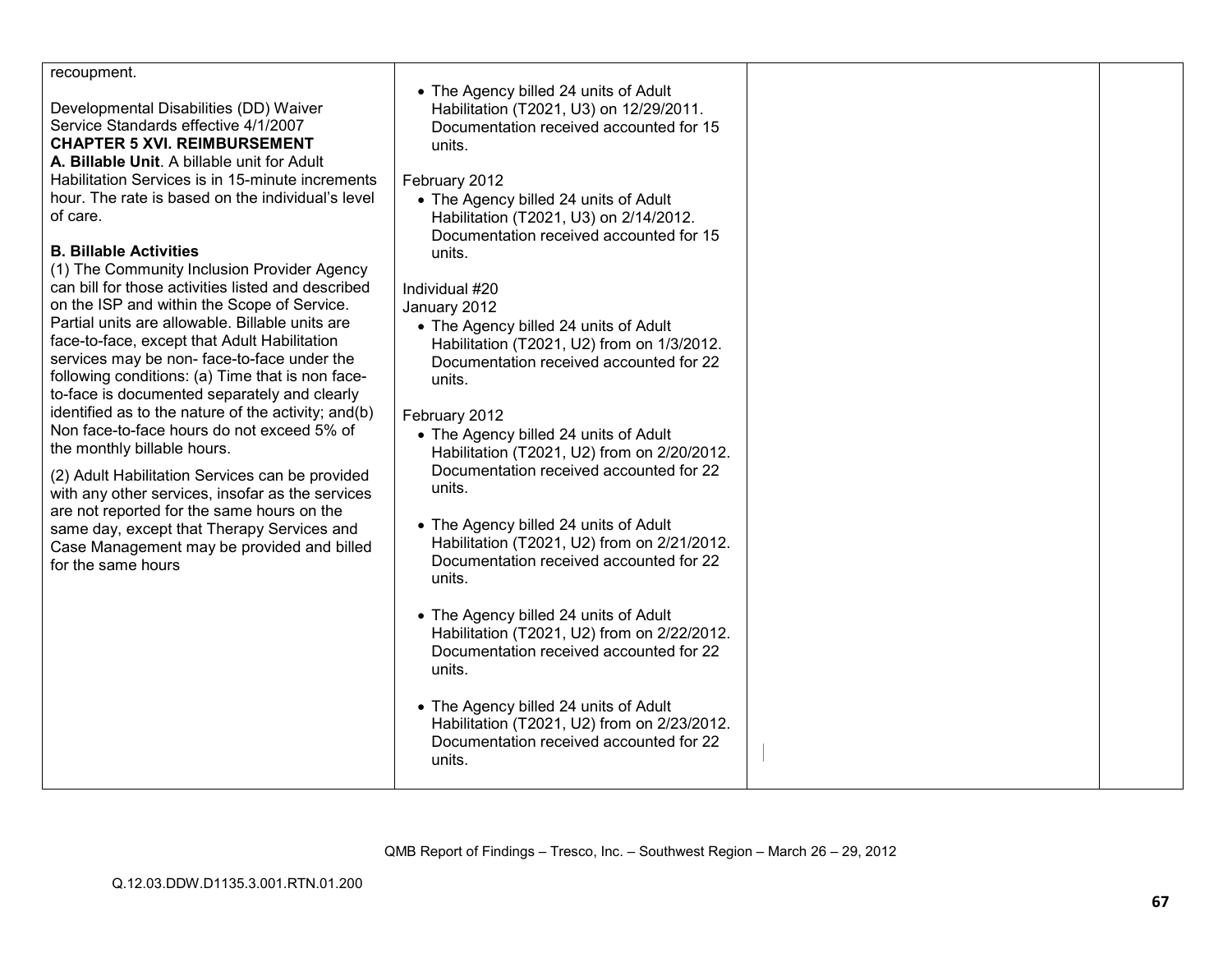| | | | |
|---|---|---|---|
| recoupment.<br><br>Developmental Disabilities (DD) Waiver Service Standards effective 4/1/2007<br>**CHAPTER 5 XVI. REIMBURSEMENT**<br>**A. Billable Unit**. A billable unit for Adult Habilitation Services is in 15-minute increments hour. The rate is based on the individual's level of care.<br><br>**B. Billable Activities**<br>(1) The Community Inclusion Provider Agency can bill for those activities listed and described on the ISP and within the Scope of Service. Partial units are allowable. Billable units are face-to-face, except that Adult Habilitation services may be non- face-to-face under the following conditions: (a) Time that is non face-to-face is documented separately and clearly identified as to the nature of the activity; and(b) Non face-to-face hours do not exceed 5% of the monthly billable hours.<br><br>(2) Adult Habilitation Services can be provided with any other services, insofar as the services are not reported for the same hours on the same day, except that Therapy Services and Case Management may be provided and billed for the same hours | • The Agency billed 24 units of Adult Habilitation (T2021, U3) on 12/29/2011. Documentation received accounted for 15 units.<br><br>February 2012<br>• The Agency billed 24 units of Adult Habilitation (T2021, U3) on 2/14/2012. Documentation received accounted for 15 units.<br><br>Individual #20<br>January 2012<br>• The Agency billed 24 units of Adult Habilitation (T2021, U2) from on 1/3/2012. Documentation received accounted for 22 units.<br><br>February 2012<br>• The Agency billed 24 units of Adult Habilitation (T2021, U2) from on 2/20/2012. Documentation received accounted for 22 units.<br><br>• The Agency billed 24 units of Adult Habilitation (T2021, U2) from on 2/21/2012. Documentation received accounted for 22 units.<br><br>• The Agency billed 24 units of Adult Habilitation (T2021, U2) from on 2/22/2012. Documentation received accounted for 22 units.<br><br>• The Agency billed 24 units of Adult Habilitation (T2021, U2) from on 2/23/2012. Documentation received accounted for 22 units. | | |

QMB Report of Findings – Tresco, Inc. – Southwest Region – March 26 – 29, 2012

Q.12.03.DDW.D1135.3.001.RTN.01.200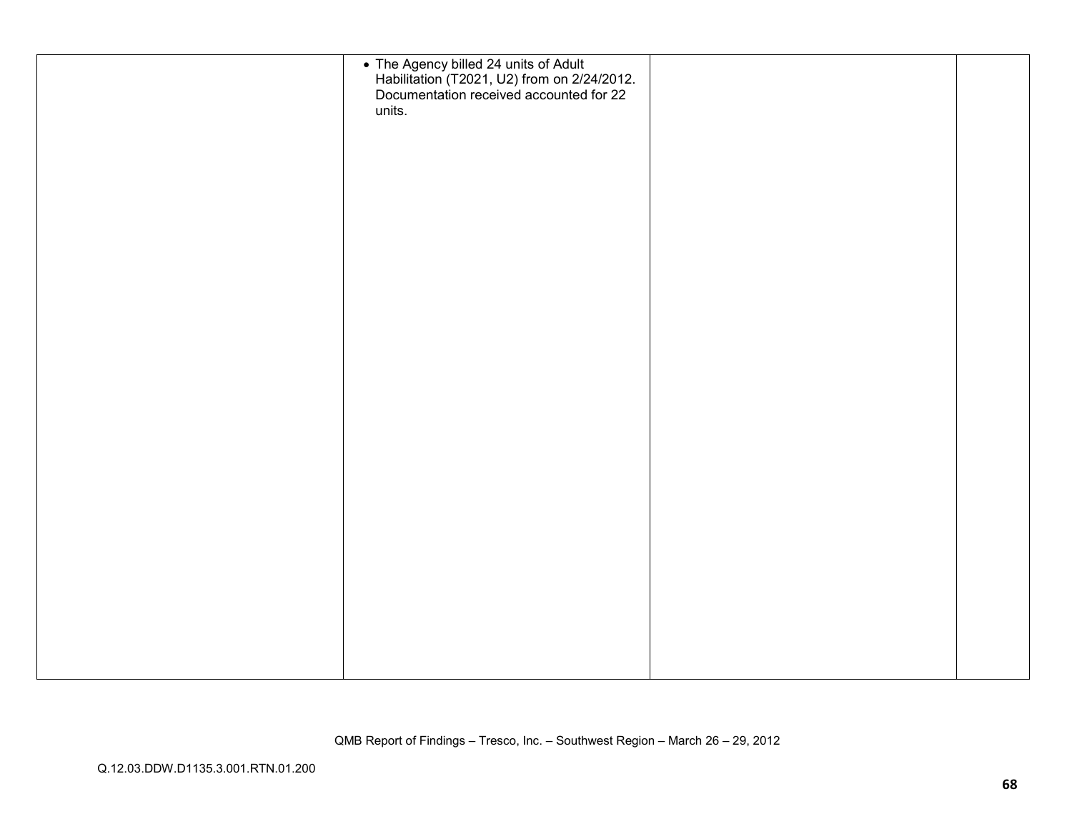| | | | |
|---|---|---|---|
| | • The Agency billed 24 units of Adult Habilitation (T2021, U2) from on 2/24/2012. Documentation received accounted for 22 units. | | |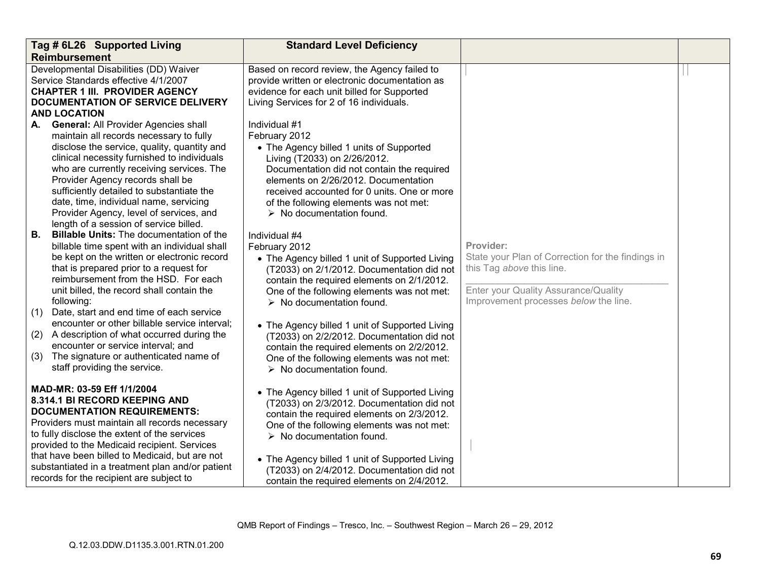| Tag # 6L26 Supported Living Reimbursement | Standard Level Deficiency | | |
|---|---|---|---|
| Developmental Disabilities (DD) Waiver Service Standards effective 4/1/2007<br>**CHAPTER 1 III. PROVIDER AGENCY DOCUMENTATION OF SERVICE DELIVERY AND LOCATION**<br>**A. General:** All Provider Agencies shall maintain all records necessary to fully disclose the service, quality, quantity and clinical necessity furnished to individuals who are currently receiving services. The Provider Agency records shall be sufficiently detailed to substantiate the date, time, individual name, servicing Provider Agency, level of services, and length of a session of service billed.<br>**B. Billable Units:** The documentation of the billable time spent with an individual shall be kept on the written or electronic record that is prepared prior to a request for reimbursement from the HSD. For each unit billed, the record shall contain the following:<br>(1) Date, start and end time of each service encounter or other billable service interval;<br>(2) A description of what occurred during the encounter or service interval; and<br>(3) The signature or authenticated name of staff providing the service.<br><br>**MAD-MR: 03-59 Eff 1/1/2004**<br>**8.314.1 BI RECORD KEEPING AND DOCUMENTATION REQUIREMENTS:**<br>Providers must maintain all records necessary to fully disclose the extent of the services provided to the Medicaid recipient. Services that have been billed to Medicaid, but are not substantiated in a treatment plan and/or patient records for the recipient are subject to | Based on record review, the Agency failed to provide written or electronic documentation as evidence for each unit billed for Supported Living Services for 2 of 16 individuals.<br><br>Individual #1<br>February 2012<br>• The Agency billed 1 units of Supported Living (T2033) on 2/26/2012. Documentation did not contain the required elements on 2/26/2012. Documentation received accounted for 0 units. One or more of the following elements was not met:<br>➢ No documentation found.<br><br>Individual #4<br>February 2012<br>• The Agency billed 1 unit of Supported Living (T2033) on 2/1/2012. Documentation did not contain the required elements on 2/1/2012. One of the following elements was not met:<br>➢ No documentation found.<br><br>• The Agency billed 1 unit of Supported Living (T2033) on 2/2/2012. Documentation did not contain the required elements on 2/2/2012. One of the following elements was not met:<br>➢ No documentation found.<br><br>• The Agency billed 1 unit of Supported Living (T2033) on 2/3/2012. Documentation did not contain the required elements on 2/3/2012. One of the following elements was not met:<br>➢ No documentation found.<br><br>• The Agency billed 1 unit of Supported Living (T2033) on 2/4/2012. Documentation did not contain the required elements on 2/4/2012. | Provider:<br>State your Plan of Correction for the findings in this Tag *above* this line.<br>\_\_\_\_\_\_\_\_\_\_\_\_\_\_\_\_\_\_\_\_\_\_\_\_\_\_\_\_\_\_\_\_\_\_\_\_<br>Enter your Quality Assurance/Quality Improvement processes *below* the line. | |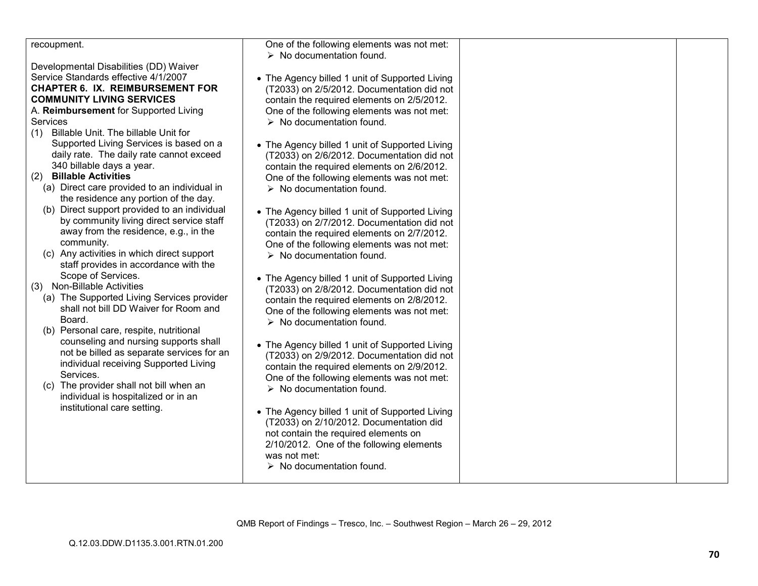| | | | |
|---|---|---|---|
| recoupment.<br><br>Developmental Disabilities (DD) Waiver Service Standards effective 4/1/2007<br>**CHAPTER 6. IX. REIMBURSEMENT FOR COMMUNITY LIVING SERVICES**<br>A. **Reimbursement** for Supported Living Services<br>(1) Billable Unit. The billable Unit for Supported Living Services is based on a daily rate. The daily rate cannot exceed 340 billable days a year.<br>(2) **Billable Activities**<br>(a) Direct care provided to an individual in the residence any portion of the day.<br>(b) Direct support provided to an individual by community living direct service staff away from the residence, e.g., in the community.<br>(c) Any activities in which direct support staff provides in accordance with the Scope of Services.<br>(3) Non-Billable Activities<br>(a) The Supported Living Services provider shall not bill DD Waiver for Room and Board.<br>(b) Personal care, respite, nutritional counseling and nursing supports shall not be billed as separate services for an individual receiving Supported Living Services.<br>(c) The provider shall not bill when an individual is hospitalized or in an institutional care setting. | One of the following elements was not met:<br>➢ No documentation found.<br><br>• The Agency billed 1 unit of Supported Living (T2033) on 2/5/2012. Documentation did not contain the required elements on 2/5/2012. One of the following elements was not met:<br>➢ No documentation found.<br><br>• The Agency billed 1 unit of Supported Living (T2033) on 2/6/2012. Documentation did not contain the required elements on 2/6/2012. One of the following elements was not met:<br>➢ No documentation found.<br><br>• The Agency billed 1 unit of Supported Living (T2033) on 2/7/2012. Documentation did not contain the required elements on 2/7/2012. One of the following elements was not met:<br>➢ No documentation found.<br><br>• The Agency billed 1 unit of Supported Living (T2033) on 2/8/2012. Documentation did not contain the required elements on 2/8/2012. One of the following elements was not met:<br>➢ No documentation found.<br><br>• The Agency billed 1 unit of Supported Living (T2033) on 2/9/2012. Documentation did not contain the required elements on 2/9/2012. One of the following elements was not met:<br>➢ No documentation found.<br><br>• The Agency billed 1 unit of Supported Living (T2033) on 2/10/2012. Documentation did not contain the required elements on 2/10/2012. One of the following elements was not met:<br>➢ No documentation found. | | |

QMB Report of Findings – Tresco, Inc. – Southwest Region – March 26 – 29, 2012

Q.12.03.DDW.D1135.3.001.RTN.01.200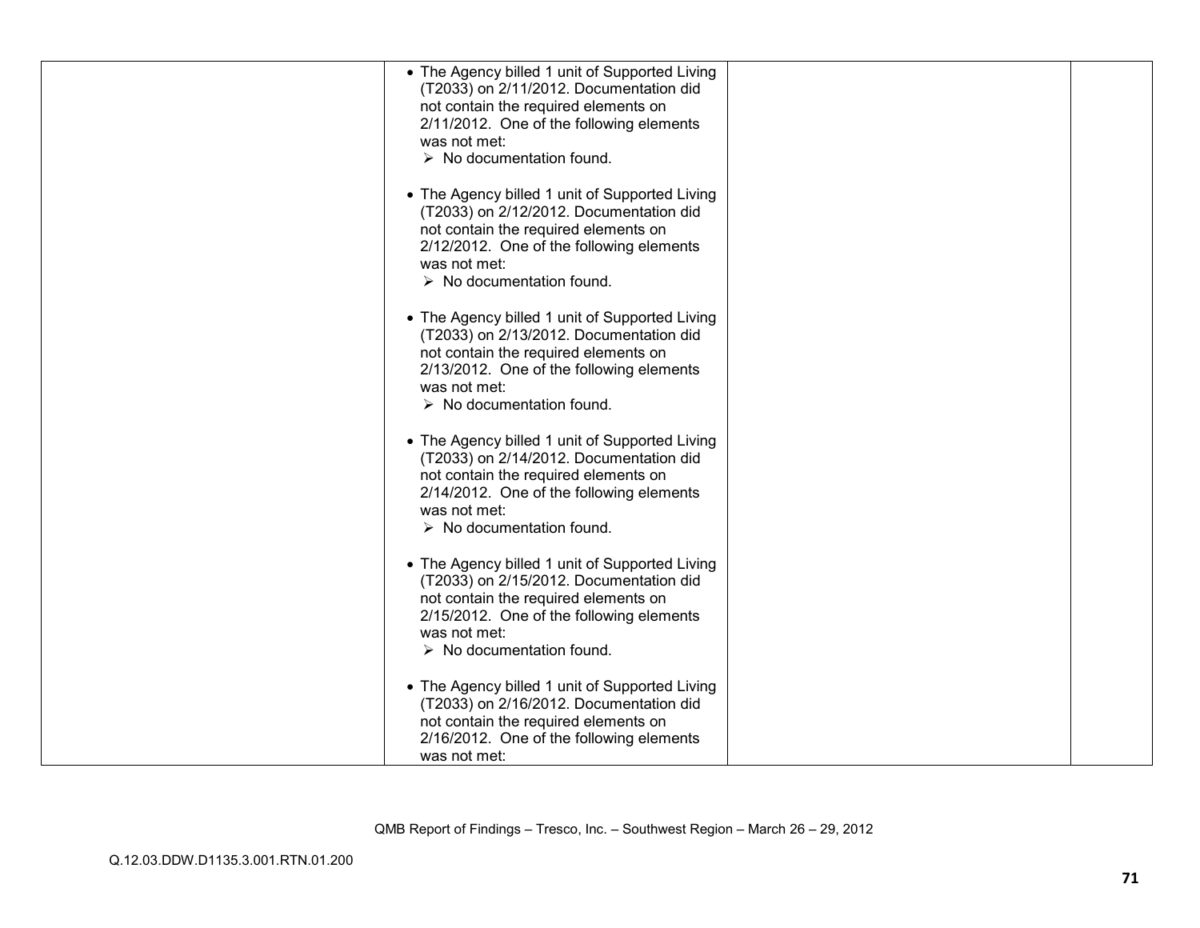| | | | |
|---|---|---|---|
| | • The Agency billed 1 unit of Supported Living (T2033) on 2/11/2012. Documentation did not contain the required elements on 2/11/2012. One of the following elements was not met:<br>➢ No documentation found.<br><br>• The Agency billed 1 unit of Supported Living (T2033) on 2/12/2012. Documentation did not contain the required elements on 2/12/2012. One of the following elements was not met:<br>➢ No documentation found.<br><br>• The Agency billed 1 unit of Supported Living (T2033) on 2/13/2012. Documentation did not contain the required elements on 2/13/2012. One of the following elements was not met:<br>➢ No documentation found.<br><br>• The Agency billed 1 unit of Supported Living (T2033) on 2/14/2012. Documentation did not contain the required elements on 2/14/2012. One of the following elements was not met:<br>➢ No documentation found.<br><br>• The Agency billed 1 unit of Supported Living (T2033) on 2/15/2012. Documentation did not contain the required elements on 2/15/2012. One of the following elements was not met:<br>➢ No documentation found.<br><br>• The Agency billed 1 unit of Supported Living (T2033) on 2/16/2012. Documentation did not contain the required elements on 2/16/2012. One of the following elements was not met: | | |

QMB Report of Findings – Tresco, Inc. – Southwest Region – March 26 – 29, 2012

Q.12.03.DDW.D1135.3.001.RTN.01.200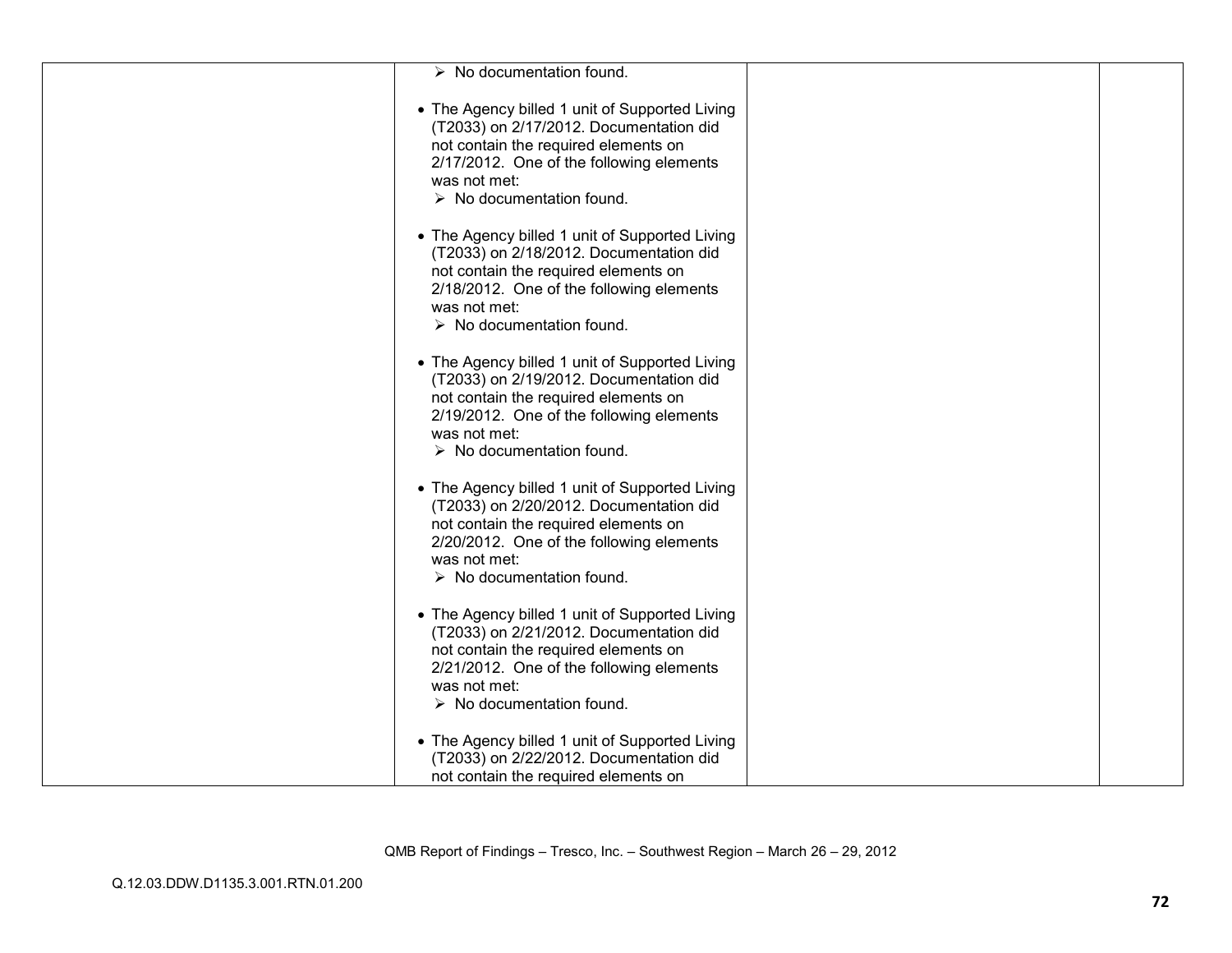| | | | |
|---|---|---|---|
| | ➢ No documentation found.<br><br>• The Agency billed 1 unit of Supported Living (T2033) on 2/17/2012. Documentation did not contain the required elements on 2/17/2012. One of the following elements was not met:<br>➢ No documentation found.<br><br>• The Agency billed 1 unit of Supported Living (T2033) on 2/18/2012. Documentation did not contain the required elements on 2/18/2012. One of the following elements was not met:<br>➢ No documentation found.<br><br>• The Agency billed 1 unit of Supported Living (T2033) on 2/19/2012. Documentation did not contain the required elements on 2/19/2012. One of the following elements was not met:<br>➢ No documentation found.<br><br>• The Agency billed 1 unit of Supported Living (T2033) on 2/20/2012. Documentation did not contain the required elements on 2/20/2012. One of the following elements was not met:<br>➢ No documentation found.<br><br>• The Agency billed 1 unit of Supported Living (T2033) on 2/21/2012. Documentation did not contain the required elements on 2/21/2012. One of the following elements was not met:<br>➢ No documentation found.<br><br>• The Agency billed 1 unit of Supported Living (T2033) on 2/22/2012. Documentation did not contain the required elements on | | |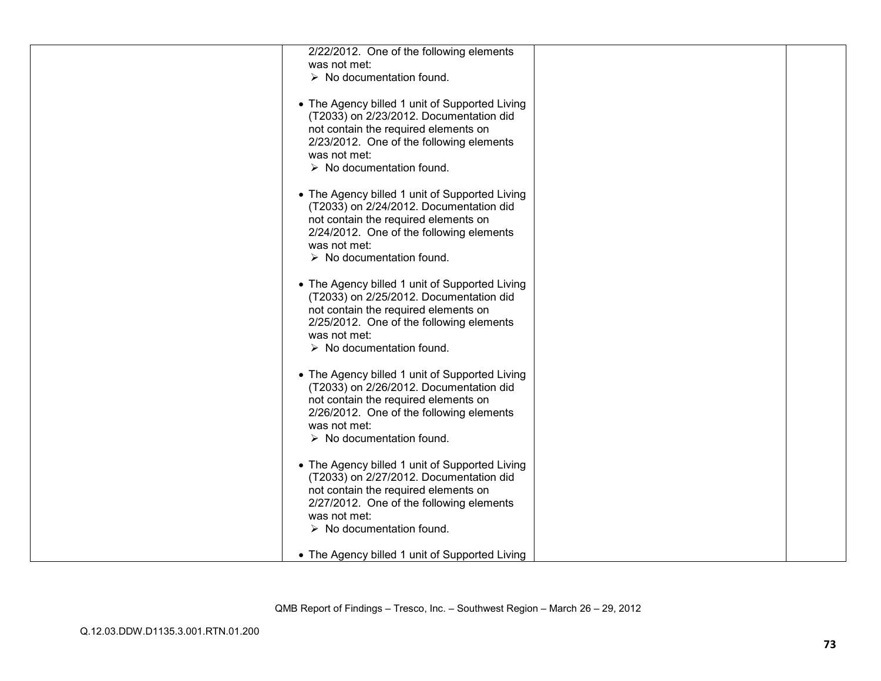| | | | |
|---|---|---|---|
| | 2/22/2012. One of the following elements was not met:<br>➢ No documentation found.<br><br>• The Agency billed 1 unit of Supported Living (T2033) on 2/23/2012. Documentation did not contain the required elements on 2/23/2012. One of the following elements was not met:<br>➢ No documentation found.<br><br>• The Agency billed 1 unit of Supported Living (T2033) on 2/24/2012. Documentation did not contain the required elements on 2/24/2012. One of the following elements was not met:<br>➢ No documentation found.<br><br>• The Agency billed 1 unit of Supported Living (T2033) on 2/25/2012. Documentation did not contain the required elements on 2/25/2012. One of the following elements was not met:<br>➢ No documentation found.<br><br>• The Agency billed 1 unit of Supported Living (T2033) on 2/26/2012. Documentation did not contain the required elements on 2/26/2012. One of the following elements was not met:<br>➢ No documentation found.<br><br>• The Agency billed 1 unit of Supported Living (T2033) on 2/27/2012. Documentation did not contain the required elements on 2/27/2012. One of the following elements was not met:<br>➢ No documentation found.<br><br>• The Agency billed 1 unit of Supported Living | | |

QMB Report of Findings – Tresco, Inc. – Southwest Region – March 26 – 29, 2012

Q.12.03.DDW.D1135.3.001.RTN.01.200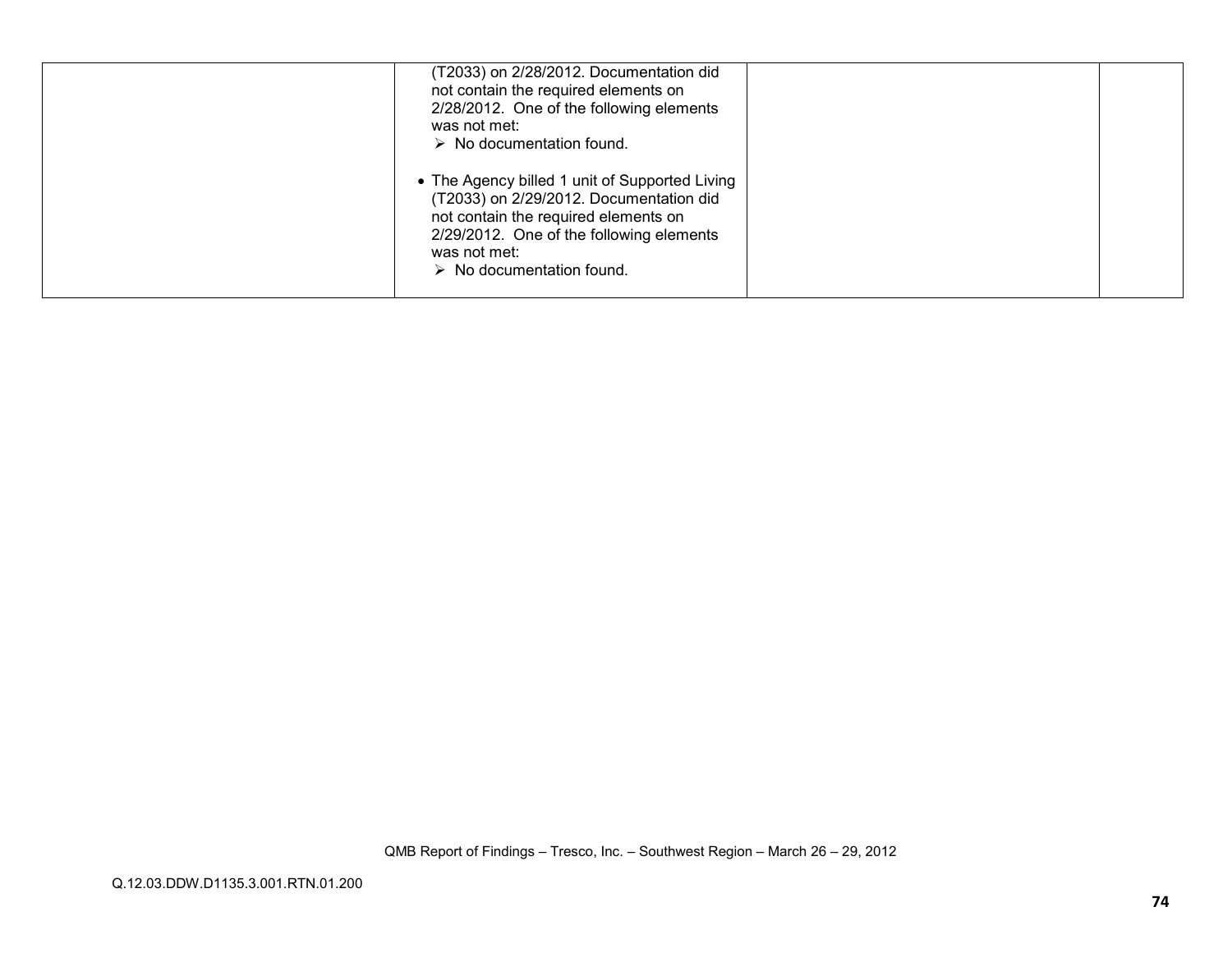| | | | |
|---|---|---|---|
| | (T2033) on 2/28/2012. Documentation did not contain the required elements on 2/28/2012. One of the following elements was not met:<br>➢ No documentation found.<br><br>• The Agency billed 1 unit of Supported Living (T2033) on 2/29/2012. Documentation did not contain the required elements on 2/29/2012. One of the following elements was not met:<br>➢ No documentation found. | | |

Q.12.03.DDW.D1135.3.001.RTN.01.200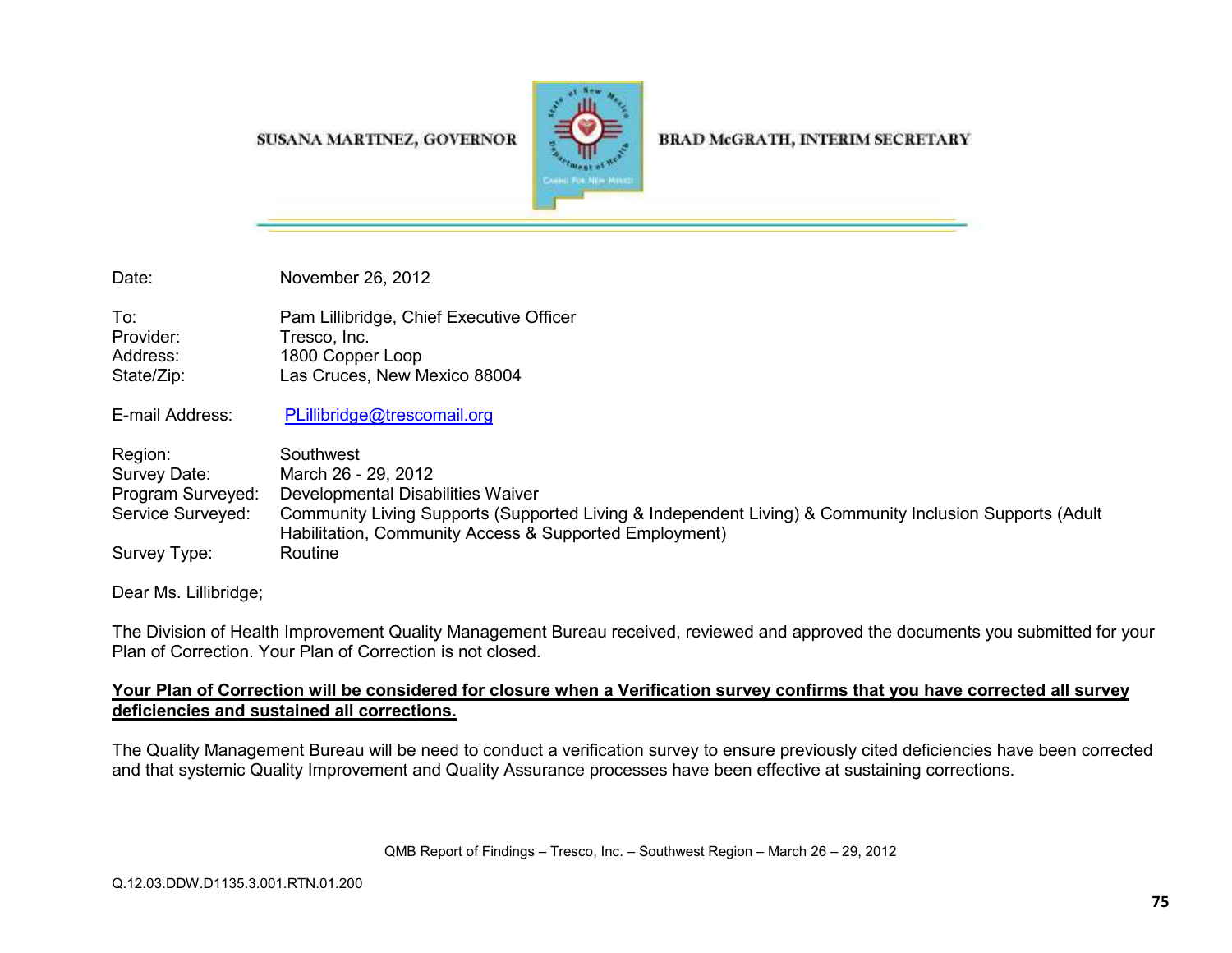SUSANA MARTINEZ, GOVERNOR

BRAD McGRATH, INTERIM SECRETARY

| | |
|---|---|
| Date: | November 26, 2012 |
| To: | Pam Lillibridge, Chief Executive Officer |
| Provider: | Tresco, Inc. |
| Address: | 1800 Copper Loop |
| State/Zip: | Las Cruces, New Mexico 88004 |
| E-mail Address: | PLillibridge@trescomail.org |
| Region: | Southwest |
| Survey Date: | March 26 - 29, 2012 |
| Program Surveyed: | Developmental Disabilities Waiver |
| Service Surveyed: | Community Living Supports (Supported Living & Independent Living) & Community Inclusion Supports (Adult Habilitation, Community Access & Supported Employment) |
| Survey Type: | Routine |

Dear Ms. Lillibridge;

The Division of Health Improvement Quality Management Bureau received, reviewed and approved the documents you submitted for your Plan of Correction. Your Plan of Correction is not closed.

**<u>Your Plan of Correction will be considered for closure when a Verification survey confirms that you have corrected all survey deficiencies and sustained all corrections.</u>**

The Quality Management Bureau will be need to conduct a verification survey to ensure previously cited deficiencies have been corrected and that systemic Quality Improvement and Quality Assurance processes have been effective at sustaining corrections.

Q.12.03.DDW.D1135.3.001.RTN.01.200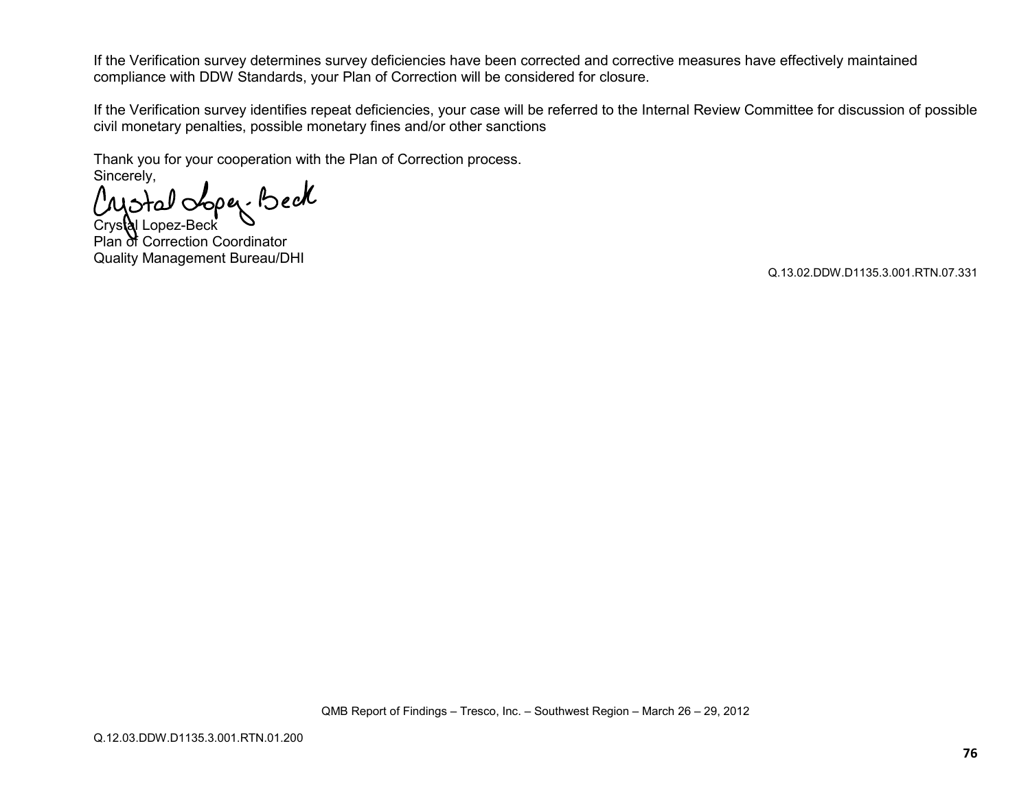If the Verification survey determines survey deficiencies have been corrected and corrective measures have effectively maintained compliance with DDW Standards, your Plan of Correction will be considered for closure.

If the Verification survey identifies repeat deficiencies, your case will be referred to the Internal Review Committee for discussion of possible civil monetary penalties, possible monetary fines and/or other sanctions

Thank you for your cooperation with the Plan of Correction process.

Sincerely,

Crystal Lopez-Beck

Crystal Lopez-Beck
Plan of Correction Coordinator
Quality Management Bureau/DHI

Q.13.02.DDW.D1135.3.001.RTN.07.331